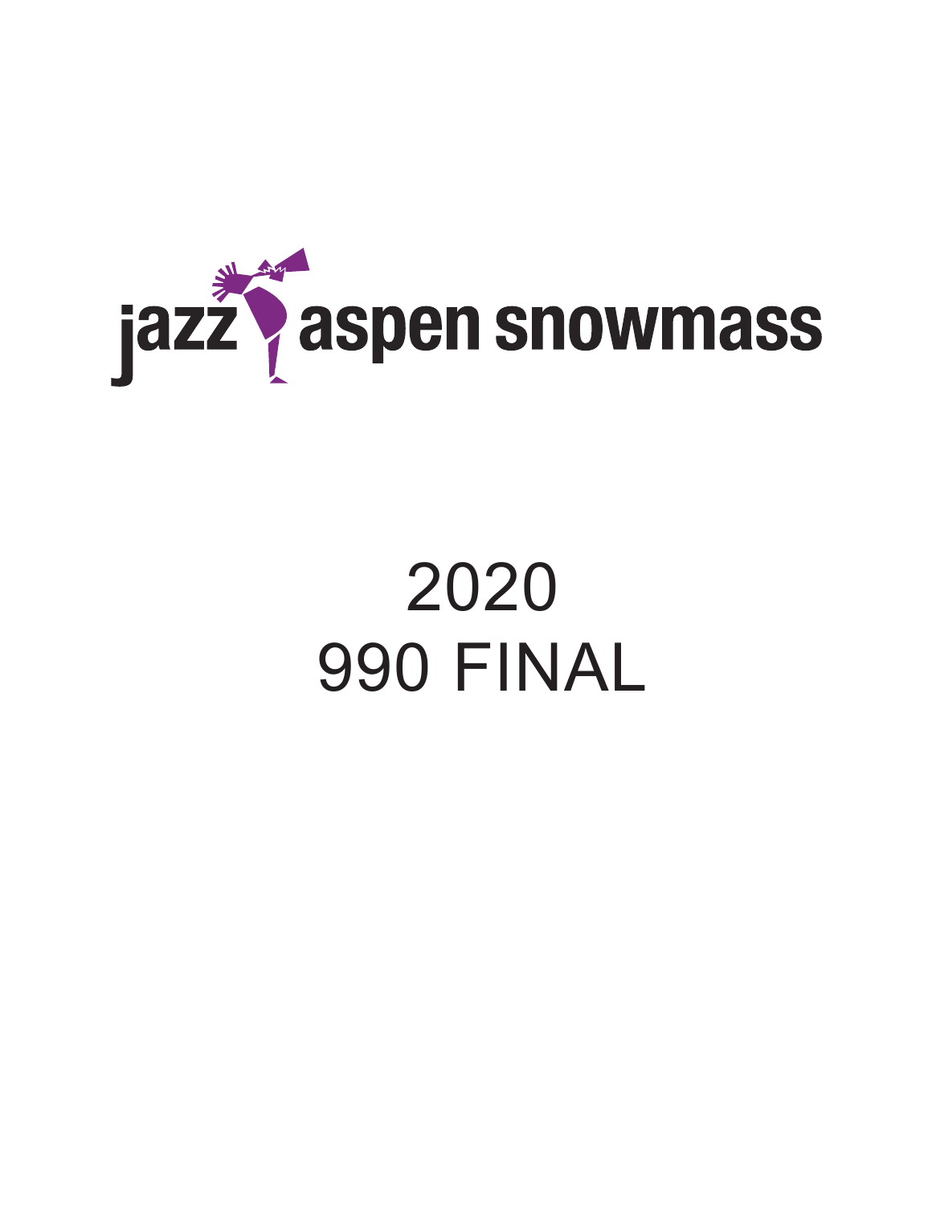jazz aspen snowmass

# 2020
# 990 FINAL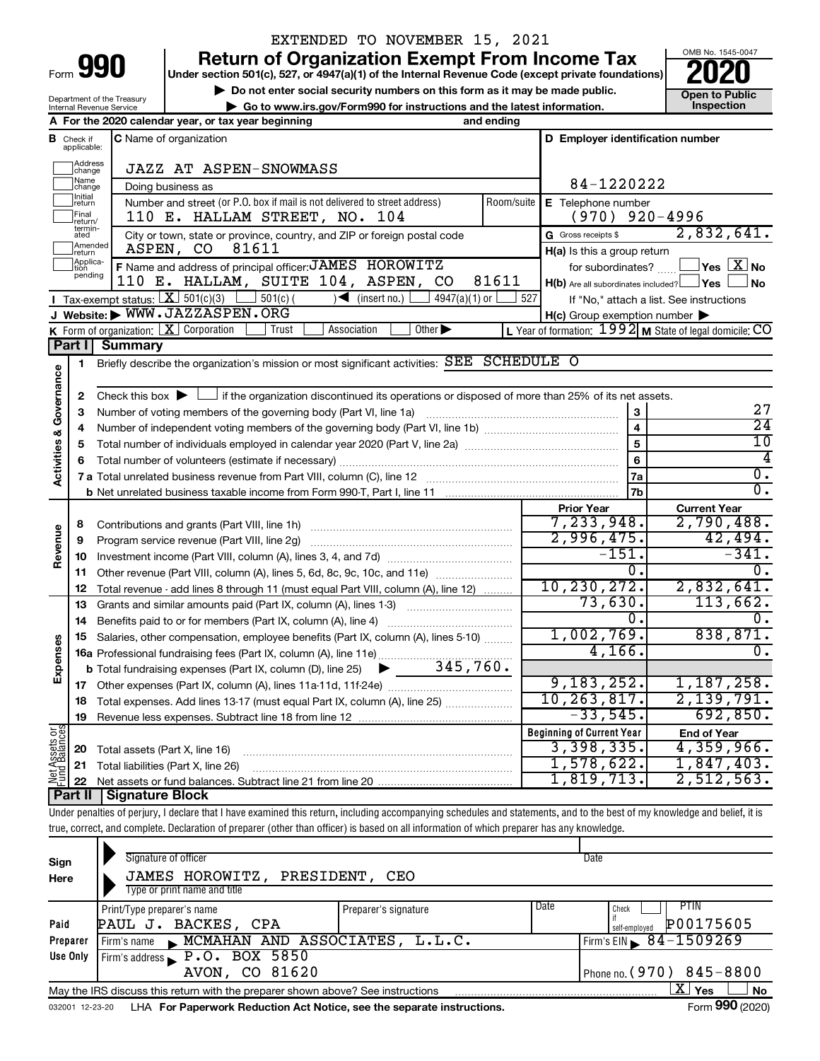EXTENDED TO NOVEMBER 15, 2021

# Form 990 — Return of Organization Exempt From Income Tax (2020)

Under section 501(c), 527, or 4947(a)(1) of the Internal Revenue Code (except private foundations)

▶ Do not enter social security numbers on this form as it may be made public.

▶ Go to www.irs.gov/Form990 for instructions and the latest information.

Department of the Treasury, Internal Revenue Service

OMB No. 1545-0047 — Open to Public Inspection

**A** For the 2020 calendar year, or tax year beginning and ending

**B** Check if applicable: Address change, Name change, Initial return, Final return/terminated, Amended return, Application pending

**C** Name of organization: JAZZ AT ASPEN-SNOWMASS

Doing business as

Number and street (or P.O. box if mail is not delivered to street address): 110 E. HALLAM STREET, NO. 104 — Room/suite

City or town, state or province, country, and ZIP or foreign postal code: ASPEN, CO 81611

**D** Employer identification number: 84-1220222

**E** Telephone number: (970) 920-4996

**G** Gross receipts $ 2,832,641.

**F** Name and address of principal officer: JAMES HOROWITZ, 110 E. HALLAM, SUITE 104, ASPEN, CO 81611

**H(a)** Is this a group return for subordinates? ☐ Yes ☒ No

**H(b)** Are all subordinates included? ☐ Yes ☐ No — If "No," attach a list. See instructions

**H(c)** Group exemption number ▶

**I** Tax-exempt status: ☒ 501(c)(3) ☐ 501(c) ( ) ◀ (insert no.) ☐ 4947(a)(1) or ☐ 527

**J** Website: ▶ WWW.JAZZASPEN.ORG

**K** Form of organization: ☒ Corporation ☐ Trust ☐ Association ☐ Other ▶

**L** Year of formation: 1992 **M** State of legal domicile: CO

## Part I Summary

**Activities & Governance**

1. Briefly describe the organization's mission or most significant activities: SEE SCHEDULE O
2. Check this box ▶ ☐ if the organization discontinued its operations or disposed of more than 25% of its net assets.

| Line | Description | | Value |
|---|---|---|---|
| 3 | Number of voting members of the governing body (Part VI, line 1a) | 3 | 27 |
| 4 | Number of independent voting members of the governing body (Part VI, line 1b) | 4 | 24 |
| 5 | Total number of individuals employed in calendar year 2020 (Part V, line 2a) | 5 | 10 |
| 6 | Total number of volunteers (estimate if necessary) | 6 | 4 |
| 7a | Total unrelated business revenue from Part VIII, column (C), line 12 | 7a | 0. |
| 7b | Net unrelated business taxable income from Form 990-T, Part I, line 11 | 7b | 0. |

| Line | Description | Prior Year | Current Year |
|---|---|---|---|
| | **Revenue** | | |
| 8 | Contributions and grants (Part VIII, line 1h) | 7,233,948. | 2,790,488. |
| 9 | Program service revenue (Part VIII, line 2g) | 2,996,475. | 42,494. |
| 10 | Investment income (Part VIII, column (A), lines 3, 4, and 7d) | -151. | -341. |
| 11 | Other revenue (Part VIII, column (A), lines 5, 6d, 8c, 9c, 10c, and 11e) | 0. | 0. |
| 12 | Total revenue - add lines 8 through 11 (must equal Part VIII, column (A), line 12) | 10,230,272. | 2,832,641. |
| | **Expenses** | | |
| 13 | Grants and similar amounts paid (Part IX, column (A), lines 1-3) | 73,630. | 113,662. |
| 14 | Benefits paid to or for members (Part IX, column (A), line 4) | 0. | 0. |
| 15 | Salaries, other compensation, employee benefits (Part IX, column (A), lines 5-10) | 1,002,769. | 838,871. |
| 16a | Professional fundraising fees (Part IX, column (A), line 11e) | 4,166. | 0. |
| b | Total fundraising expenses (Part IX, column (D), line 25) ▶ 345,760. | | |
| 17 | Other expenses (Part IX, column (A), lines 11a-11d, 11f-24e) | 9,183,252. | 1,187,258. |
| 18 | Total expenses. Add lines 13-17 (must equal Part IX, column (A), line 25) | 10,263,817. | 2,139,791. |
| 19 | Revenue less expenses. Subtract line 18 from line 12 | -33,545. | 692,850. |
| | **Net Assets or Fund Balances** | **Beginning of Current Year** | **End of Year** |
| 20 | Total assets (Part X, line 16) | 3,398,335. | 4,359,966. |
| 21 | Total liabilities (Part X, line 26) | 1,578,622. | 1,847,403. |
| 22 | Net assets or fund balances. Subtract line 21 from line 20 | 1,819,713. | 2,512,563. |

## Part II Signature Block

Under penalties of perjury, I declare that I have examined this return, including accompanying schedules and statements, and to the best of my knowledge and belief, it is true, correct, and complete. Declaration of preparer (other than officer) is based on all information of which preparer has any knowledge.

**Sign Here**

Signature of officer — Date

JAMES HOROWITZ, PRESIDENT, CEO

Type or print name and title

**Paid Preparer Use Only**

| Print/Type preparer's name | Preparer's signature | Date | Check if self-employed | PTIN |
|---|---|---|---|---|
| PAUL J. BACKES, CPA | | | ☐ | P00175605 |

Firm's name ▶ MCMAHAN AND ASSOCIATES, L.L.C. — Firm's EIN ▶ 84-1509269

Firm's address ▶ P.O. BOX 5850, AVON, CO 81620 — Phone no. (970) 845-8800

May the IRS discuss this return with the preparer shown above? See instructions ☒ Yes ☐ No

032001 12-23-20 LHA For Paperwork Reduction Act Notice, see the separate instructions. Form 990 (2020)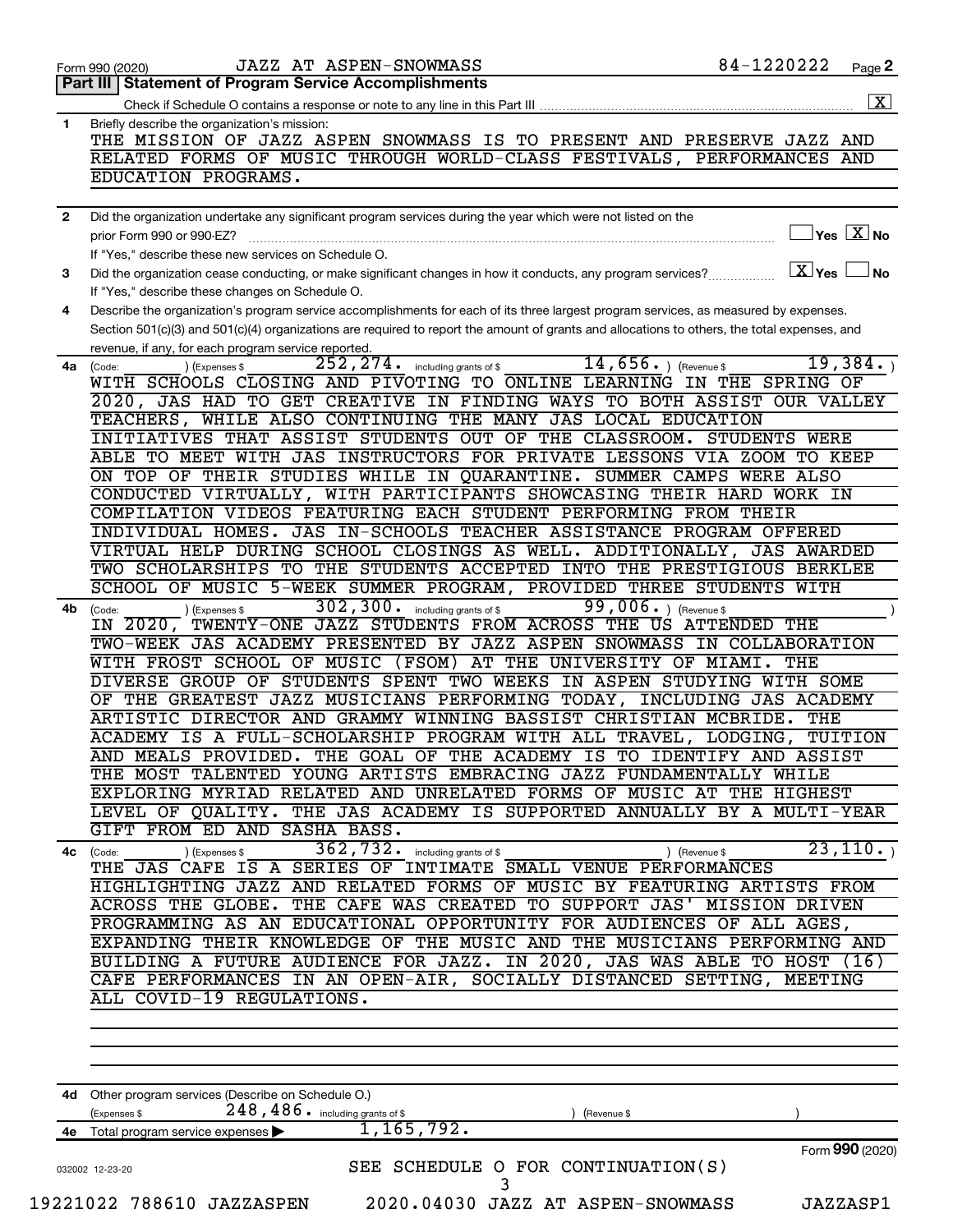Form 990 (2020) JAZZ AT ASPEN-SNOWMASS 84-1220222 Page **2**

**Part III | Statement of Program Service Accomplishments**

Check if Schedule O contains a response or note to any line in this Part III ..... [X]

**1** Briefly describe the organization's mission:

THE MISSION OF JAZZ ASPEN SNOWMASS IS TO PRESENT AND PRESERVE JAZZ AND RELATED FORMS OF MUSIC THROUGH WORLD-CLASS FESTIVALS, PERFORMANCES AND EDUCATION PROGRAMS.

**2** Did the organization undertake any significant program services during the year which were not listed on the prior Form 990 or 990-EZ? ..... [ ] Yes [X] No

If "Yes," describe these new services on Schedule O.

**3** Did the organization cease conducting, or make significant changes in how it conducts, any program services? ..... [X] Yes [ ] No

If "Yes," describe these changes on Schedule O.

**4** Describe the organization's program service accomplishments for each of its three largest program services, as measured by expenses. Section 501(c)(3) and 501(c)(4) organizations are required to report the amount of grants and allocations to others, the total expenses, and revenue, if any, for each program service reported.

**4a** (Code: ) (Expenses $ 252,274. including grants of $ 14,656. ) (Revenue $ 19,384. )

WITH SCHOOLS CLOSING AND PIVOTING TO ONLINE LEARNING IN THE SPRING OF 2020, JAS HAD TO GET CREATIVE IN FINDING WAYS TO BOTH ASSIST OUR VALLEY TEACHERS, WHILE ALSO CONTINUING THE MANY JAS LOCAL EDUCATION INITIATIVES THAT ASSIST STUDENTS OUT OF THE CLASSROOM. STUDENTS WERE ABLE TO MEET WITH JAS INSTRUCTORS FOR PRIVATE LESSONS VIA ZOOM TO KEEP ON TOP OF THEIR STUDIES WHILE IN QUARANTINE. SUMMER CAMPS WERE ALSO CONDUCTED VIRTUALLY, WITH PARTICIPANTS SHOWCASING THEIR HARD WORK IN COMPILATION VIDEOS FEATURING EACH STUDENT PERFORMING FROM THEIR INDIVIDUAL HOMES. JAS IN-SCHOOLS TEACHER ASSISTANCE PROGRAM OFFERED VIRTUAL HELP DURING SCHOOL CLOSINGS AS WELL. ADDITIONALLY, JAS AWARDED TWO SCHOLARSHIPS TO THE STUDENTS ACCEPTED INTO THE PRESTIGIOUS BERKLEE SCHOOL OF MUSIC 5-WEEK SUMMER PROGRAM, PROVIDED THREE STUDENTS WITH

**4b** (Code: ) (Expenses $ 302,300. including grants of $ 99,006. ) (Revenue $ )

IN 2020, TWENTY-ONE JAZZ STUDENTS FROM ACROSS THE US ATTENDED THE TWO-WEEK JAS ACADEMY PRESENTED BY JAZZ ASPEN SNOWMASS IN COLLABORATION WITH FROST SCHOOL OF MUSIC (FSOM) AT THE UNIVERSITY OF MIAMI. THE DIVERSE GROUP OF STUDENTS SPENT TWO WEEKS IN ASPEN STUDYING WITH SOME OF THE GREATEST JAZZ MUSICIANS PERFORMING TODAY, INCLUDING JAS ACADEMY ARTISTIC DIRECTOR AND GRAMMY WINNING BASSIST CHRISTIAN MCBRIDE. THE ACADEMY IS A FULL-SCHOLARSHIP PROGRAM WITH ALL TRAVEL, LODGING, TUITION AND MEALS PROVIDED. THE GOAL OF THE ACADEMY IS TO IDENTIFY AND ASSIST THE MOST TALENTED YOUNG ARTISTS EMBRACING JAZZ FUNDAMENTALLY WHILE EXPLORING MYRIAD RELATED AND UNRELATED FORMS OF MUSIC AT THE HIGHEST LEVEL OF QUALITY. THE JAS ACADEMY IS SUPPORTED ANNUALLY BY A MULTI-YEAR GIFT FROM ED AND SASHA BASS.

**4c** (Code: ) (Expenses $ 362,732. including grants of $ ) (Revenue $ 23,110. )

THE JAS CAFE IS A SERIES OF INTIMATE SMALL VENUE PERFORMANCES HIGHLIGHTING JAZZ AND RELATED FORMS OF MUSIC BY FEATURING ARTISTS FROM ACROSS THE GLOBE. THE CAFE WAS CREATED TO SUPPORT JAS' MISSION DRIVEN PROGRAMMING AS AN EDUCATIONAL OPPORTUNITY FOR AUDIENCES OF ALL AGES, EXPANDING THEIR KNOWLEDGE OF THE MUSIC AND THE MUSICIANS PERFORMING AND BUILDING A FUTURE AUDIENCE FOR JAZZ. IN 2020, JAS WAS ABLE TO HOST (16) CAFE PERFORMANCES IN AN OPEN-AIR, SOCIALLY DISTANCED SETTING, MEETING ALL COVID-19 REGULATIONS.

**4d** Other program services (Describe on Schedule O.)

(Expenses $ 248,486. including grants of $ ) (Revenue $ )

**4e** Total program service expenses ▶ 1,165,792.

Form **990** (2020)

032002 12-23-20

SEE SCHEDULE O FOR CONTINUATION(S)

19221022 788610 JAZZASPEN 2020.04030 JAZZ AT ASPEN-SNOWMASS JAZZASP1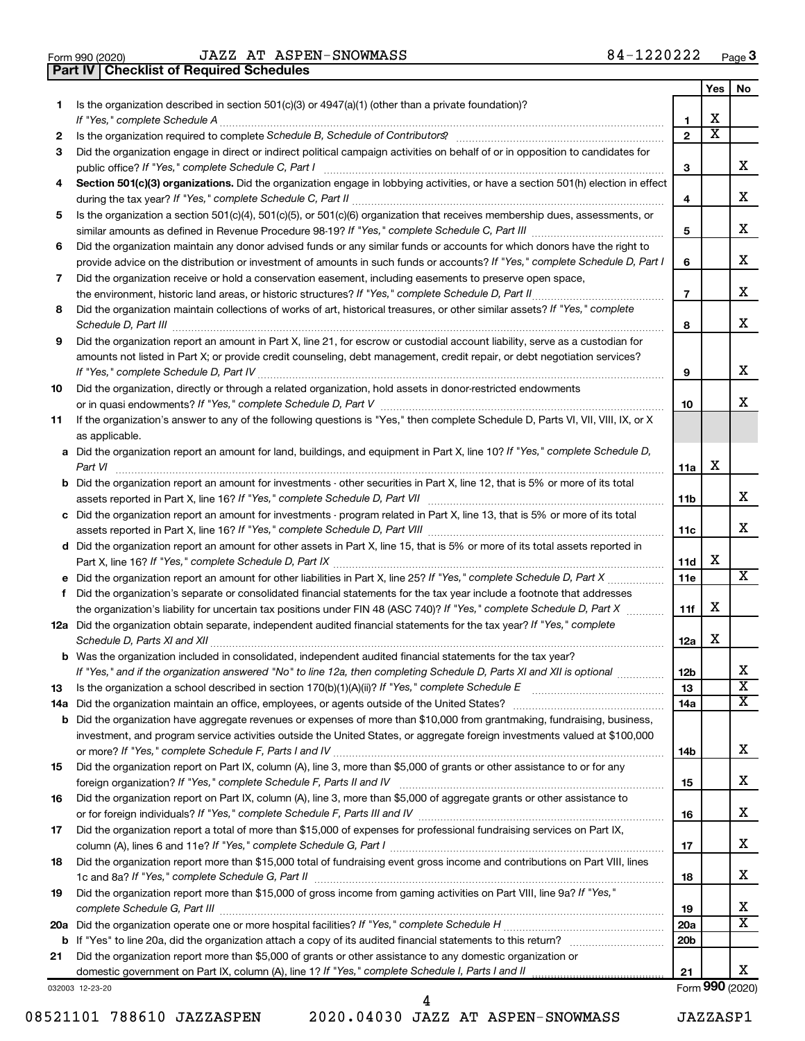Form 990 (2020) JAZZ AT ASPEN-SNOWMASS 84-1220222 Page 3

**Part IV | Checklist of Required Schedules**

| | | | Yes | No |
|---|---|---|---|---|
| 1 | Is the organization described in section 501(c)(3) or 4947(a)(1) (other than a private foundation)? *If "Yes," complete Schedule A* | 1 | X | |
| 2 | Is the organization required to complete *Schedule B, Schedule of Contributors*? | 2 | X | |
| 3 | Did the organization engage in direct or indirect political campaign activities on behalf of or in opposition to candidates for public office? *If "Yes," complete Schedule C, Part I* | 3 | | X |
| 4 | **Section 501(c)(3) organizations.** Did the organization engage in lobbying activities, or have a section 501(h) election in effect during the tax year? *If "Yes," complete Schedule C, Part II* | 4 | | X |
| 5 | Is the organization a section 501(c)(4), 501(c)(5), or 501(c)(6) organization that receives membership dues, assessments, or similar amounts as defined in Revenue Procedure 98-19? *If "Yes," complete Schedule C, Part III* | 5 | | X |
| 6 | Did the organization maintain any donor advised funds or any similar funds or accounts for which donors have the right to provide advice on the distribution or investment of amounts in such funds or accounts? *If "Yes," complete Schedule D, Part I* | 6 | | X |
| 7 | Did the organization receive or hold a conservation easement, including easements to preserve open space, the environment, historic land areas, or historic structures? *If "Yes," complete Schedule D, Part II* | 7 | | X |
| 8 | Did the organization maintain collections of works of art, historical treasures, or other similar assets? *If "Yes," complete Schedule D, Part III* | 8 | | X |
| 9 | Did the organization report an amount in Part X, line 21, for escrow or custodial account liability, serve as a custodian for amounts not listed in Part X; or provide credit counseling, debt management, credit repair, or debt negotiation services? *If "Yes," complete Schedule D, Part IV* | 9 | | X |
| 10 | Did the organization, directly or through a related organization, hold assets in donor-restricted endowments or in quasi endowments? *If "Yes," complete Schedule D, Part V* | 10 | | X |
| 11 | If the organization's answer to any of the following questions is "Yes," then complete Schedule D, Parts VI, VII, VIII, IX, or X as applicable. | | | |
| a | Did the organization report an amount for land, buildings, and equipment in Part X, line 10? *If "Yes," complete Schedule D, Part VI* | 11a | X | |
| b | Did the organization report an amount for investments - other securities in Part X, line 12, that is 5% or more of its total assets reported in Part X, line 16? *If "Yes," complete Schedule D, Part VII* | 11b | | X |
| c | Did the organization report an amount for investments - program related in Part X, line 13, that is 5% or more of its total assets reported in Part X, line 16? *If "Yes," complete Schedule D, Part VIII* | 11c | | X |
| d | Did the organization report an amount for other assets in Part X, line 15, that is 5% or more of its total assets reported in Part X, line 16? *If "Yes," complete Schedule D, Part IX* | 11d | X | |
| e | Did the organization report an amount for other liabilities in Part X, line 25? *If "Yes," complete Schedule D, Part X* | 11e | | X |
| f | Did the organization's separate or consolidated financial statements for the tax year include a footnote that addresses the organization's liability for uncertain tax positions under FIN 48 (ASC 740)? *If "Yes," complete Schedule D, Part X* | 11f | X | |
| 12a | Did the organization obtain separate, independent audited financial statements for the tax year? *If "Yes," complete Schedule D, Parts XI and XII* | 12a | X | |
| b | Was the organization included in consolidated, independent audited financial statements for the tax year? *If "Yes," and if the organization answered "No" to line 12a, then completing Schedule D, Parts XI and XII is optional* | 12b | | X |
| 13 | Is the organization a school described in section 170(b)(1)(A)(ii)? *If "Yes," complete Schedule E* | 13 | | X |
| 14a | Did the organization maintain an office, employees, or agents outside of the United States? | 14a | | X |
| b | Did the organization have aggregate revenues or expenses of more than $10,000 from grantmaking, fundraising, business, investment, and program service activities outside the United States, or aggregate foreign investments valued at $100,000 or more? *If "Yes," complete Schedule F, Parts I and IV* | 14b | | X |
| 15 | Did the organization report on Part IX, column (A), line 3, more than $5,000 of grants or other assistance to or for any foreign organization? *If "Yes," complete Schedule F, Parts II and IV* | 15 | | X |
| 16 | Did the organization report on Part IX, column (A), line 3, more than $5,000 of aggregate grants or other assistance to or for foreign individuals? *If "Yes," complete Schedule F, Parts III and IV* | 16 | | X |
| 17 | Did the organization report a total of more than $15,000 of expenses for professional fundraising services on Part IX, column (A), lines 6 and 11e? *If "Yes," complete Schedule G, Part I* | 17 | | X |
| 18 | Did the organization report more than $15,000 total of fundraising event gross income and contributions on Part VIII, lines 1c and 8a? *If "Yes," complete Schedule G, Part II* | 18 | | X |
| 19 | Did the organization report more than $15,000 of gross income from gaming activities on Part VIII, line 9a? *If "Yes," complete Schedule G, Part III* | 19 | | X |
| 20a | Did the organization operate one or more hospital facilities? *If "Yes," complete Schedule H* | 20a | | X |
| b | If "Yes" to line 20a, did the organization attach a copy of its audited financial statements to this return? | 20b | | |
| 21 | Did the organization report more than $5,000 of grants or other assistance to any domestic organization or domestic government on Part IX, column (A), line 1? *If "Yes," complete Schedule I, Parts I and II* | 21 | | X |

032003 12-23-20 Form **990** (2020)

08521101 788610 JAZZASPEN 2020.04030 JAZZ AT ASPEN-SNOWMASS JAZZASP1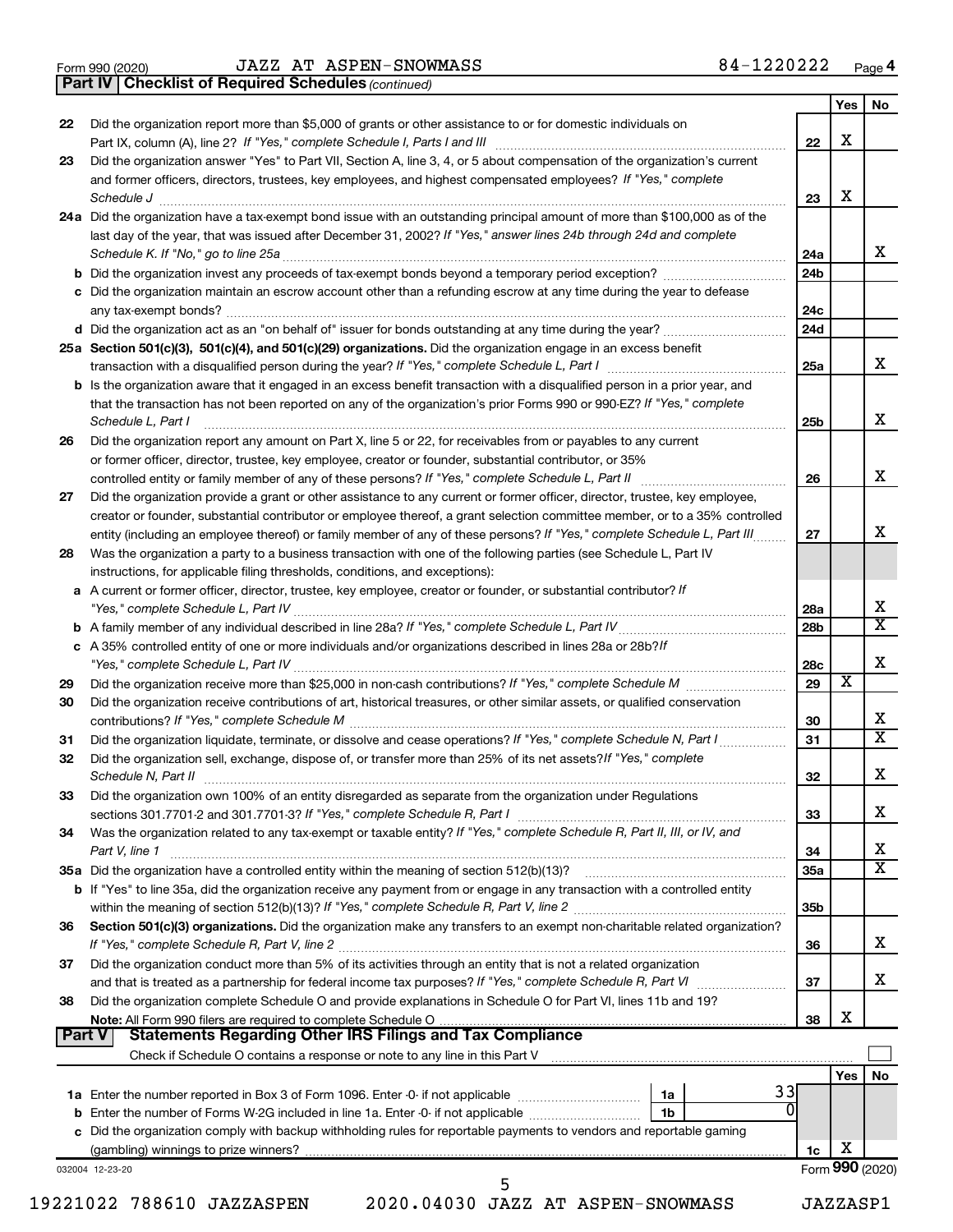Form 990 (2020) JAZZ AT ASPEN-SNOWMASS 84-1220222 Page 4

**Part IV | Checklist of Required Schedules** *(continued)*

| | | | Yes | No |
|---|---|---|---|---|
| 22 | Did the organization report more than $5,000 of grants or other assistance to or for domestic individuals on Part IX, column (A), line 2? *If "Yes," complete Schedule I, Parts I and III* | 22 | X | |
| 23 | Did the organization answer "Yes" to Part VII, Section A, line 3, 4, or 5 about compensation of the organization's current and former officers, directors, trustees, key employees, and highest compensated employees? *If "Yes," complete Schedule J* | 23 | X | |
| 24a | Did the organization have a tax-exempt bond issue with an outstanding principal amount of more than $100,000 as of the last day of the year, that was issued after December 31, 2002? *If "Yes," answer lines 24b through 24d and complete Schedule K. If "No," go to line 25a* | 24a | | X |
| b | Did the organization invest any proceeds of tax-exempt bonds beyond a temporary period exception? | 24b | | |
| c | Did the organization maintain an escrow account other than a refunding escrow at any time during the year to defease any tax-exempt bonds? | 24c | | |
| d | Did the organization act as an "on behalf of" issuer for bonds outstanding at any time during the year? | 24d | | |
| 25a | **Section 501(c)(3), 501(c)(4), and 501(c)(29) organizations.** Did the organization engage in an excess benefit transaction with a disqualified person during the year? *If "Yes," complete Schedule L, Part I* | 25a | | X |
| b | Is the organization aware that it engaged in an excess benefit transaction with a disqualified person in a prior year, and that the transaction has not been reported on any of the organization's prior Forms 990 or 990-EZ? *If "Yes," complete Schedule L, Part I* | 25b | | X |
| 26 | Did the organization report any amount on Part X, line 5 or 22, for receivables from or payables to any current or former officer, director, trustee, key employee, creator or founder, substantial contributor, or 35% controlled entity or family member of any of these persons? *If "Yes," complete Schedule L, Part II* | 26 | | X |
| 27 | Did the organization provide a grant or other assistance to any current or former officer, director, trustee, key employee, creator or founder, substantial contributor or employee thereof, a grant selection committee member, or to a 35% controlled entity (including an employee thereof) or family member of any of these persons? *If "Yes," complete Schedule L, Part III* | 27 | | X |
| 28 | Was the organization a party to a business transaction with one of the following parties (see Schedule L, Part IV instructions, for applicable filing thresholds, conditions, and exceptions): | | | |
| a | A current or former officer, director, trustee, key employee, creator or founder, or substantial contributor? *If "Yes," complete Schedule L, Part IV* | 28a | | X |
| b | A family member of any individual described in line 28a? *If "Yes," complete Schedule L, Part IV* | 28b | | X |
| c | A 35% controlled entity of one or more individuals and/or organizations described in lines 28a or 28b? *If "Yes," complete Schedule L, Part IV* | 28c | | X |
| 29 | Did the organization receive more than $25,000 in non-cash contributions? *If "Yes," complete Schedule M* | 29 | X | |
| 30 | Did the organization receive contributions of art, historical treasures, or other similar assets, or qualified conservation contributions? *If "Yes," complete Schedule M* | 30 | | X |
| 31 | Did the organization liquidate, terminate, or dissolve and cease operations? *If "Yes," complete Schedule N, Part I* | 31 | | X |
| 32 | Did the organization sell, exchange, dispose of, or transfer more than 25% of its net assets? *If "Yes," complete Schedule N, Part II* | 32 | | X |
| 33 | Did the organization own 100% of an entity disregarded as separate from the organization under Regulations sections 301.7701-2 and 301.7701-3? *If "Yes," complete Schedule R, Part I* | 33 | | X |
| 34 | Was the organization related to any tax-exempt or taxable entity? *If "Yes," complete Schedule R, Part II, III, or IV, and Part V, line 1* | 34 | | X |
| 35a | Did the organization have a controlled entity within the meaning of section 512(b)(13)? | 35a | | X |
| b | If "Yes" to line 35a, did the organization receive any payment from or engage in any transaction with a controlled entity within the meaning of section 512(b)(13)? *If "Yes," complete Schedule R, Part V, line 2* | 35b | | |
| 36 | **Section 501(c)(3) organizations.** Did the organization make any transfers to an exempt non-charitable related organization? *If "Yes," complete Schedule R, Part V, line 2* | 36 | | X |
| 37 | Did the organization conduct more than 5% of its activities through an entity that is not a related organization and that is treated as a partnership for federal income tax purposes? *If "Yes," complete Schedule R, Part VI* | 37 | | X |
| 38 | Did the organization complete Schedule O and provide explanations in Schedule O for Part VI, lines 11b and 19? **Note:** All Form 990 filers are required to complete Schedule O | 38 | X | |

**Part V | Statements Regarding Other IRS Filings and Tax Compliance**

Check if Schedule O contains a response or note to any line in this Part V ☐

| | | | | | Yes | No |
|---|---|---|---|---|---|---|
| 1a | Enter the number reported in Box 3 of Form 1096. Enter -0- if not applicable | 1a | 33 | | | |
| b | Enter the number of Forms W-2G included in line 1a. Enter -0- if not applicable | 1b | 0 | | | |
| c | Did the organization comply with backup withholding rules for reportable payments to vendors and reportable gaming (gambling) winnings to prize winners? | | | 1c | X | |

032004 12-23-20 Form **990** (2020)

19221022 788610 JAZZASPEN 2020.04030 JAZZ AT ASPEN-SNOWMASS JAZZASP1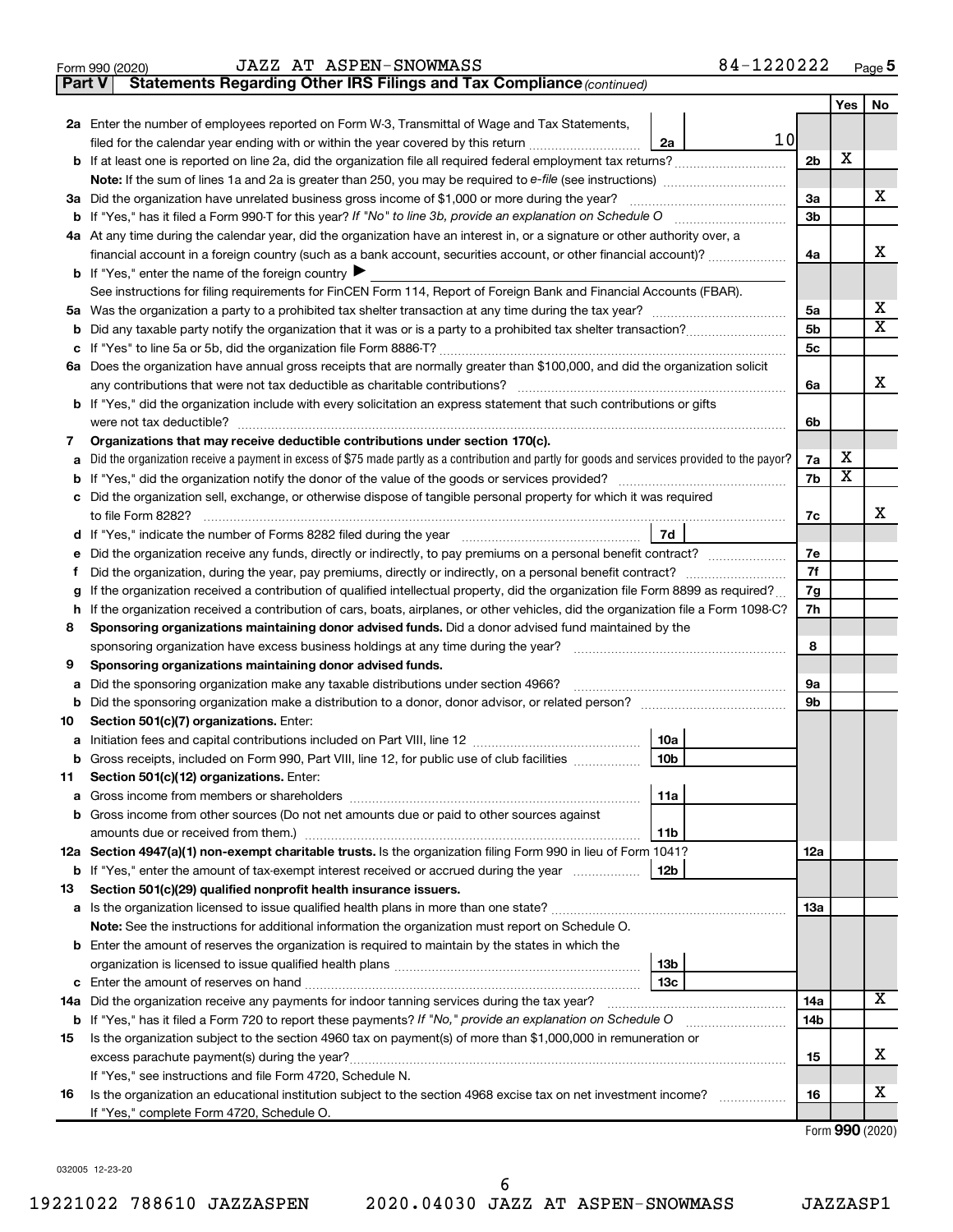Form 990 (2020) JAZZ AT ASPEN-SNOWMASS 84-1220222 Page **5**

**Part V** **Statements Regarding Other IRS Filings and Tax Compliance** *(continued)*

| | | | | | Yes | No |
|---|---|---|---|---|---|---|
| **2a** | Enter the number of employees reported on Form W-3, Transmittal of Wage and Tax Statements, filed for the calendar year ending with or within the year covered by this return | 2a | 10 | | | |
| **b** | If at least one is reported on line 2a, did the organization file all required federal employment tax returns? | | | 2b | X | |
| | **Note:** If the sum of lines 1a and 2a is greater than 250, you may be required to *e-file* (see instructions) | | | | | |
| **3a** | Did the organization have unrelated business gross income of $1,000 or more during the year? | | | 3a | | X |
| **b** | If "Yes," has it filed a Form 990-T for this year? *If "No" to line 3b, provide an explanation on Schedule O* | | | 3b | | |
| **4a** | At any time during the calendar year, did the organization have an interest in, or a signature or other authority over, a financial account in a foreign country (such as a bank account, securities account, or other financial account)? | | | 4a | | X |
| **b** | If "Yes," enter the name of the foreign country ▶ | | | | | |
| | See instructions for filing requirements for FinCEN Form 114, Report of Foreign Bank and Financial Accounts (FBAR). | | | | | |
| **5a** | Was the organization a party to a prohibited tax shelter transaction at any time during the tax year? | | | 5a | | X |
| **b** | Did any taxable party notify the organization that it was or is a party to a prohibited tax shelter transaction? | | | 5b | | X |
| **c** | If "Yes" to line 5a or 5b, did the organization file Form 8886-T? | | | 5c | | |
| **6a** | Does the organization have annual gross receipts that are normally greater than $100,000, and did the organization solicit any contributions that were not tax deductible as charitable contributions? | | | 6a | | X |
| **b** | If "Yes," did the organization include with every solicitation an express statement that such contributions or gifts were not tax deductible? | | | 6b | | |
| **7** | **Organizations that may receive deductible contributions under section 170(c).** | | | | | |
| **a** | Did the organization receive a payment in excess of $75 made partly as a contribution and partly for goods and services provided to the payor? | | | 7a | X | |
| **b** | If "Yes," did the organization notify the donor of the value of the goods or services provided? | | | 7b | X | |
| **c** | Did the organization sell, exchange, or otherwise dispose of tangible personal property for which it was required to file Form 8282? | | | 7c | | X |
| **d** | If "Yes," indicate the number of Forms 8282 filed during the year | 7d | | | | |
| **e** | Did the organization receive any funds, directly or indirectly, to pay premiums on a personal benefit contract? | | | 7e | | |
| **f** | Did the organization, during the year, pay premiums, directly or indirectly, on a personal benefit contract? | | | 7f | | |
| **g** | If the organization received a contribution of qualified intellectual property, did the organization file Form 8899 as required? | | | 7g | | |
| **h** | If the organization received a contribution of cars, boats, airplanes, or other vehicles, did the organization file a Form 1098-C? | | | 7h | | |
| **8** | **Sponsoring organizations maintaining donor advised funds.** Did a donor advised fund maintained by the sponsoring organization have excess business holdings at any time during the year? | | | 8 | | |
| **9** | **Sponsoring organizations maintaining donor advised funds.** | | | | | |
| **a** | Did the sponsoring organization make any taxable distributions under section 4966? | | | 9a | | |
| **b** | Did the sponsoring organization make a distribution to a donor, donor advisor, or related person? | | | 9b | | |
| **10** | **Section 501(c)(7) organizations.** Enter: | | | | | |
| **a** | Initiation fees and capital contributions included on Part VIII, line 12 | 10a | | | | |
| **b** | Gross receipts, included on Form 990, Part VIII, line 12, for public use of club facilities | 10b | | | | |
| **11** | **Section 501(c)(12) organizations.** Enter: | | | | | |
| **a** | Gross income from members or shareholders | 11a | | | | |
| **b** | Gross income from other sources (Do not net amounts due or paid to other sources against amounts due or received from them.) | 11b | | | | |
| **12a** | **Section 4947(a)(1) non-exempt charitable trusts.** Is the organization filing Form 990 in lieu of Form 1041? | | | 12a | | |
| **b** | If "Yes," enter the amount of tax-exempt interest received or accrued during the year | 12b | | | | |
| **13** | **Section 501(c)(29) qualified nonprofit health insurance issuers.** | | | | | |
| **a** | Is the organization licensed to issue qualified health plans in more than one state? | | | 13a | | |
| | **Note:** See the instructions for additional information the organization must report on Schedule O. | | | | | |
| **b** | Enter the amount of reserves the organization is required to maintain by the states in which the organization is licensed to issue qualified health plans | 13b | | | | |
| **c** | Enter the amount of reserves on hand | 13c | | | | |
| **14a** | Did the organization receive any payments for indoor tanning services during the tax year? | | | 14a | | X |
| **b** | If "Yes," has it filed a Form 720 to report these payments? *If "No," provide an explanation on Schedule O* | | | 14b | | |
| **15** | Is the organization subject to the section 4960 tax on payment(s) of more than $1,000,000 in remuneration or excess parachute payment(s) during the year? | | | 15 | | X |
| | If "Yes," see instructions and file Form 4720, Schedule N. | | | | | |
| **16** | Is the organization an educational institution subject to the section 4968 excise tax on net investment income? | | | 16 | | X |
| | If "Yes," complete Form 4720, Schedule O. | | | | | |

Form **990** (2020)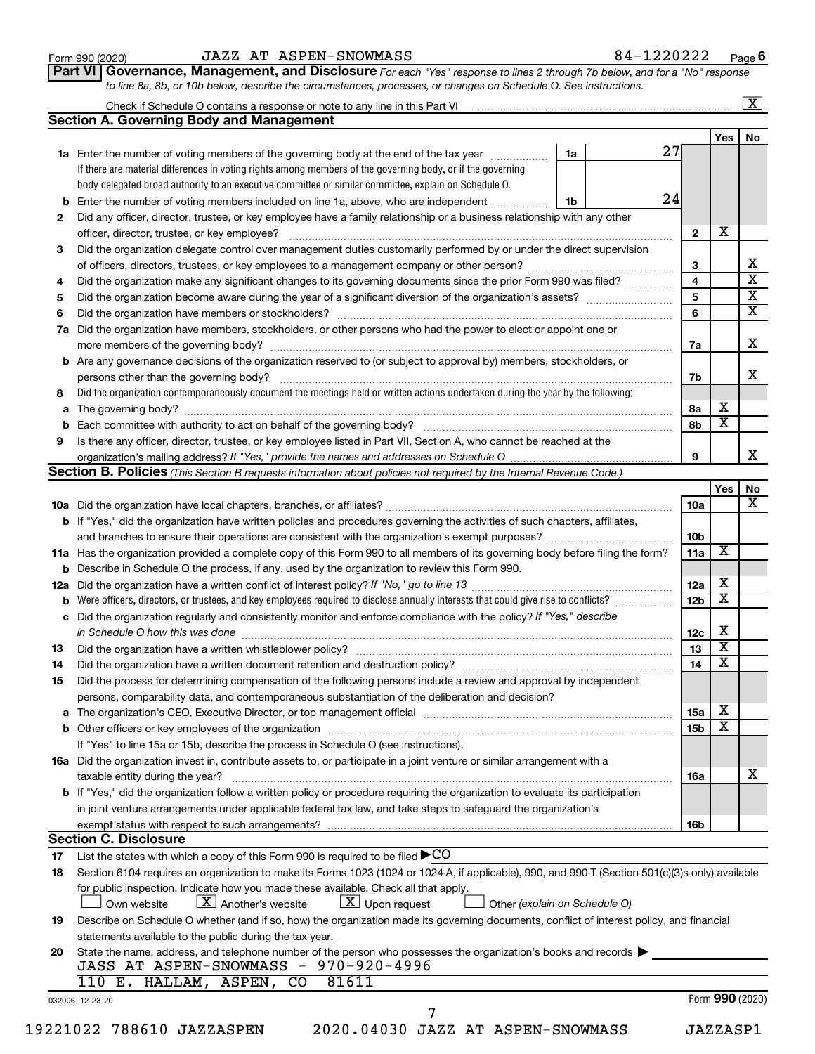Form 990 (2020) JAZZ AT ASPEN-SNOWMASS 84-1220222 Page **6**

**Part VI Governance, Management, and Disclosure** *For each "Yes" response to lines 2 through 7b below, and for a "No" response to line 8a, 8b, or 10b below, describe the circumstances, processes, or changes on Schedule O. See instructions.*

Check if Schedule O contains a response or note to any line in this Part VI ☒

## Section A. Governing Body and Management

| | | | | Yes | No |
|---|---|---|---|---|---|
| **1a** | Enter the number of voting members of the governing body at the end of the tax year ... **1a** 27. If there are material differences in voting rights among members of the governing body, or if the governing body delegated broad authority to an executive committee or similar committee, explain on Schedule O. | | | | |
| **b** | Enter the number of voting members included on line 1a, above, who are independent ... **1b** 24 | | | | |
| **2** | Did any officer, director, trustee, or key employee have a family relationship or a business relationship with any other officer, director, trustee, or key employee? | **2** | | X | |
| **3** | Did the organization delegate control over management duties customarily performed by or under the direct supervision of officers, directors, trustees, or key employees to a management company or other person? | **3** | | | X |
| **4** | Did the organization make any significant changes to its governing documents since the prior Form 990 was filed? | **4** | | | X |
| **5** | Did the organization become aware during the year of a significant diversion of the organization's assets? | **5** | | | X |
| **6** | Did the organization have members or stockholders? | **6** | | | X |
| **7a** | Did the organization have members, stockholders, or other persons who had the power to elect or appoint one or more members of the governing body? | **7a** | | | X |
| **b** | Are any governance decisions of the organization reserved to (or subject to approval by) members, stockholders, or persons other than the governing body? | **7b** | | | X |
| **8** | Did the organization contemporaneously document the meetings held or written actions undertaken during the year by the following: | | | | |
| **a** | The governing body? | **8a** | | X | |
| **b** | Each committee with authority to act on behalf of the governing body? | **8b** | | X | |
| **9** | Is there any officer, director, trustee, or key employee listed in Part VII, Section A, who cannot be reached at the organization's mailing address? *If "Yes," provide the names and addresses on Schedule O* | **9** | | | X |

## Section B. Policies *(This Section B requests information about policies not required by the Internal Revenue Code.)*

| | | | Yes | No |
|---|---|---|---|---|
| **10a** | Did the organization have local chapters, branches, or affiliates? | **10a** | | X |
| **b** | If "Yes," did the organization have written policies and procedures governing the activities of such chapters, affiliates, and branches to ensure their operations are consistent with the organization's exempt purposes? | **10b** | | |
| **11a** | Has the organization provided a complete copy of this Form 990 to all members of its governing body before filing the form? | **11a** | X | |
| **b** | Describe in Schedule O the process, if any, used by the organization to review this Form 990. | | | |
| **12a** | Did the organization have a written conflict of interest policy? *If "No," go to line 13* | **12a** | X | |
| **b** | Were officers, directors, or trustees, and key employees required to disclose annually interests that could give rise to conflicts? | **12b** | X | |
| **c** | Did the organization regularly and consistently monitor and enforce compliance with the policy? *If "Yes," describe in Schedule O how this was done* | **12c** | X | |
| **13** | Did the organization have a written whistleblower policy? | **13** | X | |
| **14** | Did the organization have a written document retention and destruction policy? | **14** | X | |
| **15** | Did the process for determining compensation of the following persons include a review and approval by independent persons, comparability data, and contemporaneous substantiation of the deliberation and decision? | | | |
| **a** | The organization's CEO, Executive Director, or top management official | **15a** | X | |
| **b** | Other officers or key employees of the organization | **15b** | X | |
| | If "Yes" to line 15a or 15b, describe the process in Schedule O (see instructions). | | | |
| **16a** | Did the organization invest in, contribute assets to, or participate in a joint venture or similar arrangement with a taxable entity during the year? | **16a** | | X |
| **b** | If "Yes," did the organization follow a written policy or procedure requiring the organization to evaluate its participation in joint venture arrangements under applicable federal tax law, and take steps to safeguard the organization's exempt status with respect to such arrangements? | **16b** | | |

## Section C. Disclosure

**17** List the states with which a copy of this Form 990 is required to be filed ▶CO

**18** Section 6104 requires an organization to make its Forms 1023 (1024 or 1024-A, if applicable), 990, and 990-T (Section 501(c)(3)s only) available for public inspection. Indicate how you made these available. Check all that apply.

☐ Own website ☒ Another's website ☒ Upon request ☐ Other *(explain on Schedule O)*

**19** Describe on Schedule O whether (and if so, how) the organization made its governing documents, conflict of interest policy, and financial statements available to the public during the tax year.

**20** State the name, address, and telephone number of the person who possesses the organization's books and records ▶
JASS AT ASPEN-SNOWMASS - 970-920-4996
110 E. HALLAM, ASPEN, CO 81611

032006 12-23-20 Form **990** (2020)

19221022 788610 JAZZASPEN 2020.04030 JAZZ AT ASPEN-SNOWMASS JAZZASP1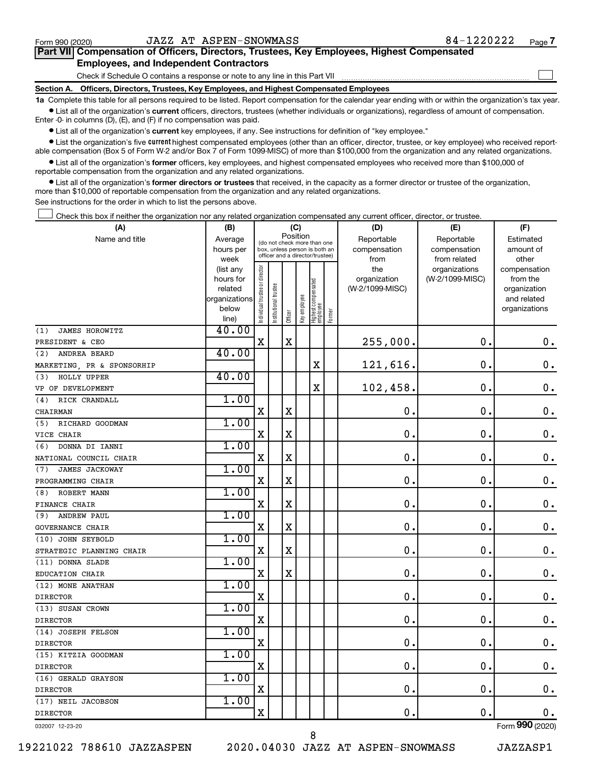Form 990 (2020) JAZZ AT ASPEN-SNOWMASS 84-1220222 Page 7

**Part VII Compensation of Officers, Directors, Trustees, Key Employees, Highest Compensated Employees, and Independent Contractors**

Check if Schedule O contains a response or note to any line in this Part VII ☐

**Section A. Officers, Directors, Trustees, Key Employees, and Highest Compensated Employees**

**1a** Complete this table for all persons required to be listed. Report compensation for the calendar year ending with or within the organization's tax year.

- List all of the organization's **current** officers, directors, trustees (whether individuals or organizations), regardless of amount of compensation. Enter -0- in columns (D), (E), and (F) if no compensation was paid.
- List all of the organization's **current** key employees, if any. See instructions for definition of "key employee."
- List the organization's five **current** highest compensated employees (other than an officer, director, trustee, or key employee) who received reportable compensation (Box 5 of Form W-2 and/or Box 7 of Form 1099-MISC) of more than $100,000 from the organization and any related organizations.
- List all of the organization's **former** officers, key employees, and highest compensated employees who received more than $100,000 of reportable compensation from the organization and any related organizations.
- List all of the organization's **former directors or trustees** that received, in the capacity as a former director or trustee of the organization, more than $10,000 of reportable compensation from the organization and any related organizations.

See instructions for the order in which to list the persons above.

☐ Check this box if neither the organization nor any related organization compensated any current officer, director, or trustee.

| (A) Name and title | (B) Average hours per week (list any hours for related organizations below line) | (C) Position: Individual trustee or director | Institutional trustee | Officer | Key employee | Highest compensated employee | Former | (D) Reportable compensation from the organization (W-2/1099-MISC) | (E) Reportable compensation from related organizations (W-2/1099-MISC) | (F) Estimated amount of other compensation from the organization and related organizations |
|---|---|---|---|---|---|---|---|---|---|---|
| (1) JAMES HOROWITZ<br>PRESIDENT & CEO | 40.00 | X | | X | | | | 255,000. | 0. | 0. |
| (2) ANDREA BEARD<br>MARKETING, PR & SPONSORHIP | 40.00 | | | | | X | | 121,616. | 0. | 0. |
| (3) HOLLY UPPER<br>VP OF DEVELOPMENT | 40.00 | | | | | X | | 102,458. | 0. | 0. |
| (4) RICK CRANDALL<br>CHAIRMAN | 1.00 | X | | X | | | | 0. | 0. | 0. |
| (5) RICHARD GOODMAN<br>VICE CHAIR | 1.00 | X | | X | | | | 0. | 0. | 0. |
| (6) DONNA DI IANNI<br>NATIONAL COUNCIL CHAIR | 1.00 | X | | X | | | | 0. | 0. | 0. |
| (7) JAMES JACKOWAY<br>PROGRAMMING CHAIR | 1.00 | X | | X | | | | 0. | 0. | 0. |
| (8) ROBERT MANN<br>FINANCE CHAIR | 1.00 | X | | X | | | | 0. | 0. | 0. |
| (9) ANDREW PAUL<br>GOVERNANCE CHAIR | 1.00 | X | | X | | | | 0. | 0. | 0. |
| (10) JOHN SEYBOLD<br>STRATEGIC PLANNING CHAIR | 1.00 | X | | X | | | | 0. | 0. | 0. |
| (11) DONNA SLADE<br>EDUCATION CHAIR | 1.00 | X | | X | | | | 0. | 0. | 0. |
| (12) MONE ANATHAN<br>DIRECTOR | 1.00 | X | | | | | | 0. | 0. | 0. |
| (13) SUSAN CROWN<br>DIRECTOR | 1.00 | X | | | | | | 0. | 0. | 0. |
| (14) JOSEPH FELSON<br>DIRECTOR | 1.00 | X | | | | | | 0. | 0. | 0. |
| (15) KITZIA GOODMAN<br>DIRECTOR | 1.00 | X | | | | | | 0. | 0. | 0. |
| (16) GERALD GRAYSON<br>DIRECTOR | 1.00 | X | | | | | | 0. | 0. | 0. |
| (17) NEIL JACOBSON<br>DIRECTOR | 1.00 | X | | | | | | 0. | 0. | 0. |

032007 12-23-20 Form 990 (2020)

19221022 788610 JAZZASPEN 2020.04030 JAZZ AT ASPEN-SNOWMASS JAZZASP1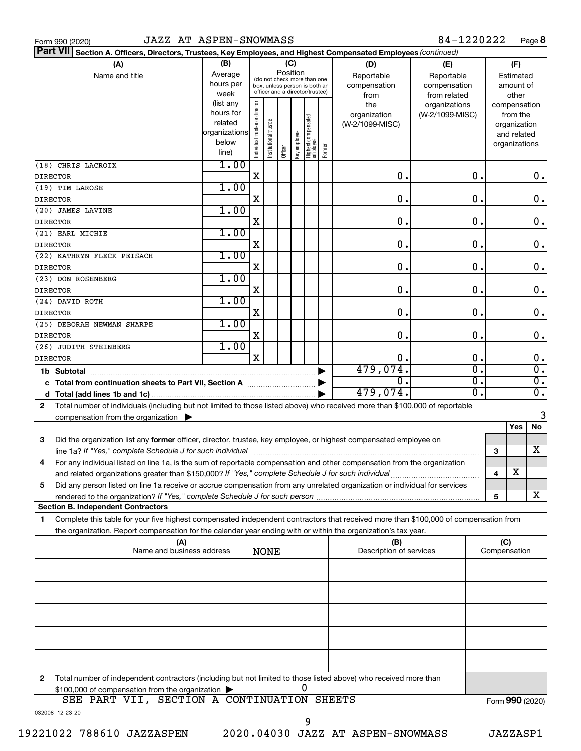Form 990 (2020) JAZZ AT ASPEN-SNOWMASS 84-1220222 Page **8**

**Part VII** **Section A. Officers, Directors, Trustees, Key Employees, and Highest Compensated Employees** *(continued)*

| (A) Name and title | (B) Average hours per week (list any hours for related organizations below line) | (C) Position (do not check more than one box, unless person is both an officer and a director/trustee): Individual trustee or director | Institutional trustee | Officer | Key employee | Highest compensated employee | Former | (D) Reportable compensation from the organization (W-2/1099-MISC) | (E) Reportable compensation from related organizations (W-2/1099-MISC) | (F) Estimated amount of other compensation from the organization and related organizations |
|---|---|---|---|---|---|---|---|---|---|---|
| (18) CHRIS LACROIX<br>DIRECTOR | 1.00 | X | | | | | | 0. | 0. | 0. |
| (19) TIM LAROSE<br>DIRECTOR | 1.00 | X | | | | | | 0. | 0. | 0. |
| (20) JAMES LAVINE<br>DIRECTOR | 1.00 | X | | | | | | 0. | 0. | 0. |
| (21) EARL MICHIE<br>DIRECTOR | 1.00 | X | | | | | | 0. | 0. | 0. |
| (22) KATHRYN FLECK PEISACH<br>DIRECTOR | 1.00 | X | | | | | | 0. | 0. | 0. |
| (23) DON ROSENBERG<br>DIRECTOR | 1.00 | X | | | | | | 0. | 0. | 0. |
| (24) DAVID ROTH<br>DIRECTOR | 1.00 | X | | | | | | 0. | 0. | 0. |
| (25) DEBORAH NEWMAN SHARPE<br>DIRECTOR | 1.00 | X | | | | | | 0. | 0. | 0. |
| (26) JUDITH STEINBERG<br>DIRECTOR | 1.00 | X | | | | | | 0. | 0. | 0. |
| **1b Subtotal** | | | | | | | | 479,074. | 0. | 0. |
| **c Total from continuation sheets to Part VII, Section A** | | | | | | | | 0. | 0. | 0. |
| **d Total (add lines 1b and 1c)** | | | | | | | | 479,074. | 0. | 0. |

**2** Total number of individuals (including but not limited to those listed above) who received more than $100,000 of reportable compensation from the organization ▶ 3

| | | | Yes | No |
|---|---|---|---|---|
| **3** | Did the organization list any **former** officer, director, trustee, key employee, or highest compensated employee on line 1a? *If "Yes," complete Schedule J for such individual* | 3 | | X |
| **4** | For any individual listed on line 1a, is the sum of reportable compensation and other compensation from the organization and related organizations greater than $150,000? *If "Yes," complete Schedule J for such individual* | 4 | X | |
| **5** | Did any person listed on line 1a receive or accrue compensation from any unrelated organization or individual for services rendered to the organization? *If "Yes," complete Schedule J for such person* | 5 | | X |

**Section B. Independent Contractors**

**1** Complete this table for your five highest compensated independent contractors that received more than $100,000 of compensation from the organization. Report compensation for the calendar year ending with or within the organization's tax year.

| (A) Name and business address | (B) Description of services | (C) Compensation |
|---|---|---|
| NONE | | |
| | | |
| | | |
| | | |
| | | |

**2** Total number of independent contractors (including but not limited to those listed above) who received more than $100,000 of compensation from the organization ▶ 0

SEE PART VII, SECTION A CONTINUATION SHEETS

Form **990** (2020)

032008 12-23-20

19221022 788610 JAZZASPEN 2020.04030 JAZZ AT ASPEN-SNOWMASS JAZZASP1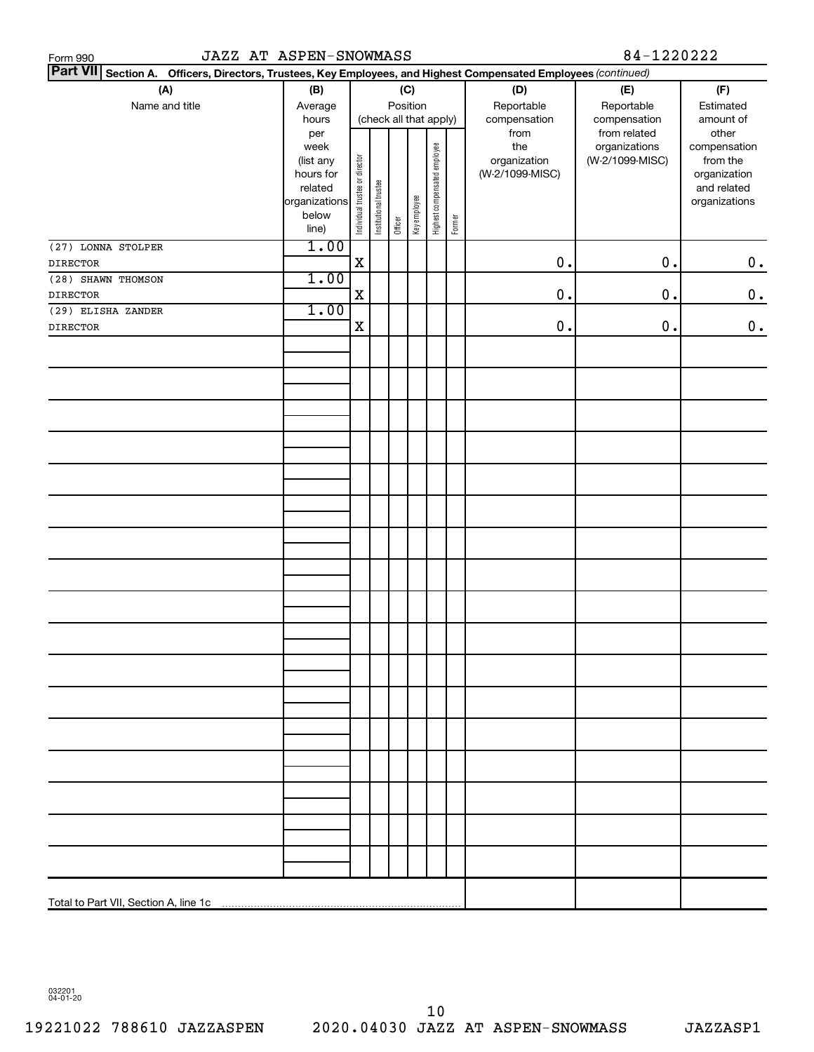Form 990 JAZZ AT ASPEN-SNOWMASS 84-1220222

**Part VII** **Section A. Officers, Directors, Trustees, Key Employees, and Highest Compensated Employees** *(continued)*

| (A) Name and title | (B) Average hours per week (list any hours for related organizations below line) | (C) Position (check all that apply): Individual trustee or director | Institutional trustee | Officer | Key employee | Highest compensated employee | Former | (D) Reportable compensation from the organization (W-2/1099-MISC) | (E) Reportable compensation from related organizations (W-2/1099-MISC) | (F) Estimated amount of other compensation from the organization and related organizations |
|---|---|---|---|---|---|---|---|---|---|---|
| (27) LONNA STOLPER<br>DIRECTOR | 1.00 | X | | | | | | 0. | 0. | 0. |
| (28) SHAWN THOMSON<br>DIRECTOR | 1.00 | X | | | | | | 0. | 0. | 0. |
| (29) ELISHA ZANDER<br>DIRECTOR | 1.00 | X | | | | | | 0. | 0. | 0. |
| Total to Part VII, Section A, line 1c | | | | | | | | | | |

032201 04-01-20

19221022 788610 JAZZASPEN 2020.04030 JAZZ AT ASPEN-SNOWMASS JAZZASP1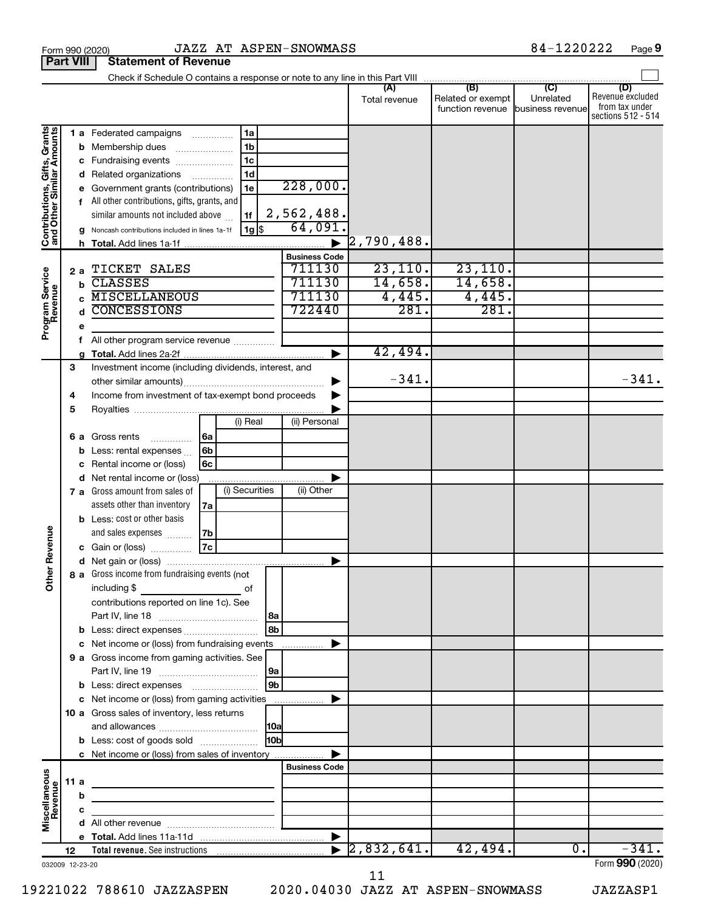Form 990 (2020) JAZZ AT ASPEN-SNOWMASS 84-1220222 Page **9**

**Part VIII Statement of Revenue**

Check if Schedule O contains a response or note to any line in this Part VIII

| | | | | | (A) Total revenue | (B) Related or exempt function revenue | (C) Unrelated business revenue | (D) Revenue excluded from tax under sections 512 - 514 |
|---|---|---|---|---|---|---|---|---|
| **Contributions, Gifts, Grants and Other Similar Amounts** | 1 a | Federated campaigns | 1a | | | | | |
| | b | Membership dues | 1b | | | | | |
| | c | Fundraising events | 1c | | | | | |
| | d | Related organizations | 1d | | | | | |
| | e | Government grants (contributions) | 1e | 228,000. | | | | |
| | f | All other contributions, gifts, grants, and similar amounts not included above | 1f | 2,562,488. | | | | |
| | g | Noncash contributions included in lines 1a-1f | 1g $ | 64,091. | | | | |
| | h | **Total.** Add lines 1a-1f | | ▶ | 2,790,488. | | | |
| **Program Service Revenue** | | | | **Business Code** | | | | |
| | 2 a | TICKET SALES | | 711130 | 23,110. | 23,110. | | |
| | b | CLASSES | | 711130 | 14,658. | 14,658. | | |
| | c | MISCELLANEOUS | | 711130 | 4,445. | 4,445. | | |
| | d | CONCESSIONS | | 722440 | 281. | 281. | | |
| | e | | | | | | | |
| | f | All other program service revenue | | | | | | |
| | g | **Total.** Add lines 2a-2f | | ▶ | 42,494. | | | |
| **Other Revenue** | 3 | Investment income (including dividends, interest, and other similar amounts) | | ▶ | -341. | | | -341. |
| | 4 | Income from investment of tax-exempt bond proceeds | | ▶ | | | | |
| | 5 | Royalties | | ▶ | | | | |
| | | | (i) Real | (ii) Personal | | | | |
| | 6 a | Gross rents | 6a | | | | | |
| | b | Less: rental expenses | 6b | | | | | |
| | c | Rental income or (loss) | 6c | | | | | |
| | d | Net rental income or (loss) | | ▶ | | | | |
| | | | (i) Securities | (ii) Other | | | | |
| | 7 a | Gross amount from sales of assets other than inventory | 7a | | | | | |
| | b | Less: cost or other basis and sales expenses | 7b | | | | | |
| | c | Gain or (loss) | 7c | | | | | |
| | d | Net gain or (loss) | | ▶ | | | | |
| | 8 a | Gross income from fundraising events (not including $ ______ of contributions reported on line 1c). See Part IV, line 18 | 8a | | | | | |
| | b | Less: direct expenses | 8b | | | | | |
| | c | Net income or (loss) from fundraising events | | ▶ | | | | |
| | 9 a | Gross income from gaming activities. See Part IV, line 19 | 9a | | | | | |
| | b | Less: direct expenses | 9b | | | | | |
| | c | Net income or (loss) from gaming activities | | ▶ | | | | |
| | 10 a | Gross sales of inventory, less returns and allowances | 10a | | | | | |
| | b | Less: cost of goods sold | 10b | | | | | |
| | c | Net income or (loss) from sales of inventory | | ▶ | | | | |
| **Miscellaneous Revenue** | | | | **Business Code** | | | | |
| | 11 a | | | | | | | |
| | b | | | | | | | |
| | c | | | | | | | |
| | d | All other revenue | | | | | | |
| | e | **Total.** Add lines 11a-11d | | ▶ | | | | |
| | 12 | **Total revenue.** See instructions | | ▶ | 2,832,641. | 42,494. | 0. | -341. |

032009 12-23-20 Form **990** (2020)

19221022 788610 JAZZASPEN 2020.04030 JAZZ AT ASPEN-SNOWMASS JAZZASP1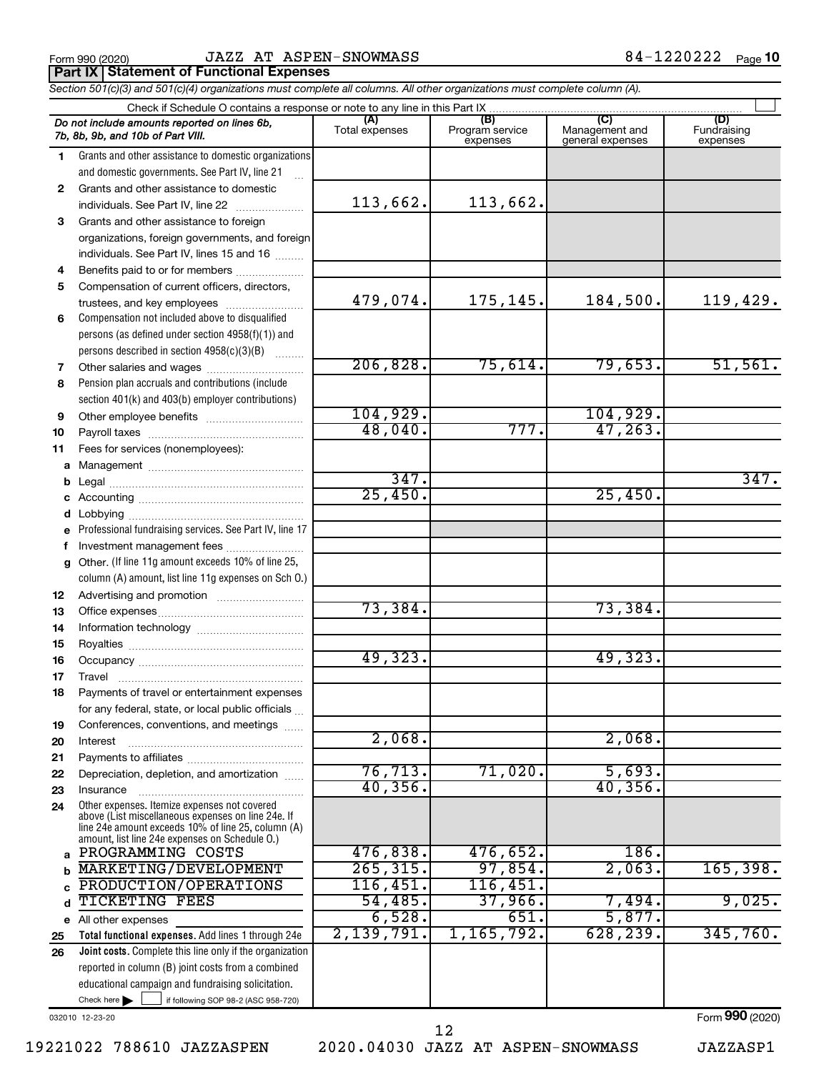Form 990 (2020) JAZZ AT ASPEN-SNOWMASS 84-1220222 Page 10

**Part IX | Statement of Functional Expenses**

*Section 501(c)(3) and 501(c)(4) organizations must complete all columns. All other organizations must complete column (A).*

Check if Schedule O contains a response or note to any line in this Part IX ☐

| | *Do not include amounts reported on lines 6b, 7b, 8b, 9b, and 10b of Part VIII.* | (A) Total expenses | (B) Program service expenses | (C) Management and general expenses | (D) Fundraising expenses |
|---|---|---|---|---|---|
| 1 | Grants and other assistance to domestic organizations and domestic governments. See Part IV, line 21 | | | | |
| 2 | Grants and other assistance to domestic individuals. See Part IV, line 22 | 113,662. | 113,662. | | |
| 3 | Grants and other assistance to foreign organizations, foreign governments, and foreign individuals. See Part IV, lines 15 and 16 | | | | |
| 4 | Benefits paid to or for members | | | | |
| 5 | Compensation of current officers, directors, trustees, and key employees | 479,074. | 175,145. | 184,500. | 119,429. |
| 6 | Compensation not included above to disqualified persons (as defined under section 4958(f)(1)) and persons described in section 4958(c)(3)(B) | | | | |
| 7 | Other salaries and wages | 206,828. | 75,614. | 79,653. | 51,561. |
| 8 | Pension plan accruals and contributions (include section 401(k) and 403(b) employer contributions) | | | | |
| 9 | Other employee benefits | 104,929. | | 104,929. | |
| 10 | Payroll taxes | 48,040. | 777. | 47,263. | |
| 11 | Fees for services (nonemployees): | | | | |
| a | Management | | | | |
| b | Legal | 347. | | | 347. |
| c | Accounting | 25,450. | | 25,450. | |
| d | Lobbying | | | | |
| e | Professional fundraising services. See Part IV, line 17 | | | | |
| f | Investment management fees | | | | |
| g | Other. (If line 11g amount exceeds 10% of line 25, column (A) amount, list line 11g expenses on Sch O.) | | | | |
| 12 | Advertising and promotion | | | | |
| 13 | Office expenses | 73,384. | | 73,384. | |
| 14 | Information technology | | | | |
| 15 | Royalties | | | | |
| 16 | Occupancy | 49,323. | | 49,323. | |
| 17 | Travel | | | | |
| 18 | Payments of travel or entertainment expenses for any federal, state, or local public officials | | | | |
| 19 | Conferences, conventions, and meetings | | | | |
| 20 | Interest | 2,068. | | 2,068. | |
| 21 | Payments to affiliates | | | | |
| 22 | Depreciation, depletion, and amortization | 76,713. | 71,020. | 5,693. | |
| 23 | Insurance | 40,356. | | 40,356. | |
| 24 | Other expenses. Itemize expenses not covered above (List miscellaneous expenses on line 24e. If line 24e amount exceeds 10% of line 25, column (A) amount, list line 24e expenses on Schedule O.) | | | | |
| a | PROGRAMMING COSTS | 476,838. | 476,652. | 186. | |
| b | MARKETING/DEVELOPMENT | 265,315. | 97,854. | 2,063. | 165,398. |
| c | PRODUCTION/OPERATIONS | 116,451. | 116,451. | | |
| d | TICKETING FEES | 54,485. | 37,966. | 7,494. | 9,025. |
| e | All other expenses | 6,528. | 651. | 5,877. | |
| 25 | **Total functional expenses.** Add lines 1 through 24e | 2,139,791. | 1,165,792. | 628,239. | 345,760. |
| 26 | **Joint costs.** Complete this line only if the organization reported in column (B) joint costs from a combined educational campaign and fundraising solicitation. Check here ☐ if following SOP 98-2 (ASC 958-720) | | | | |

032010 12-23-20

Form **990** (2020)

19221022 788610 JAZZASPEN 2020.04030 JAZZ AT ASPEN-SNOWMASS JAZZASP1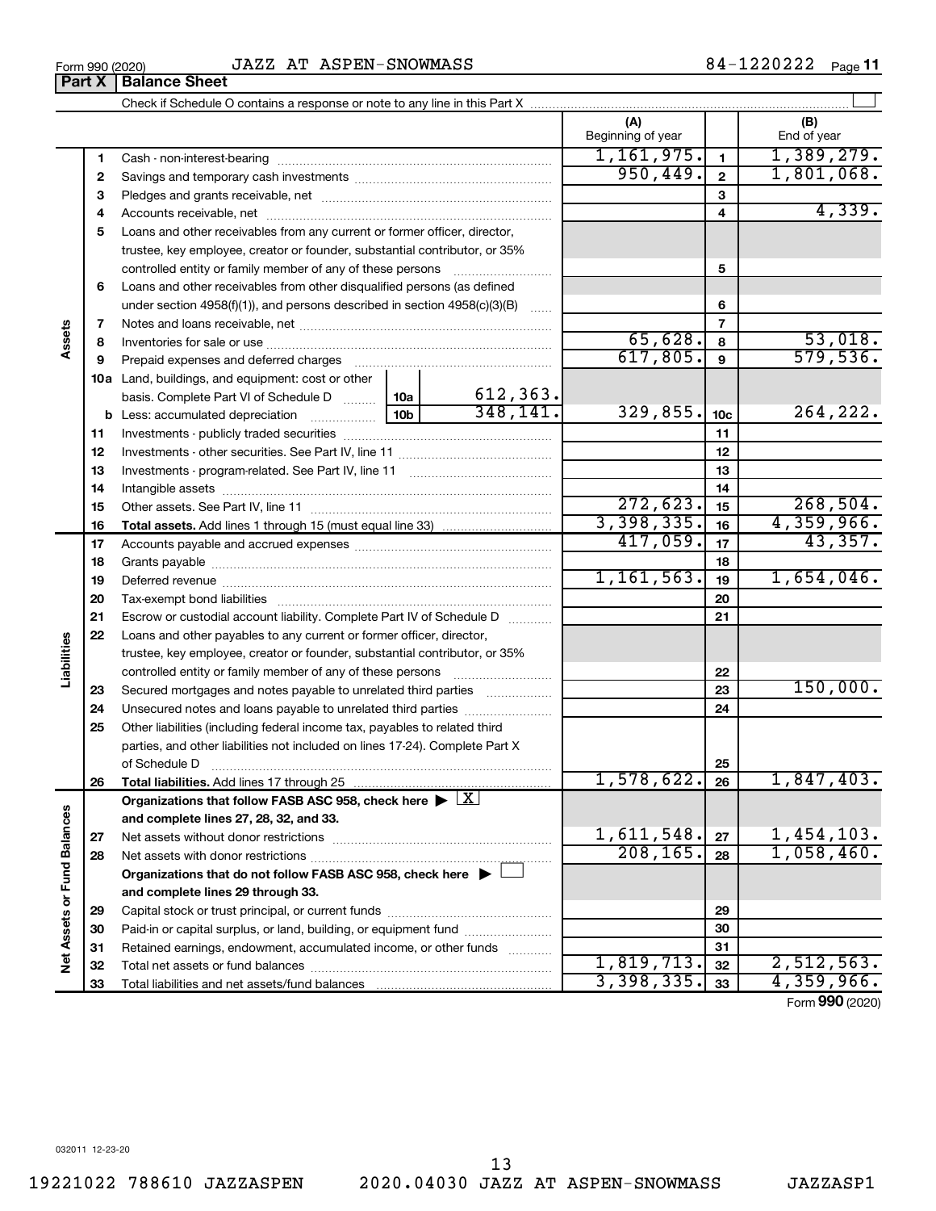Form 990 (2020) JAZZ AT ASPEN-SNOWMASS 84-1220222

**Part X | Balance Sheet**

Check if Schedule O contains a response or note to any line in this Part X ☐

| | | | | (A) Beginning of year | | (B) End of year |
|---|---|---|---|---|---|---|
| **Assets** | 1 | Cash - non-interest-bearing | | 1,161,975. | 1 | 1,389,279. |
| | 2 | Savings and temporary cash investments | | 950,449. | 2 | 1,801,068. |
| | 3 | Pledges and grants receivable, net | | | 3 | |
| | 4 | Accounts receivable, net | | | 4 | 4,339. |
| | 5 | Loans and other receivables from any current or former officer, director, trustee, key employee, creator or founder, substantial contributor, or 35% controlled entity or family member of any of these persons | | | 5 | |
| | 6 | Loans and other receivables from other disqualified persons (as defined under section 4958(f)(1)), and persons described in section 4958(c)(3)(B) | | | 6 | |
| | 7 | Notes and loans receivable, net | | | 7 | |
| | 8 | Inventories for sale or use | | 65,628. | 8 | 53,018. |
| | 9 | Prepaid expenses and deferred charges | | 617,805. | 9 | 579,536. |
| | 10a | Land, buildings, and equipment: cost or other basis. Complete Part VI of Schedule D | 10a 612,363. | | | |
| | b | Less: accumulated depreciation | 10b 348,141. | 329,855. | 10c | 264,222. |
| | 11 | Investments - publicly traded securities | | | 11 | |
| | 12 | Investments - other securities. See Part IV, line 11 | | | 12 | |
| | 13 | Investments - program-related. See Part IV, line 11 | | | 13 | |
| | 14 | Intangible assets | | | 14 | |
| | 15 | Other assets. See Part IV, line 11 | | 272,623. | 15 | 268,504. |
| | 16 | **Total assets.** Add lines 1 through 15 (must equal line 33) | | 3,398,335. | 16 | 4,359,966. |
| **Liabilities** | 17 | Accounts payable and accrued expenses | | 417,059. | 17 | 43,357. |
| | 18 | Grants payable | | | 18 | |
| | 19 | Deferred revenue | | 1,161,563. | 19 | 1,654,046. |
| | 20 | Tax-exempt bond liabilities | | | 20 | |
| | 21 | Escrow or custodial account liability. Complete Part IV of Schedule D | | | 21 | |
| | 22 | Loans and other payables to any current or former officer, director, trustee, key employee, creator or founder, substantial contributor, or 35% controlled entity or family member of any of these persons | | | 22 | |
| | 23 | Secured mortgages and notes payable to unrelated third parties | | | 23 | 150,000. |
| | 24 | Unsecured notes and loans payable to unrelated third parties | | | 24 | |
| | 25 | Other liabilities (including federal income tax, payables to related third parties, and other liabilities not included on lines 17-24). Complete Part X of Schedule D | | | 25 | |
| | 26 | **Total liabilities.** Add lines 17 through 25 | | 1,578,622. | 26 | 1,847,403. |
| **Net Assets or Fund Balances** | | **Organizations that follow FASB ASC 958, check here ▶ ☒ and complete lines 27, 28, 32, and 33.** | | | | |
| | 27 | Net assets without donor restrictions | | 1,611,548. | 27 | 1,454,103. |
| | 28 | Net assets with donor restrictions | | 208,165. | 28 | 1,058,460. |
| | | **Organizations that do not follow FASB ASC 958, check here ▶ ☐ and complete lines 29 through 33.** | | | | |
| | 29 | Capital stock or trust principal, or current funds | | | 29 | |
| | 30 | Paid-in or capital surplus, or land, building, or equipment fund | | | 30 | |
| | 31 | Retained earnings, endowment, accumulated income, or other funds | | | 31 | |
| | 32 | Total net assets or fund balances | | 1,819,713. | 32 | 2,512,563. |
| | 33 | Total liabilities and net assets/fund balances | | 3,398,335. | 33 | 4,359,966. |

Form **990** (2020)

032011 12-23-20

19221022 788610 JAZZASPEN 2020.04030 JAZZ AT ASPEN-SNOWMASS JAZZASP1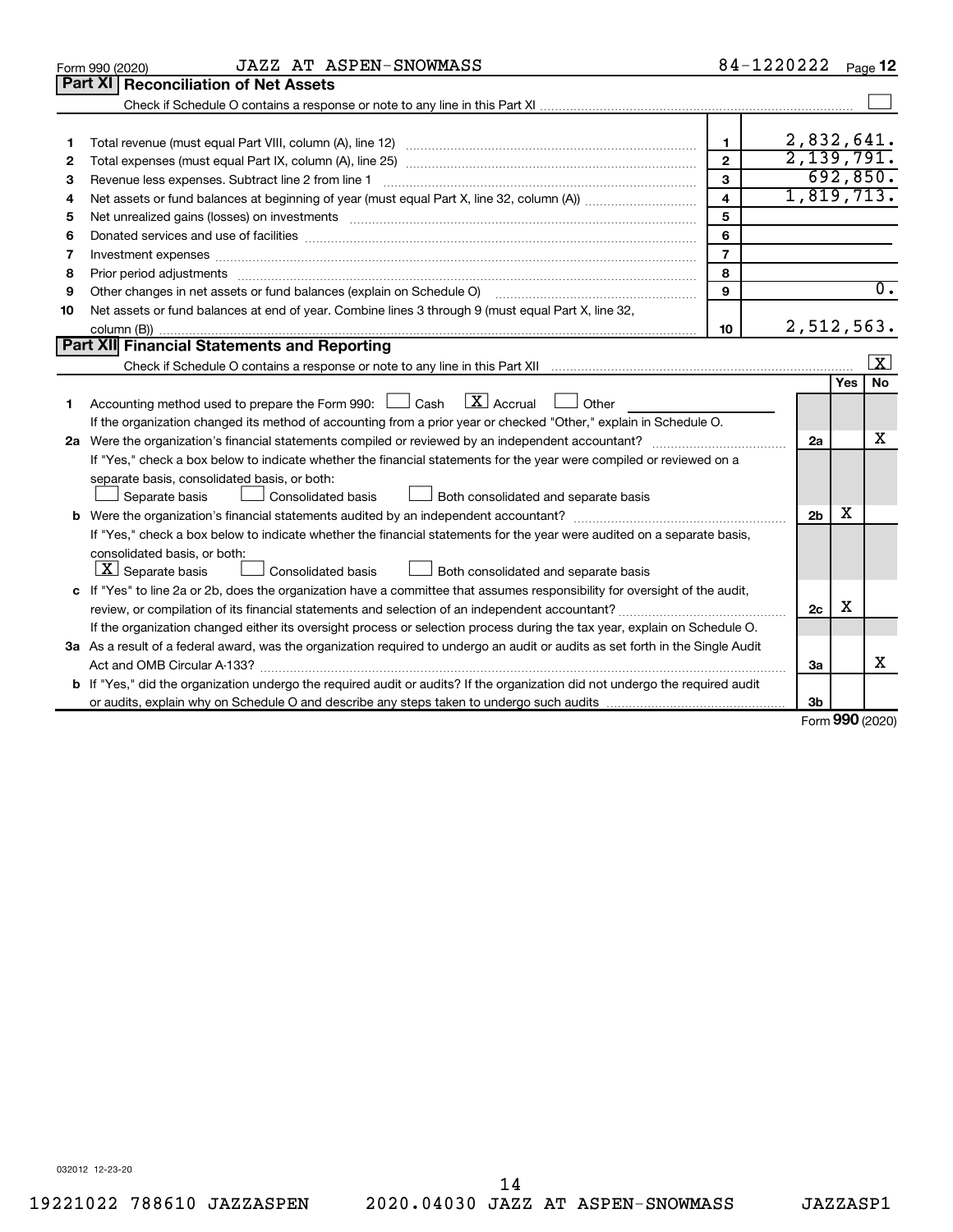Form 990 (2020) JAZZ AT ASPEN-SNOWMASS 84-1220222 Page **12**

## Part XI | Reconciliation of Net Assets

Check if Schedule O contains a response or note to any line in this Part XI ☐

| | | | |
|---|---|---|---|
| 1 | Total revenue (must equal Part VIII, column (A), line 12) | 1 | 2,832,641. |
| 2 | Total expenses (must equal Part IX, column (A), line 25) | 2 | 2,139,791. |
| 3 | Revenue less expenses. Subtract line 2 from line 1 | 3 | 692,850. |
| 4 | Net assets or fund balances at beginning of year (must equal Part X, line 32, column (A)) | 4 | 1,819,713. |
| 5 | Net unrealized gains (losses) on investments | 5 | |
| 6 | Donated services and use of facilities | 6 | |
| 7 | Investment expenses | 7 | |
| 8 | Prior period adjustments | 8 | |
| 9 | Other changes in net assets or fund balances (explain on Schedule O) | 9 | 0. |
| 10 | Net assets or fund balances at end of year. Combine lines 3 through 9 (must equal Part X, line 32, column (B)) | 10 | 2,512,563. |

## Part XII | Financial Statements and Reporting

Check if Schedule O contains a response or note to any line in this Part XII ☒

| | | | Yes | No |
|---|---|---|---|---|
| 1 | Accounting method used to prepare the Form 990: ☐ Cash ☒ Accrual ☐ Other<br>If the organization changed its method of accounting from a prior year or checked "Other," explain in Schedule O. | | | |
| 2a | Were the organization's financial statements compiled or reviewed by an independent accountant? | 2a | | X |
| | If "Yes," check a box below to indicate whether the financial statements for the year were compiled or reviewed on a separate basis, consolidated basis, or both:<br>☐ Separate basis ☐ Consolidated basis ☐ Both consolidated and separate basis | | | |
| b | Were the organization's financial statements audited by an independent accountant? | 2b | X | |
| | If "Yes," check a box below to indicate whether the financial statements for the year were audited on a separate basis, consolidated basis, or both:<br>☒ Separate basis ☐ Consolidated basis ☐ Both consolidated and separate basis | | | |
| c | If "Yes" to line 2a or 2b, does the organization have a committee that assumes responsibility for oversight of the audit, review, or compilation of its financial statements and selection of an independent accountant? | 2c | X | |
| | If the organization changed either its oversight process or selection process during the tax year, explain on Schedule O. | | | |
| 3a | As a result of a federal award, was the organization required to undergo an audit or audits as set forth in the Single Audit Act and OMB Circular A-133? | 3a | | X |
| b | If "Yes," did the organization undergo the required audit or audits? If the organization did not undergo the required audit or audits, explain why on Schedule O and describe any steps taken to undergo such audits | 3b | | |

Form **990** (2020)

032012 12-23-20

19221022 788610 JAZZASPEN 2020.04030 JAZZ AT ASPEN-SNOWMASS JAZZASP1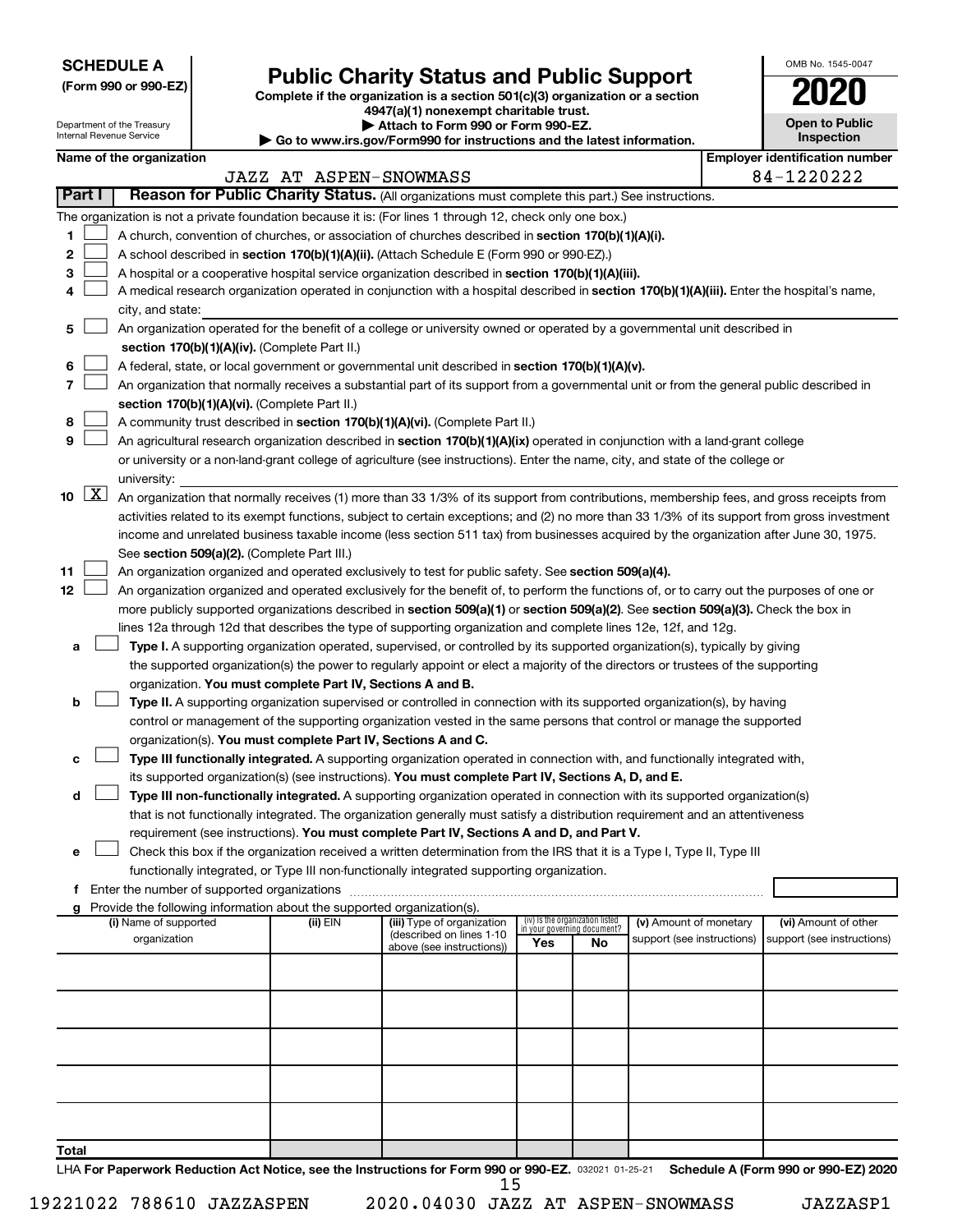**SCHEDULE A**
**(Form 990 or 990-EZ)**

Department of the Treasury
Internal Revenue Service

# Public Charity Status and Public Support

**Complete if the organization is a section 501(c)(3) organization or a section 4947(a)(1) nonexempt charitable trust.**
**▶ Attach to Form 990 or Form 990-EZ.**
**▶ Go to www.irs.gov/Form990 for instructions and the latest information.**

OMB No. 1545-0047
**2020**
**Open to Public Inspection**

**Name of the organization:** JAZZ AT ASPEN-SNOWMASS
**Employer identification number:** 84-1220222

## Part I — Reason for Public Charity Status. (All organizations must complete this part.) See instructions.

The organization is not a private foundation because it is: (For lines 1 through 12, check only one box.)

1. ☐ A church, convention of churches, or association of churches described in **section 170(b)(1)(A)(i).**
2. ☐ A school described in **section 170(b)(1)(A)(ii).** (Attach Schedule E (Form 990 or 990-EZ).)
3. ☐ A hospital or a cooperative hospital service organization described in **section 170(b)(1)(A)(iii).**
4. ☐ A medical research organization operated in conjunction with a hospital described in **section 170(b)(1)(A)(iii).** Enter the hospital's name, city, and state:
5. ☐ An organization operated for the benefit of a college or university owned or operated by a governmental unit described in **section 170(b)(1)(A)(iv).** (Complete Part II.)
6. ☐ A federal, state, or local government or governmental unit described in **section 170(b)(1)(A)(v).**
7. ☐ An organization that normally receives a substantial part of its support from a governmental unit or from the general public described in **section 170(b)(1)(A)(vi).** (Complete Part II.)
8. ☐ A community trust described in **section 170(b)(1)(A)(vi).** (Complete Part II.)
9. ☐ An agricultural research organization described in **section 170(b)(1)(A)(ix)** operated in conjunction with a land-grant college or university or a non-land-grant college of agriculture (see instructions). Enter the name, city, and state of the college or university:
10. ☒ An organization that normally receives (1) more than 33 1/3% of its support from contributions, membership fees, and gross receipts from activities related to its exempt functions, subject to certain exceptions; and (2) no more than 33 1/3% of its support from gross investment income and unrelated business taxable income (less section 511 tax) from businesses acquired by the organization after June 30, 1975. See **section 509(a)(2).** (Complete Part III.)
11. ☐ An organization organized and operated exclusively to test for public safety. See **section 509(a)(4).**
12. ☐ An organization organized and operated exclusively for the benefit of, to perform the functions of, or to carry out the purposes of one or more publicly supported organizations described in **section 509(a)(1)** or **section 509(a)(2).** See **section 509(a)(3).** Check the box in lines 12a through 12d that describes the type of supporting organization and complete lines 12e, 12f, and 12g.
   - **a** ☐ **Type I.** A supporting organization operated, supervised, or controlled by its supported organization(s), typically by giving the supported organization(s) the power to regularly appoint or elect a majority of the directors or trustees of the supporting organization. **You must complete Part IV, Sections A and B.**
   - **b** ☐ **Type II.** A supporting organization supervised or controlled in connection with its supported organization(s), by having control or management of the supporting organization vested in the same persons that control or manage the supported organization(s). **You must complete Part IV, Sections A and C.**
   - **c** ☐ **Type III functionally integrated.** A supporting organization operated in connection with, and functionally integrated with, its supported organization(s) (see instructions). **You must complete Part IV, Sections A, D, and E.**
   - **d** ☐ **Type III non-functionally integrated.** A supporting organization operated in connection with its supported organization(s) that is not functionally integrated. The organization generally must satisfy a distribution requirement and an attentiveness requirement (see instructions). **You must complete Part IV, Sections A and D, and Part V.**
   - **e** ☐ Check this box if the organization received a written determination from the IRS that it is a Type I, Type II, Type III functionally integrated, or Type III non-functionally integrated supporting organization.
   - **f** Enter the number of supported organizations
   - **g** Provide the following information about the supported organization(s).

| (i) Name of supported organization | (ii) EIN | (iii) Type of organization (described on lines 1-10 above (see instructions)) | (iv) Is the organization listed in your governing document? Yes | No | (v) Amount of monetary support (see instructions) | (vi) Amount of other support (see instructions) |
|---|---|---|---|---|---|---|
| | | | | | | |
| | | | | | | |
| | | | | | | |
| | | | | | | |
| | | | | | | |
| **Total** | | | | | | |

LHA **For Paperwork Reduction Act Notice, see the Instructions for Form 990 or 990-EZ.** 032021 01-25-21 **Schedule A (Form 990 or 990-EZ) 2020**

19221022 788610 JAZZASPEN 2020.04030 JAZZ AT ASPEN-SNOWMASS JAZZASP1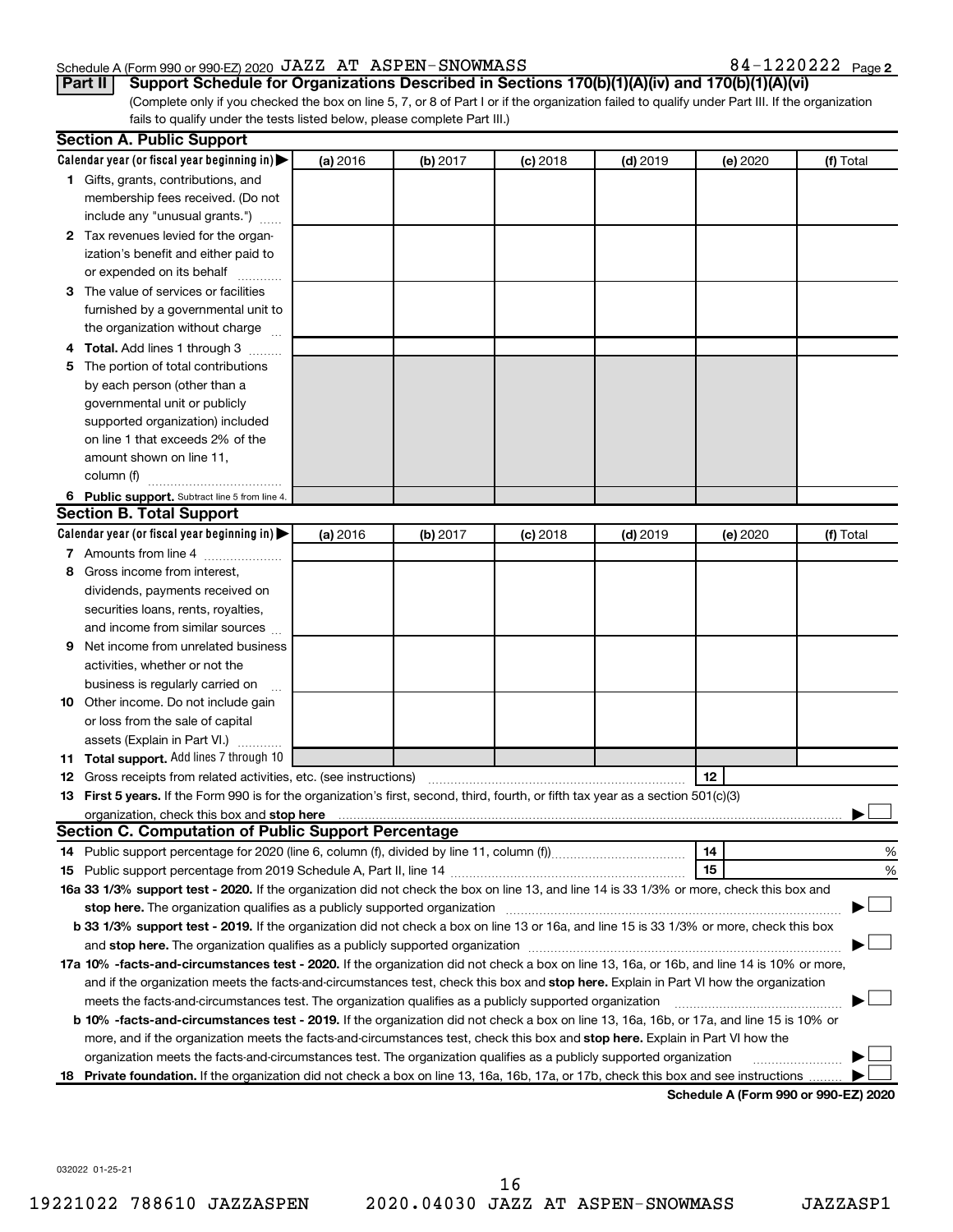Schedule A (Form 990 or 990-EZ) 2020 JAZZ AT ASPEN-SNOWMASS 84-1220222 Page 2

**Part II | Support Schedule for Organizations Described in Sections 170(b)(1)(A)(iv) and 170(b)(1)(A)(vi)**

(Complete only if you checked the box on line 5, 7, or 8 of Part I or if the organization failed to qualify under Part III. If the organization fails to qualify under the tests listed below, please complete Part III.)

**Section A. Public Support**

| Calendar year (or fiscal year beginning in) ▶ | (a) 2016 | (b) 2017 | (c) 2018 | (d) 2019 | (e) 2020 | (f) Total |
|---|---|---|---|---|---|---|
| 1 Gifts, grants, contributions, and membership fees received. (Do not include any "unusual grants.") | | | | | | |
| 2 Tax revenues levied for the organization's benefit and either paid to or expended on its behalf | | | | | | |
| 3 The value of services or facilities furnished by a governmental unit to the organization without charge | | | | | | |
| 4 **Total.** Add lines 1 through 3 | | | | | | |
| 5 The portion of total contributions by each person (other than a governmental unit or publicly supported organization) included on line 1 that exceeds 2% of the amount shown on line 11, column (f) | | | | | | |
| 6 **Public support.** Subtract line 5 from line 4. | | | | | | |

**Section B. Total Support**

| Calendar year (or fiscal year beginning in) ▶ | (a) 2016 | (b) 2017 | (c) 2018 | (d) 2019 | (e) 2020 | (f) Total |
|---|---|---|---|---|---|---|
| 7 Amounts from line 4 | | | | | | |
| 8 Gross income from interest, dividends, payments received on securities loans, rents, royalties, and income from similar sources | | | | | | |
| 9 Net income from unrelated business activities, whether or not the business is regularly carried on | | | | | | |
| 10 Other income. Do not include gain or loss from the sale of capital assets (Explain in Part VI.) | | | | | | |
| 11 **Total support.** Add lines 7 through 10 | | | | | | |

12 Gross receipts from related activities, etc. (see instructions) | 12 |

13 **First 5 years.** If the Form 990 is for the organization's first, second, third, fourth, or fifth tax year as a 501(c)(3) organization, check this box and **stop here** ▶ ☐

**Section C. Computation of Public Support Percentage**

14 Public support percentage for 2020 (line 6, column (f), divided by line 11, column (f)) | 14 | %

15 Public support percentage from 2019 Schedule A, Part II, line 14 | 15 | %

**16a 33 1/3% support test - 2020.** If the organization did not check the box on line 13, and line 14 is 33 1/3% or more, check this box and **stop here.** The organization qualifies as a publicly supported organization ▶ ☐

**b 33 1/3% support test - 2019.** If the organization did not check a box on line 13 or 16a, and line 15 is 33 1/3% or more, check this box and **stop here.** The organization qualifies as a publicly supported organization ▶ ☐

**17a 10% -facts-and-circumstances test - 2020.** If the organization did not check a box on line 13, 16a, or 16b, and line 14 is 10% or more, and if the organization meets the facts-and-circumstances test, check this box and **stop here.** Explain in Part VI how the organization meets the facts-and-circumstances test. The organization qualifies as a publicly supported organization ▶ ☐

**b 10% -facts-and-circumstances test - 2019.** If the organization did not check a box on line 13, 16a, 16b, or 17a, and line 15 is 10% or more, and if the organization meets the facts-and-circumstances test, check this box and **stop here.** Explain in Part VI how the organization meets the facts-and-circumstances test. The organization qualifies as a publicly supported organization ▶ ☐

**18 Private foundation.** If the organization did not check a box on line 13, 16a, 16b, 17a, or 17b, check this box and see instructions ▶ ☐

**Schedule A (Form 990 or 990-EZ) 2020**

032022 01-25-21

19221022 788610 JAZZASPEN 2020.04030 JAZZ AT ASPEN-SNOWMASS JAZZASP1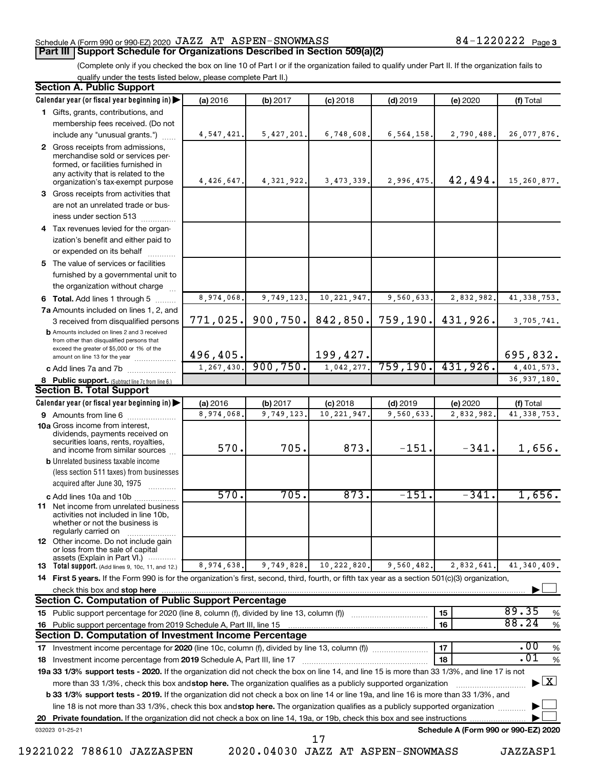Schedule A (Form 990 or 990-EZ) 2020 JAZZ AT ASPEN-SNOWMASS 84-1220222 Page 3

## Part III Support Schedule for Organizations Described in Section 509(a)(2)

(Complete only if you checked the box on line 10 of Part I or if the organization failed to qualify under Part II. If the organization fails to qualify under the tests listed below, please complete Part II.)

### Section A. Public Support

| Calendar year (or fiscal year beginning in) | (a) 2016 | (b) 2017 | (c) 2018 | (d) 2019 | (e) 2020 | (f) Total |
|---|---|---|---|---|---|---|
| 1 Gifts, grants, contributions, and membership fees received. (Do not include any "unusual grants.") | 4,547,421. | 5,427,201. | 6,748,608. | 6,564,158. | 2,790,488. | 26,077,876. |
| 2 Gross receipts from admissions, merchandise sold or services performed, or facilities furnished in any activity that is related to the organization's tax-exempt purpose | 4,426,647. | 4,321,922. | 3,473,339. | 2,996,475. | 42,494. | 15,260,877. |
| 3 Gross receipts from activities that are not an unrelated trade or business under section 513 | | | | | | |
| 4 Tax revenues levied for the organization's benefit and either paid to or expended on its behalf | | | | | | |
| 5 The value of services or facilities furnished by a governmental unit to the organization without charge | | | | | | |
| 6 Total. Add lines 1 through 5 | 8,974,068. | 9,749,123. | 10,221,947. | 9,560,633. | 2,832,982. | 41,338,753. |
| 7a Amounts included on lines 1, 2, and 3 received from disqualified persons | 771,025. | 900,750. | 842,850. | 759,190. | 431,926. | 3,705,741. |
| b Amounts included on lines 2 and 3 received from other than disqualified persons that exceed the greater of $5,000 or 1% of the amount on line 13 for the year | 496,405. | | 199,427. | | | 695,832. |
| c Add lines 7a and 7b | 1,267,430. | 900,750. | 1,042,277. | 759,190. | 431,926. | 4,401,573. |
| 8 Public support. (Subtract line 7c from line 6.) | | | | | | 36,937,180. |

### Section B. Total Support

| Calendar year (or fiscal year beginning in) | (a) 2016 | (b) 2017 | (c) 2018 | (d) 2019 | (e) 2020 | (f) Total |
|---|---|---|---|---|---|---|
| 9 Amounts from line 6 | 8,974,068. | 9,749,123. | 10,221,947. | 9,560,633. | 2,832,982. | 41,338,753. |
| 10a Gross income from interest, dividends, payments received on securities loans, rents, royalties, and income from similar sources | 570. | 705. | 873. | -151. | -341. | 1,656. |
| b Unrelated business taxable income (less section 511 taxes) from businesses acquired after June 30, 1975 | | | | | | |
| c Add lines 10a and 10b | 570. | 705. | 873. | -151. | -341. | 1,656. |
| 11 Net income from unrelated business activities not included in line 10b, whether or not the business is regularly carried on | | | | | | |
| 12 Other income. Do not include gain or loss from the sale of capital assets (Explain in Part VI.) | | | | | | |
| 13 Total support. (Add lines 9, 10c, 11, and 12.) | 8,974,638. | 9,749,828. | 10,222,820. | 9,560,482. | 2,832,641. | 41,340,409. |

14 First 5 years. If the Form 990 is for the organization's first, second, third, fourth, or fifth tax year as a section 501(c)(3) organization, check this box and stop here ☐

### Section C. Computation of Public Support Percentage

15 Public support percentage for 2020 (line 8, column (f), divided by line 13, column (f)) — 15 — 89.35 %

16 Public support percentage from 2019 Schedule A, Part III, line 15 — 16 — 88.24 %

### Section D. Computation of Investment Income Percentage

17 Investment income percentage for 2020 (line 10c, column (f), divided by line 13, column (f)) — 17 — .00 %

18 Investment income percentage from 2019 Schedule A, Part III, line 17 — 18 — .01 %

19a 33 1/3% support tests - 2020. If the organization did not check the box on line 14, and line 15 is more than 33 1/3%, and line 17 is not more than 33 1/3%, check this box and stop here. The organization qualifies as a publicly supported organization ☒

b 33 1/3% support tests - 2019. If the organization did not check a box on line 14 or line 19a, and line 16 is more than 33 1/3%, and line 18 is not more than 33 1/3%, check this box and stop here. The organization qualifies as a publicly supported organization ☐

20 Private foundation. If the organization did not check a box on line 14, 19a, or 19b, check this box and see instructions ☐

032023 01-25-21 Schedule A (Form 990 or 990-EZ) 2020

19221022 788610 JAZZASPEN 2020.04030 JAZZ AT ASPEN-SNOWMASS JAZZASP1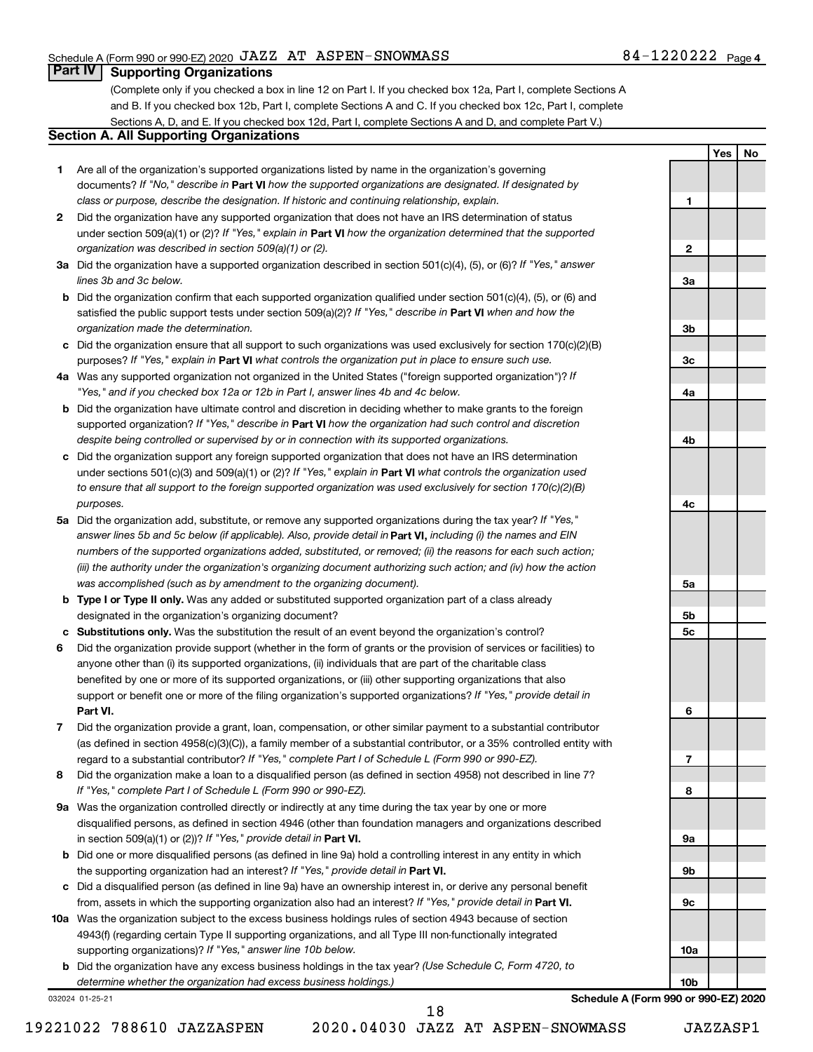Schedule A (Form 990 or 990-EZ) 2020 JAZZ AT ASPEN-SNOWMASS 84-1220222 Page 4

## Part IV Supporting Organizations

(Complete only if you checked a box in line 12 on Part I. If you checked box 12a, Part I, complete Sections A and B. If you checked box 12b, Part I, complete Sections A and C. If you checked box 12c, Part I, complete Sections A, D, and E. If you checked box 12d, Part I, complete Sections A and D, and complete Part V.)

### Section A. All Supporting Organizations

| | | | Yes | No |
|---|---|---|---|---|
| 1 | Are all of the organization's supported organizations listed by name in the organization's governing documents? *If "No," describe in* **Part VI** *how the supported organizations are designated. If designated by class or purpose, describe the designation. If historic and continuing relationship, explain.* | 1 | | |
| 2 | Did the organization have any supported organization that does not have an IRS determination of status under section 509(a)(1) or (2)? *If "Yes," explain in* **Part VI** *how the organization determined that the supported organization was described in section 509(a)(1) or (2).* | 2 | | |
| 3a | Did the organization have a supported organization described in section 501(c)(4), (5), or (6)? *If "Yes," answer lines 3b and 3c below.* | 3a | | |
| b | Did the organization confirm that each supported organization qualified under section 501(c)(4), (5), or (6) and satisfied the public support tests under section 509(a)(2)? *If "Yes," describe in* **Part VI** *when and how the organization made the determination.* | 3b | | |
| c | Did the organization ensure that all support to such organizations was used exclusively for section 170(c)(2)(B) purposes? *If "Yes," explain in* **Part VI** *what controls the organization put in place to ensure such use.* | 3c | | |
| 4a | Was any supported organization not organized in the United States ("foreign supported organization")? *If "Yes," and if you checked box 12a or 12b in Part I, answer lines 4b and 4c below.* | 4a | | |
| b | Did the organization have ultimate control and discretion in deciding whether to make grants to the foreign supported organization? *If "Yes," describe in* **Part VI** *how the organization had such control and discretion despite being controlled or supervised by or in connection with its supported organizations.* | 4b | | |
| c | Did the organization support any foreign supported organization that does not have an IRS determination under sections 501(c)(3) and 509(a)(1) or (2)? *If "Yes," explain in* **Part VI** *what controls the organization used to ensure that all support to the foreign supported organization was used exclusively for section 170(c)(2)(B) purposes.* | 4c | | |
| 5a | Did the organization add, substitute, or remove any supported organizations during the tax year? *If "Yes," answer lines 5b and 5c below (if applicable). Also, provide detail in* **Part VI,** *including (i) the names and EIN numbers of the supported organizations added, substituted, or removed; (ii) the reasons for each such action; (iii) the authority under the organization's organizing document authorizing such action; and (iv) how the action was accomplished (such as by amendment to the organizing document).* | 5a | | |
| b | **Type I or Type II only.** Was any added or substituted supported organization part of a class already designated in the organization's organizing document? | 5b | | |
| c | **Substitutions only.** Was the substitution the result of an event beyond the organization's control? | 5c | | |
| 6 | Did the organization provide support (whether in the form of grants or the provision of services or facilities) to anyone other than (i) its supported organizations, (ii) individuals that are part of the charitable class benefited by one or more of its supported organizations, or (iii) other supporting organizations that also support or benefit one or more of the filing organization's supported organizations? *If "Yes," provide detail in* **Part VI.** | 6 | | |
| 7 | Did the organization provide a grant, loan, compensation, or other similar payment to a substantial contributor (as defined in section 4958(c)(3)(C)), a family member of a substantial contributor, or a 35% controlled entity with regard to a substantial contributor? *If "Yes," complete Part I of Schedule L (Form 990 or 990-EZ).* | 7 | | |
| 8 | Did the organization make a loan to a disqualified person (as defined in section 4958) not described in line 7? *If "Yes," complete Part I of Schedule L (Form 990 or 990-EZ).* | 8 | | |
| 9a | Was the organization controlled directly or indirectly at any time during the tax year by one or more disqualified persons, as defined in section 4946 (other than foundation managers and organizations described in section 509(a)(1) or (2))? *If "Yes," provide detail in* **Part VI.** | 9a | | |
| b | Did one or more disqualified persons (as defined in line 9a) hold a controlling interest in any entity in which the supporting organization had an interest? *If "Yes," provide detail in* **Part VI.** | 9b | | |
| c | Did a disqualified person (as defined in line 9a) have an ownership interest in, or derive any personal benefit from, assets in which the supporting organization also had an interest? *If "Yes," provide detail in* **Part VI.** | 9c | | |
| 10a | Was the organization subject to the excess business holdings rules of section 4943 because of section 4943(f) (regarding certain Type II supporting organizations, and all Type III non-functionally integrated supporting organizations)? *If "Yes," answer line 10b below.* | 10a | | |
| b | Did the organization have any excess business holdings in the tax year? *(Use Schedule C, Form 4720, to determine whether the organization had excess business holdings.)* | 10b | | |

032024 01-25-21 **Schedule A (Form 990 or 990-EZ) 2020**

19221022 788610 JAZZASPEN 2020.04030 JAZZ AT ASPEN-SNOWMASS JAZZASP1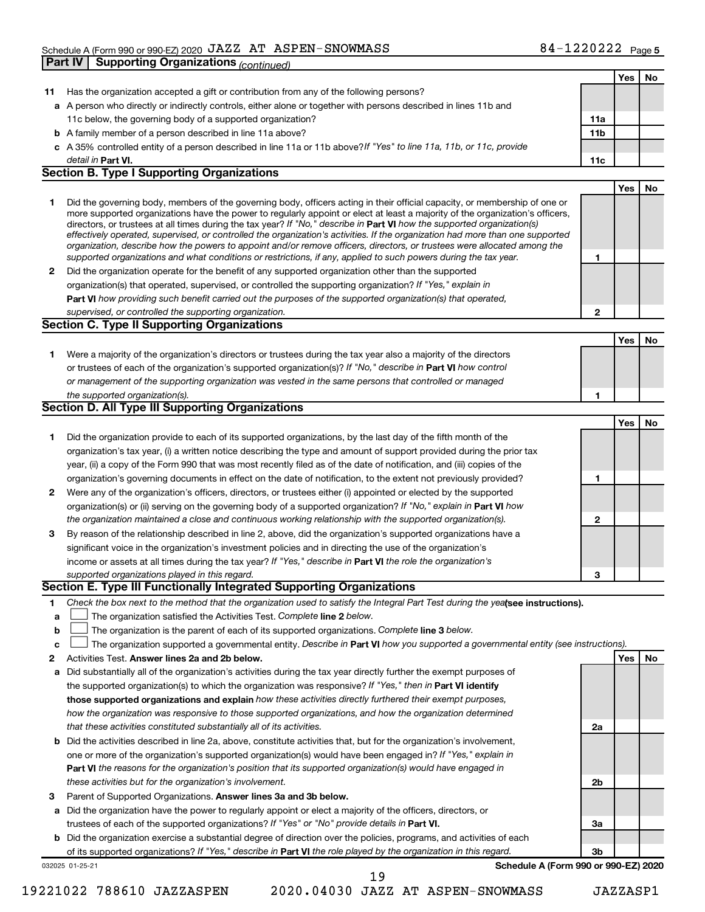Schedule A (Form 990 or 990-EZ) 2020 JAZZ AT ASPEN-SNOWMASS 84-1220222 Page 5

**Part IV | Supporting Organizations** *(continued)*

| | | | Yes | No |
|---|---|---|---|---|
| **11** | Has the organization accepted a gift or contribution from any of the following persons? | | | |
| **a** | A person who directly or indirectly controls, either alone or together with persons described in lines 11b and 11c below, the governing body of a supported organization? | **11a** | | |
| **b** | A family member of a person described in line 11a above? | **11b** | | |
| **c** | A 35% controlled entity of a person described in line 11a or 11b above? *If "Yes" to line 11a, 11b, or 11c, provide detail in* **Part VI.** | **11c** | | |

## Section B. Type I Supporting Organizations

| | | | Yes | No |
|---|---|---|---|---|
| **1** | Did the governing body, members of the governing body, officers acting in their official capacity, or membership of one or more supported organizations have the power to regularly appoint or elect at least a majority of the organization's officers, directors, or trustees at all times during the tax year? *If "No," describe in* **Part VI** *how the supported organization(s) effectively operated, supervised, or controlled the organization's activities. If the organization had more than one supported organization, describe how the powers to appoint and/or remove officers, directors, or trustees were allocated among the supported organizations and what conditions or restrictions, if any, applied to such powers during the tax year.* | **1** | | |
| **2** | Did the organization operate for the benefit of any supported organization other than the supported organization(s) that operated, supervised, or controlled the supporting organization? *If "Yes," explain in* **Part VI** *how providing such benefit carried out the purposes of the supported organization(s) that operated, supervised, or controlled the supporting organization.* | **2** | | |

## Section C. Type II Supporting Organizations

| | | | Yes | No |
|---|---|---|---|---|
| **1** | Were a majority of the organization's directors or trustees during the tax year also a majority of the directors or trustees of each of the organization's supported organization(s)? *If "No," describe in* **Part VI** *how control or management of the supporting organization was vested in the same persons that controlled or managed the supported organization(s).* | **1** | | |

## Section D. All Type III Supporting Organizations

| | | | Yes | No |
|---|---|---|---|---|
| **1** | Did the organization provide to each of its supported organizations, by the last day of the fifth month of the organization's tax year, (i) a written notice describing the type and amount of support provided during the prior tax year, (ii) a copy of the Form 990 that was most recently filed as of the date of notification, and (iii) copies of the organization's governing documents in effect on the date of notification, to the extent not previously provided? | **1** | | |
| **2** | Were any of the organization's officers, directors, or trustees either (i) appointed or elected by the supported organization(s) or (ii) serving on the governing body of a supported organization? *If "No," explain in* **Part VI** *how the organization maintained a close and continuous working relationship with the supported organization(s).* | **2** | | |
| **3** | By reason of the relationship described in line 2, above, did the organization's supported organizations have a significant voice in the organization's investment policies and in directing the use of the organization's income or assets at all times during the tax year? *If "Yes," describe in* **Part VI** *the role the organization's supported organizations played in this regard.* | **3** | | |

## Section E. Type III Functionally Integrated Supporting Organizations

**1** *Check the box next to the method that the organization used to satisfy the Integral Part Test during the year* **(see instructions).**

- **a** ☐ The organization satisfied the Activities Test. *Complete* **line 2** *below.*
- **b** ☐ The organization is the parent of each of its supported organizations. *Complete* **line 3** *below.*
- **c** ☐ The organization supported a governmental entity. *Describe in* **Part VI** *how you supported a governmental entity (see instructions).*

| | | | Yes | No |
|---|---|---|---|---|
| **2** | Activities Test. **Answer lines 2a and 2b below.** | | | |
| **a** | Did substantially all of the organization's activities during the tax year directly further the exempt purposes of the supported organization(s) to which the organization was responsive? *If "Yes," then in* **Part VI identify those supported organizations and explain** *how these activities directly furthered their exempt purposes, how the organization was responsive to those supported organizations, and how the organization determined that these activities constituted substantially all of its activities.* | **2a** | | |
| **b** | Did the activities described in line 2a, above, constitute activities that, but for the organization's involvement, one or more of the organization's supported organization(s) would have been engaged in? *If "Yes," explain in* **Part VI** *the reasons for the organization's position that its supported organization(s) would have engaged in these activities but for the organization's involvement.* | **2b** | | |
| **3** | Parent of Supported Organizations. **Answer lines 3a and 3b below.** | | | |
| **a** | Did the organization have the power to regularly appoint or elect a majority of the officers, directors, or trustees of each of the supported organizations? *If "Yes" or "No" provide details in* **Part VI.** | **3a** | | |
| **b** | Did the organization exercise a substantial degree of direction over the policies, programs, and activities of each of its supported organizations? *If "Yes," describe in* **Part VI** *the role played by the organization in this regard.* | **3b** | | |

032025 01-25-21 **Schedule A (Form 990 or 990-EZ) 2020**

19221022 788610 JAZZASPEN 2020.04030 JAZZ AT ASPEN-SNOWMASS JAZZASP1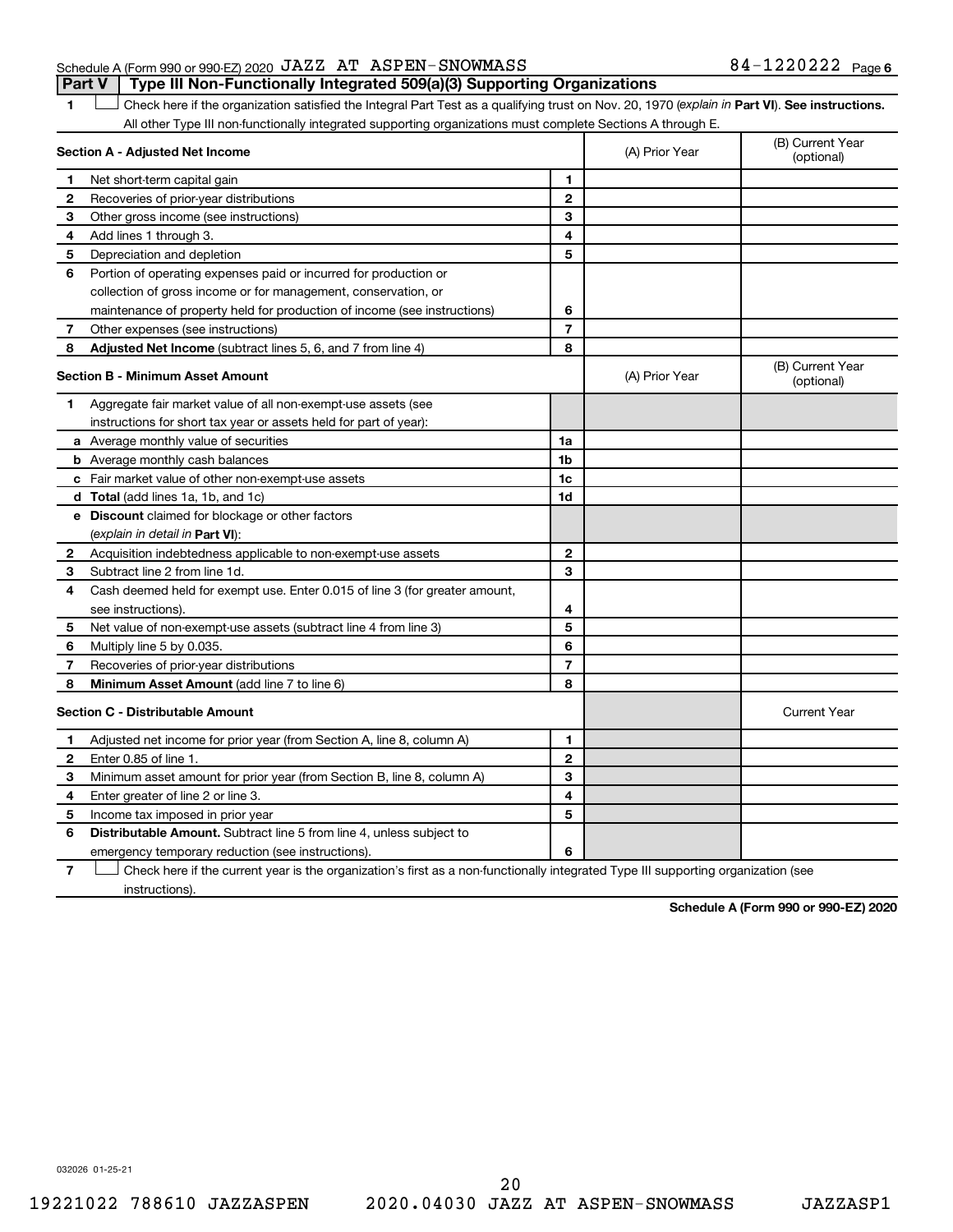Schedule A (Form 990 or 990-EZ) 2020 JAZZ AT ASPEN-SNOWMASS 84-1220222 Page 6

## Part V Type III Non-Functionally Integrated 509(a)(3) Supporting Organizations

1 ☐ Check here if the organization satisfied the Integral Part Test as a qualifying trust on Nov. 20, 1970 (*explain in* **Part VI**). **See instructions.** All other Type III non-functionally integrated supporting organizations must complete Sections A through E.

| **Section A - Adjusted Net Income** | | (A) Prior Year | (B) Current Year (optional) |
|---|---|---|---|
| 1 Net short-term capital gain | 1 | | |
| 2 Recoveries of prior-year distributions | 2 | | |
| 3 Other gross income (see instructions) | 3 | | |
| 4 Add lines 1 through 3. | 4 | | |
| 5 Depreciation and depletion | 5 | | |
| 6 Portion of operating expenses paid or incurred for production or collection of gross income or for management, conservation, or maintenance of property held for production of income (see instructions) | 6 | | |
| 7 Other expenses (see instructions) | 7 | | |
| 8 **Adjusted Net Income** (subtract lines 5, 6, and 7 from line 4) | 8 | | |

| **Section B - Minimum Asset Amount** | | (A) Prior Year | (B) Current Year (optional) |
|---|---|---|---|
| 1 Aggregate fair market value of all non-exempt-use assets (see instructions for short tax year or assets held for part of year): | | | |
| a Average monthly value of securities | 1a | | |
| b Average monthly cash balances | 1b | | |
| c Fair market value of other non-exempt-use assets | 1c | | |
| d **Total** (add lines 1a, 1b, and 1c) | 1d | | |
| e **Discount** claimed for blockage or other factors (*explain in detail in* **Part VI**): | | | |
| 2 Acquisition indebtedness applicable to non-exempt-use assets | 2 | | |
| 3 Subtract line 2 from line 1d. | 3 | | |
| 4 Cash deemed held for exempt use. Enter 0.015 of line 3 (for greater amount, see instructions). | 4 | | |
| 5 Net value of non-exempt-use assets (subtract line 4 from line 3) | 5 | | |
| 6 Multiply line 5 by 0.035. | 6 | | |
| 7 Recoveries of prior-year distributions | 7 | | |
| 8 **Minimum Asset Amount** (add line 7 to line 6) | 8 | | |

| **Section C - Distributable Amount** | | | Current Year |
|---|---|---|---|
| 1 Adjusted net income for prior year (from Section A, line 8, column A) | 1 | | |
| 2 Enter 0.85 of line 1. | 2 | | |
| 3 Minimum asset amount for prior year (from Section B, line 8, column A) | 3 | | |
| 4 Enter greater of line 2 or line 3. | 4 | | |
| 5 Income tax imposed in prior year | 5 | | |
| 6 **Distributable Amount.** Subtract line 5 from line 4, unless subject to emergency temporary reduction (see instructions). | 6 | | |

7 ☐ Check here if the current year is the organization's first as a non-functionally integrated Type III supporting organization (see instructions).

**Schedule A (Form 990 or 990-EZ) 2020**

032026 01-25-21

19221022 788610 JAZZASPEN 2020.04030 JAZZ AT ASPEN-SNOWMASS JAZZASP1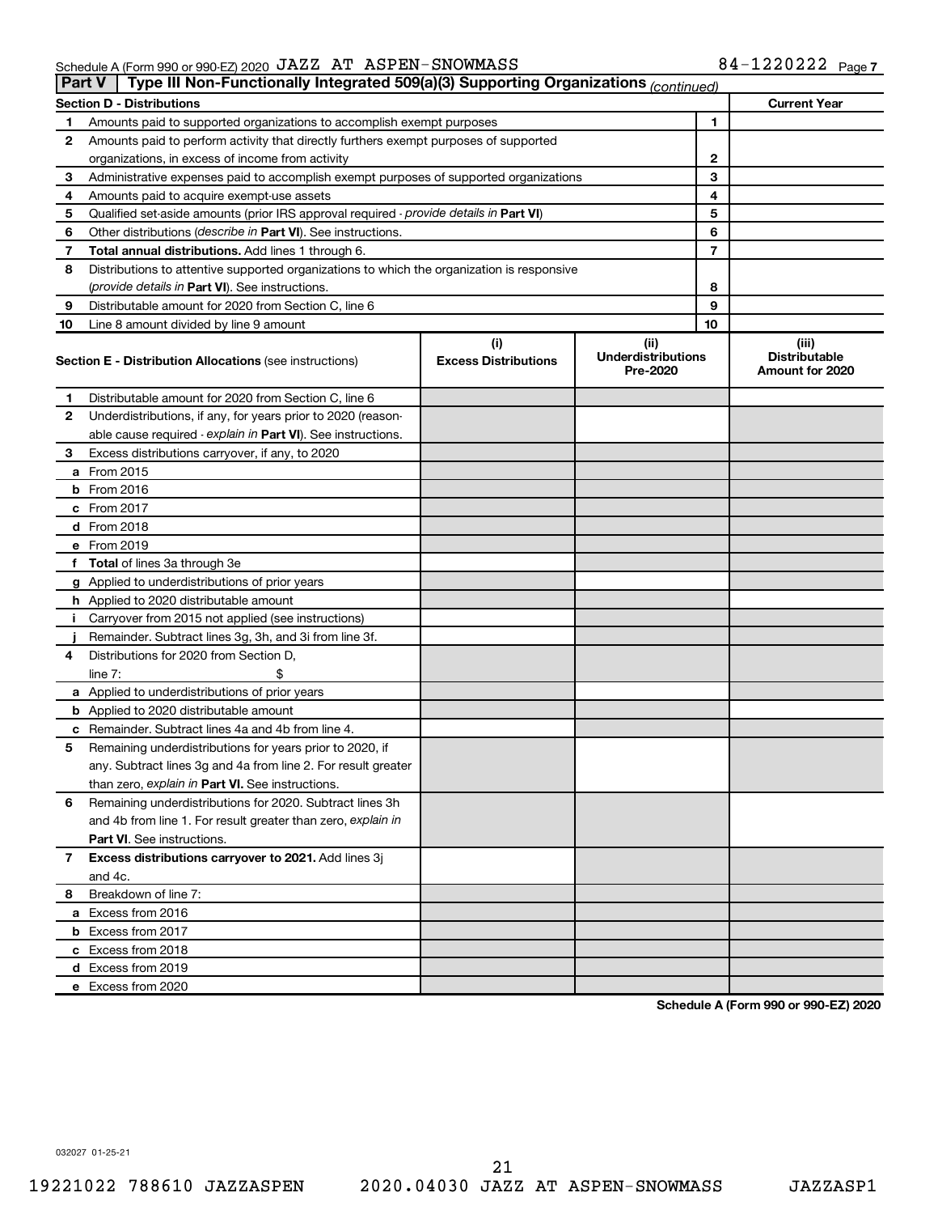Schedule A (Form 990 or 990-EZ) 2020 JAZZ AT ASPEN-SNOWMASS 84-1220222 Page 7

**Part V | Type III Non-Functionally Integrated 509(a)(3) Supporting Organizations** *(continued)*

| **Section D - Distributions** | | | **Current Year** |
|---|---|---|---|
| 1 | Amounts paid to supported organizations to accomplish exempt purposes | 1 | |
| 2 | Amounts paid to perform activity that directly furthers exempt purposes of supported organizations, in excess of income from activity | 2 | |
| 3 | Administrative expenses paid to accomplish exempt purposes of supported organizations | 3 | |
| 4 | Amounts paid to acquire exempt-use assets | 4 | |
| 5 | Qualified set-aside amounts (prior IRS approval required - *provide details in* **Part VI**) | 5 | |
| 6 | Other distributions (*describe in* **Part VI**). See instructions. | 6 | |
| 7 | **Total annual distributions.** Add lines 1 through 6. | 7 | |
| 8 | Distributions to attentive supported organizations to which the organization is responsive (*provide details in* **Part VI**). See instructions. | 8 | |
| 9 | Distributable amount for 2020 from Section C, line 6 | 9 | |
| 10 | Line 8 amount divided by line 9 amount | 10 | |

| **Section E - Distribution Allocations** (see instructions) | (i) Excess Distributions | (ii) Underdistributions Pre-2020 | (iii) Distributable Amount for 2020 |
|---|---|---|---|
| **1** Distributable amount for 2020 from Section C, line 6 | | | |
| **2** Underdistributions, if any, for years prior to 2020 (reasonable cause required - *explain in* **Part VI**). See instructions. | | | |
| **3** Excess distributions carryover, if any, to 2020 | | | |
| **a** From 2015 | | | |
| **b** From 2016 | | | |
| **c** From 2017 | | | |
| **d** From 2018 | | | |
| **e** From 2019 | | | |
| **f** **Total** of lines 3a through 3e | | | |
| **g** Applied to underdistributions of prior years | | | |
| **h** Applied to 2020 distributable amount | | | |
| **i** Carryover from 2015 not applied (see instructions) | | | |
| **j** Remainder. Subtract lines 3g, 3h, and 3i from line 3f. | | | |
| **4** Distributions for 2020 from Section D, line 7: $ | | | |
| **a** Applied to underdistributions of prior years | | | |
| **b** Applied to 2020 distributable amount | | | |
| **c** Remainder. Subtract lines 4a and 4b from line 4. | | | |
| **5** Remaining underdistributions for years prior to 2020, if any. Subtract lines 3g and 4a from line 2. For result greater than zero, *explain in* **Part VI.** See instructions. | | | |
| **6** Remaining underdistributions for 2020. Subtract lines 3h and 4b from line 1. For result greater than zero, *explain in* **Part VI**. See instructions. | | | |
| **7** **Excess distributions carryover to 2021.** Add lines 3j and 4c. | | | |
| **8** Breakdown of line 7: | | | |
| **a** Excess from 2016 | | | |
| **b** Excess from 2017 | | | |
| **c** Excess from 2018 | | | |
| **d** Excess from 2019 | | | |
| **e** Excess from 2020 | | | |

**Schedule A (Form 990 or 990-EZ) 2020**

032027 01-25-21

19221022 788610 JAZZASPEN 2020.04030 JAZZ AT ASPEN-SNOWMASS JAZZASP1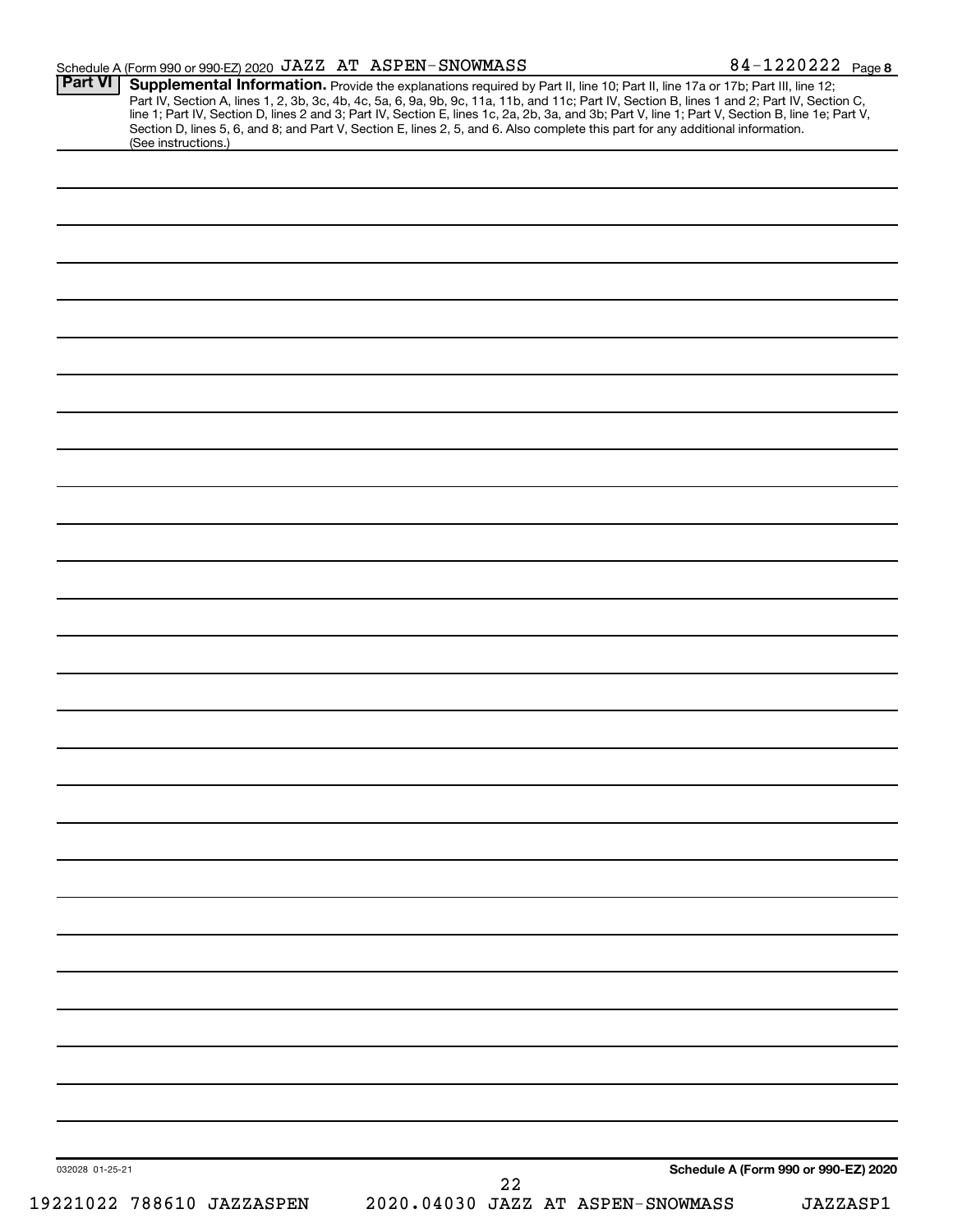Schedule A (Form 990 or 990-EZ) 2020 JAZZ AT ASPEN-SNOWMASS 84-1220222 Page 8

**Part VI** **Supplemental Information.** Provide the explanations required by Part II, line 10; Part II, line 17a or 17b; Part III, line 12; Part IV, Section A, lines 1, 2, 3b, 3c, 4b, 4c, 5a, 6, 9a, 9b, 9c, 11a, 11b, and 11c; Part IV, Section B, lines 1 and 2; Part IV, Section C, line 1; Part IV, Section D, lines 2 and 3; Part IV, Section E, lines 1c, 2a, 2b, 3a, and 3b; Part V, line 1; Part V, Section B, line 1e; Part V, Section D, lines 5, 6, and 8; and Part V, Section E, lines 2, 5, and 6. Also complete this part for any additional information. (See instructions.)

032028 01-25-21

**Schedule A (Form 990 or 990-EZ) 2020**

19221022 788610 JAZZASPEN 2020.04030 JAZZ AT ASPEN-SNOWMASS JAZZASP1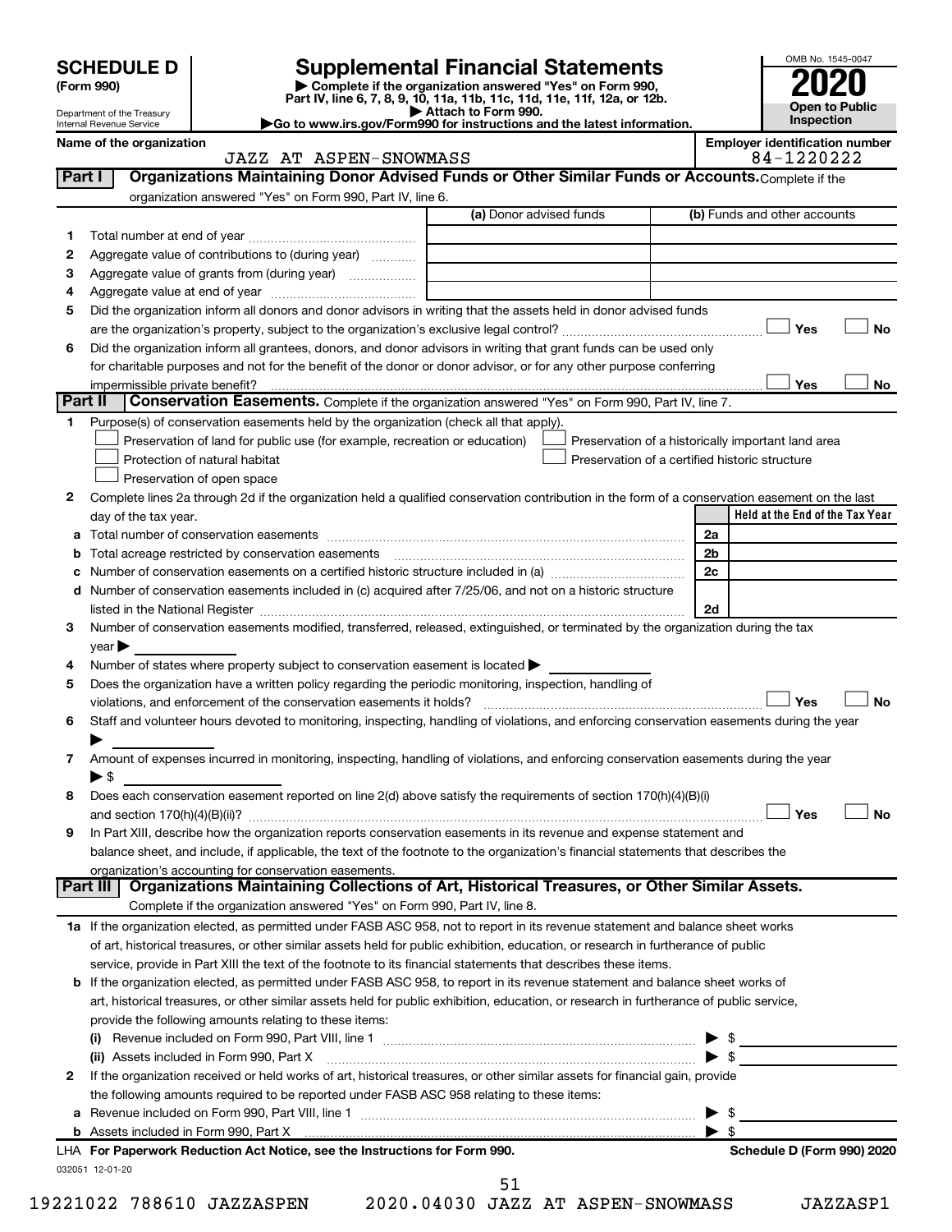**SCHEDULE D** (Form 990)

Department of the Treasury
Internal Revenue Service

# Supplemental Financial Statements

▶ Complete if the organization answered "Yes" on Form 990, Part IV, line 6, 7, 8, 9, 10, 11a, 11b, 11c, 11d, 11e, 11f, 12a, or 12b.
▶ Attach to Form 990.
▶Go to www.irs.gov/Form990 for instructions and the latest information.

OMB No. 1545-0047
**2020**
**Open to Public Inspection**

Name of the organization: JAZZ AT ASPEN-SNOWMASS
Employer identification number: 84-1220222

**Part I — Organizations Maintaining Donor Advised Funds or Other Similar Funds or Accounts.** Complete if the organization answered "Yes" on Form 990, Part IV, line 6.

| | | (a) Donor advised funds | (b) Funds and other accounts |
|---|---|---|---|
| 1 | Total number at end of year | | |
| 2 | Aggregate value of contributions to (during year) | | |
| 3 | Aggregate value of grants from (during year) | | |
| 4 | Aggregate value at end of year | | |

5 Did the organization inform all donors and donor advisors in writing that the assets held in donor advised funds are the organization's property, subject to the organization's exclusive legal control? ☐ Yes ☐ No

6 Did the organization inform all grantees, donors, and donor advisors in writing that grant funds can be used only for charitable purposes and not for the benefit of the donor or donor advisor, or for any other purpose conferring impermissible private benefit? ☐ Yes ☐ No

**Part II — Conservation Easements.** Complete if the organization answered "Yes" on Form 990, Part IV, line 7.

1 Purpose(s) of conservation easements held by the organization (check all that apply).
- ☐ Preservation of land for public use (for example, recreation or education)
- ☐ Protection of natural habitat
- ☐ Preservation of open space
- ☐ Preservation of a historically important land area
- ☐ Preservation of a certified historic structure

2 Complete lines 2a through 2d if the organization held a qualified conservation contribution in the form of a conservation easement on the last day of the tax year.

| | | | Held at the End of the Tax Year |
|---|---|---|---|
| a | Total number of conservation easements | 2a | |
| b | Total acreage restricted by conservation easements | 2b | |
| c | Number of conservation easements on a certified historic structure included in (a) | 2c | |
| d | Number of conservation easements included in (c) acquired after 7/25/06, and not on a historic structure listed in the National Register | 2d | |

3 Number of conservation easements modified, transferred, released, extinguished, or terminated by the organization during the tax year ▶

4 Number of states where property subject to conservation easement is located ▶

5 Does the organization have a written policy regarding the periodic monitoring, inspection, handling of violations, and enforcement of the conservation easements it holds? ☐ Yes ☐ No

6 Staff and volunteer hours devoted to monitoring, inspecting, handling of violations, and enforcing conservation easements during the year ▶

7 Amount of expenses incurred in monitoring, inspecting, handling of violations, and enforcing conservation easements during the year ▶ $

8 Does each conservation easement reported on line 2(d) above satisfy the requirements of section 170(h)(4)(B)(i) and section 170(h)(4)(B)(ii)? ☐ Yes ☐ No

9 In Part XIII, describe how the organization reports conservation easements in its revenue and expense statement and balance sheet, and include, if applicable, the text of the footnote to the organization's financial statements that describes the organization's accounting for conservation easements.

**Part III — Organizations Maintaining Collections of Art, Historical Treasures, or Other Similar Assets.** Complete if the organization answered "Yes" on Form 990, Part IV, line 8.

1a If the organization elected, as permitted under FASB ASC 958, not to report in its revenue statement and balance sheet works of art, historical treasures, or other similar assets held for public exhibition, education, or research in furtherance of public service, provide in Part XIII the text of the footnote to its financial statements that describes these items.

b If the organization elected, as permitted under FASB ASC 958, to report in its revenue statement and balance sheet works of art, historical treasures, or other similar assets held for public exhibition, education, or research in furtherance of public service, provide the following amounts relating to these items:

(i) Revenue included on Form 990, Part VIII, line 1 ▶ $

(ii) Assets included in Form 990, Part X ▶ $

2 If the organization received or held works of art, historical treasures, or other similar assets for financial gain, provide the following amounts required to be reported under FASB ASC 958 relating to these items:

a Revenue included on Form 990, Part VIII, line 1 ▶ $

b Assets included in Form 990, Part X ▶ $

LHA **For Paperwork Reduction Act Notice, see the Instructions for Form 990.** **Schedule D (Form 990) 2020**

032051 12-01-20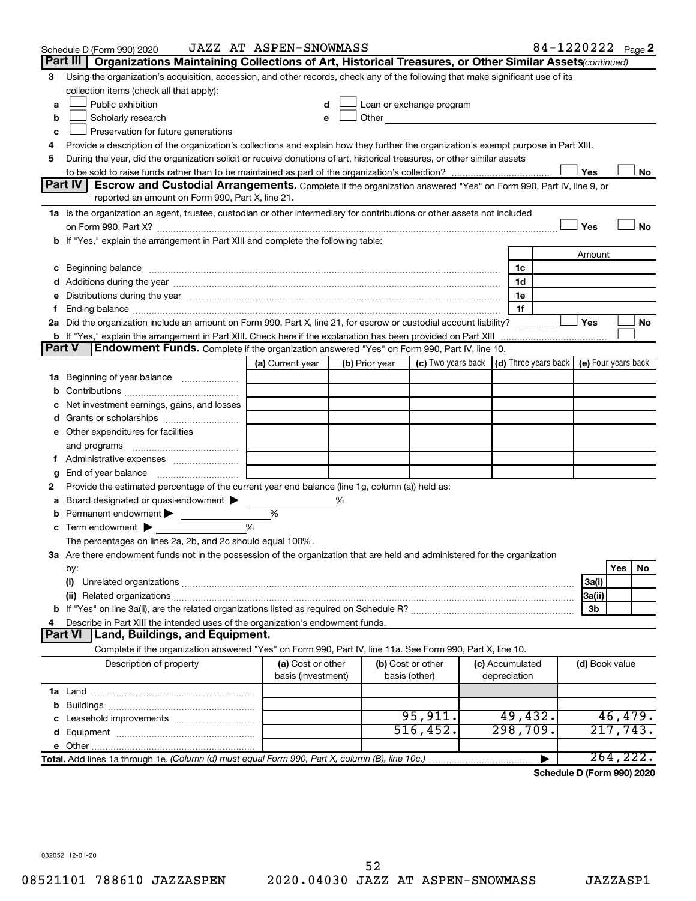Schedule D (Form 990) 2020 JAZZ AT ASPEN-SNOWMASS 84-1220222 Page 2

## Part III Organizations Maintaining Collections of Art, Historical Treasures, or Other Similar Assets *(continued)*

3 Using the organization's acquisition, accession, and other records, check any of the following that make significant use of its collection items (check all that apply):

- a ☐ Public exhibition
- b ☐ Scholarly research
- c ☐ Preservation for future generations
- d ☐ Loan or exchange program
- e ☐ Other

4 Provide a description of the organization's collections and explain how they further the organization's exempt purpose in Part XIII.

5 During the year, did the organization solicit or receive donations of art, historical treasures, or other similar assets to be sold to raise funds rather than to be maintained as part of the organization's collection? ☐ Yes ☐ No

## Part IV Escrow and Custodial Arrangements.

Complete if the organization answered "Yes" on Form 990, Part IV, line 9, or reported an amount on Form 990, Part X, line 21.

1a Is the organization an agent, trustee, custodian or other intermediary for contributions or other assets not included on Form 990, Part X? ☐ Yes ☐ No

b If "Yes," explain the arrangement in Part XIII and complete the following table:

| | | Amount |
|---|---|---|
| c Beginning balance | 1c | |
| d Additions during the year | 1d | |
| e Distributions during the year | 1e | |
| f Ending balance | 1f | |

2a Did the organization include an amount on Form 990, Part X, line 21, for escrow or custodial account liability? ☐ Yes ☐ No

b If "Yes," explain the arrangement in Part XIII. Check here if the explanation has been provided on Part XIII ☐

## Part V Endowment Funds.

Complete if the organization answered "Yes" on Form 990, Part IV, line 10.

| | (a) Current year | (b) Prior year | (c) Two years back | (d) Three years back | (e) Four years back |
|---|---|---|---|---|---|
| 1a Beginning of year balance | | | | | |
| b Contributions | | | | | |
| c Net investment earnings, gains, and losses | | | | | |
| d Grants or scholarships | | | | | |
| e Other expenditures for facilities and programs | | | | | |
| f Administrative expenses | | | | | |
| g End of year balance | | | | | |

2 Provide the estimated percentage of the current year end balance (line 1g, column (a)) held as:

- a Board designated or quasi-endowment ▶ %
- b Permanent endowment ▶ %
- c Term endowment ▶ %

The percentages on lines 2a, 2b, and 2c should equal 100%.

3a Are there endowment funds not in the possession of the organization that are held and administered for the organization by:

| | | Yes | No |
|---|---|---|---|
| (i) Unrelated organizations | 3a(i) | | |
| (ii) Related organizations | 3a(ii) | | |
| b If "Yes" on line 3a(ii), are the related organizations listed as required on Schedule R? | 3b | | |

4 Describe in Part XIII the intended uses of the organization's endowment funds.

## Part VI Land, Buildings, and Equipment.

Complete if the organization answered "Yes" on Form 990, Part IV, line 11a. See Form 990, Part X, line 10.

| Description of property | (a) Cost or other basis (investment) | (b) Cost or other basis (other) | (c) Accumulated depreciation | (d) Book value |
|---|---|---|---|---|
| 1a Land | | | | |
| b Buildings | | | | |
| c Leasehold improvements | | 95,911. | 49,432. | 46,479. |
| d Equipment | | 516,452. | 298,709. | 217,743. |
| e Other | | | | |
| **Total.** Add lines 1a through 1e. *(Column (d) must equal Form 990, Part X, column (B), line 10c.)* | | | ▶ | 264,222. |

**Schedule D (Form 990) 2020**

032052 12-01-20

08521101 788610 JAZZASPEN 2020.04030 JAZZ AT ASPEN-SNOWMASS JAZZASP1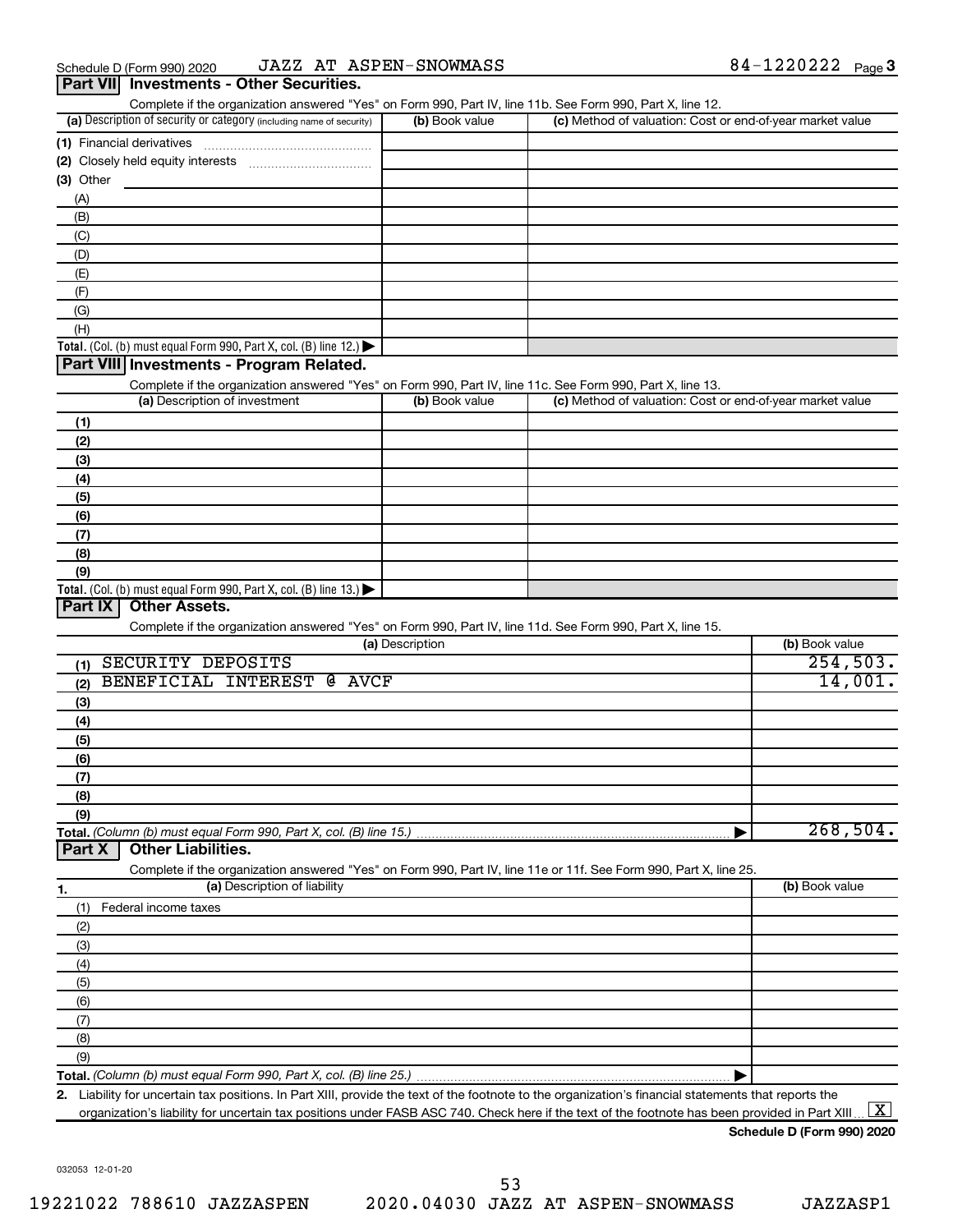Schedule D (Form 990) 2020 JAZZ AT ASPEN-SNOWMASS 84-1220222 Page 3

## Part VII Investments - Other Securities.

Complete if the organization answered "Yes" on Form 990, Part IV, line 11b. See Form 990, Part X, line 12.

| (a) Description of security or category (including name of security) | (b) Book value | (c) Method of valuation: Cost or end-of-year market value |
|---|---|---|
| (1) Financial derivatives | | |
| (2) Closely held equity interests | | |
| (3) Other | | |
| (A) | | |
| (B) | | |
| (C) | | |
| (D) | | |
| (E) | | |
| (F) | | |
| (G) | | |
| (H) | | |
| **Total.** (Col. (b) must equal Form 990, Part X, col. (B) line 12.) ▶ | | |

## Part VIII Investments - Program Related.

Complete if the organization answered "Yes" on Form 990, Part IV, line 11c. See Form 990, Part X, line 13.

| (a) Description of investment | (b) Book value | (c) Method of valuation: Cost or end-of-year market value |
|---|---|---|
| (1) | | |
| (2) | | |
| (3) | | |
| (4) | | |
| (5) | | |
| (6) | | |
| (7) | | |
| (8) | | |
| (9) | | |
| **Total.** (Col. (b) must equal Form 990, Part X, col. (B) line 13.) ▶ | | |

## Part IX Other Assets.

Complete if the organization answered "Yes" on Form 990, Part IV, line 11d. See Form 990, Part X, line 15.

| (a) Description | (b) Book value |
|---|---|
| (1) SECURITY DEPOSITS | 254,503. |
| (2) BENEFICIAL INTEREST @ AVCF | 14,001. |
| (3) | |
| (4) | |
| (5) | |
| (6) | |
| (7) | |
| (8) | |
| (9) | |
| **Total.** *(Column (b) must equal Form 990, Part X, col. (B) line 15.)* ▶ | 268,504. |

## Part X Other Liabilities.

Complete if the organization answered "Yes" on Form 990, Part IV, line 11e or 11f. See Form 990, Part X, line 25.

| 1. (a) Description of liability | (b) Book value |
|---|---|
| (1) Federal income taxes | |
| (2) | |
| (3) | |
| (4) | |
| (5) | |
| (6) | |
| (7) | |
| (8) | |
| (9) | |
| **Total.** *(Column (b) must equal Form 990, Part X, col. (B) line 25.)* ▶ | |

2. Liability for uncertain tax positions. In Part XIII, provide the text of the footnote to the organization's financial statements that reports the organization's liability for uncertain tax positions under FASB ASC 740. Check here if the text of the footnote has been provided in Part XIII ... [X]

**Schedule D (Form 990) 2020**

032053 12-01-20

19221022 788610 JAZZASPEN 2020.04030 JAZZ AT ASPEN-SNOWMASS JAZZASP1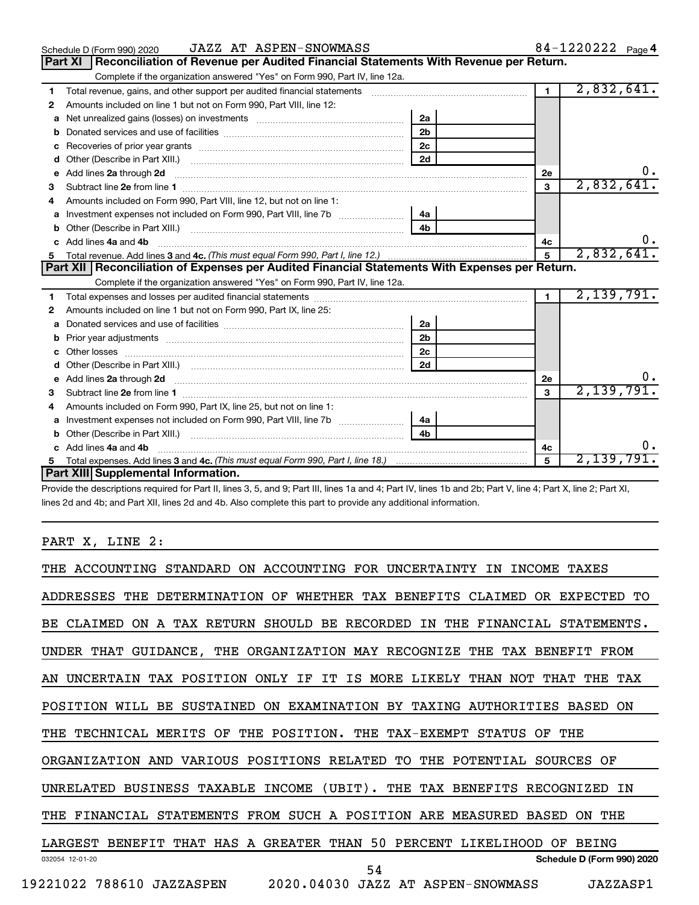Schedule D (Form 990) 2020 JAZZ AT ASPEN-SNOWMASS 84-1220222 Page 4

## Part XI Reconciliation of Revenue per Audited Financial Statements With Revenue per Return.

Complete if the organization answered "Yes" on Form 990, Part IV, line 12a.

| | | | | | |
|---|---|---|---|---|---|
| 1 | Total revenue, gains, and other support per audited financial statements | | | 1 | 2,832,641. |
| 2 | Amounts included on line 1 but not on Form 990, Part VIII, line 12: | | | | |
| a | Net unrealized gains (losses) on investments | 2a | | | |
| b | Donated services and use of facilities | 2b | | | |
| c | Recoveries of prior year grants | 2c | | | |
| d | Other (Describe in Part XIII.) | 2d | | | |
| e | Add lines 2a through 2d | | | 2e | 0. |
| 3 | Subtract line 2e from line 1 | | | 3 | 2,832,641. |
| 4 | Amounts included on Form 990, Part VIII, line 12, but not on line 1: | | | | |
| a | Investment expenses not included on Form 990, Part VIII, line 7b | 4a | | | |
| b | Other (Describe in Part XIII.) | 4b | | | |
| c | Add lines 4a and 4b | | | 4c | 0. |
| 5 | Total revenue. Add lines 3 and 4c. *(This must equal Form 990, Part I, line 12.)* | | | 5 | 2,832,641. |

## Part XII Reconciliation of Expenses per Audited Financial Statements With Expenses per Return.

Complete if the organization answered "Yes" on Form 990, Part IV, line 12a.

| | | | | | |
|---|---|---|---|---|---|
| 1 | Total expenses and losses per audited financial statements | | | 1 | 2,139,791. |
| 2 | Amounts included on line 1 but not on Form 990, Part IX, line 25: | | | | |
| a | Donated services and use of facilities | 2a | | | |
| b | Prior year adjustments | 2b | | | |
| c | Other losses | 2c | | | |
| d | Other (Describe in Part XIII.) | 2d | | | |
| e | Add lines 2a through 2d | | | 2e | 0. |
| 3 | Subtract line 2e from line 1 | | | 3 | 2,139,791. |
| 4 | Amounts included on Form 990, Part IX, line 25, but not on line 1: | | | | |
| a | Investment expenses not included on Form 990, Part VIII, line 7b | 4a | | | |
| b | Other (Describe in Part XIII.) | 4b | | | |
| c | Add lines 4a and 4b | | | 4c | 0. |
| 5 | Total expenses. Add lines 3 and 4c. *(This must equal Form 990, Part I, line 18.)* | | | 5 | 2,139,791. |

## Part XIII Supplemental Information.

Provide the descriptions required for Part II, lines 3, 5, and 9; Part III, lines 1a and 4; Part IV, lines 1b and 2b; Part V, line 4; Part X, line 2; Part XI, lines 2d and 4b; and Part XII, lines 2d and 4b. Also complete this part to provide any additional information.

PART X, LINE 2:

THE ACCOUNTING STANDARD ON ACCOUNTING FOR UNCERTAINTY IN INCOME TAXES ADDRESSES THE DETERMINATION OF WHETHER TAX BENEFITS CLAIMED OR EXPECTED TO BE CLAIMED ON A TAX RETURN SHOULD BE RECORDED IN THE FINANCIAL STATEMENTS. UNDER THAT GUIDANCE, THE ORGANIZATION MAY RECOGNIZE THE TAX BENEFIT FROM AN UNCERTAIN TAX POSITION ONLY IF IT IS MORE LIKELY THAN NOT THAT THE TAX POSITION WILL BE SUSTAINED ON EXAMINATION BY TAXING AUTHORITIES BASED ON THE TECHNICAL MERITS OF THE POSITION. THE TAX-EXEMPT STATUS OF THE ORGANIZATION AND VARIOUS POSITIONS RELATED TO THE POTENTIAL SOURCES OF UNRELATED BUSINESS TAXABLE INCOME (UBIT). THE TAX BENEFITS RECOGNIZED IN THE FINANCIAL STATEMENTS FROM SUCH A POSITION ARE MEASURED BASED ON THE LARGEST BENEFIT THAT HAS A GREATER THAN 50 PERCENT LIKELIHOOD OF BEING

032054 12-01-20 Schedule D (Form 990) 2020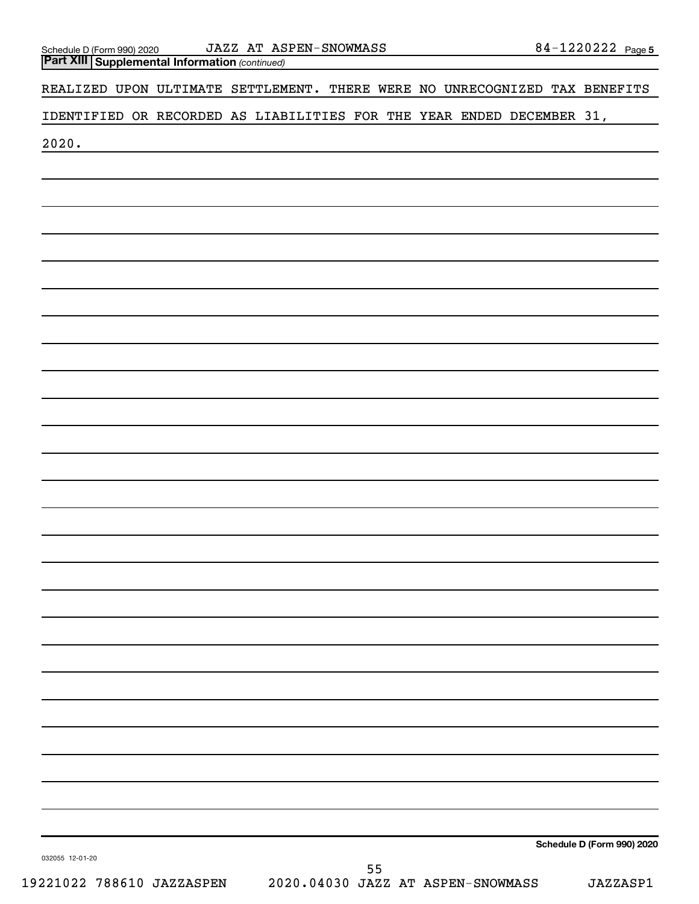**Part XIII** **Supplemental Information** *(continued)*

REALIZED UPON ULTIMATE SETTLEMENT. THERE WERE NO UNRECOGNIZED TAX BENEFITS IDENTIFIED OR RECORDED AS LIABILITIES FOR THE YEAR ENDED DECEMBER 31, 2020.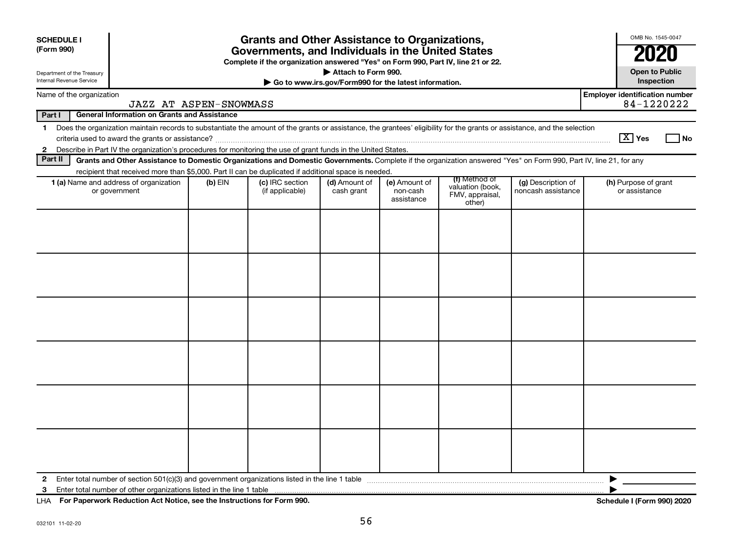**SCHEDULE I (Form 990)**

Department of the Treasury
Internal Revenue Service

# Grants and Other Assistance to Organizations, Governments, and Individuals in the United States

**Complete if the organization answered "Yes" on Form 990, Part IV, line 21 or 22.**

**▶ Attach to Form 990.**

**▶ Go to www.irs.gov/Form990 for the latest information.**

OMB No. 1545-0047

**2020**

**Open to Public Inspection**

Name of the organization: JAZZ AT ASPEN-SNOWMASS

**Employer identification number** 84-1220222

**Part I — General Information on Grants and Assistance**

1 Does the organization maintain records to substantiate the amount of the grants or assistance, the grantees' eligibility for the grants or assistance, and the selection criteria used to award the grants or assistance? [X] Yes [ ] No

2 Describe in Part IV the organization's procedures for monitoring the use of grant funds in the United States.

**Part II — Grants and Other Assistance to Domestic Organizations and Domestic Governments.** Complete if the organization answered "Yes" on Form 990, Part IV, line 21, for any recipient that received more than $5,000. Part II can be duplicated if additional space is needed.

| **1 (a)** Name and address of organization or government | **(b)** EIN | **(c)** IRC section (if applicable) | **(d)** Amount of cash grant | **(e)** Amount of non-cash assistance | **(f)** Method of valuation (book, FMV, appraisal, other) | **(g)** Description of noncash assistance | **(h)** Purpose of grant or assistance |
|---|---|---|---|---|---|---|---|
| | | | | | | | |
| | | | | | | | |
| | | | | | | | |
| | | | | | | | |
| | | | | | | | |
| | | | | | | | |

2 Enter total number of section 501(c)(3) and government organizations listed in the line 1 table ▶

3 Enter total number of other organizations listed in the line 1 table ▶

LHA **For Paperwork Reduction Act Notice, see the Instructions for Form 990.** **Schedule I (Form 990) 2020**

032101 11-02-20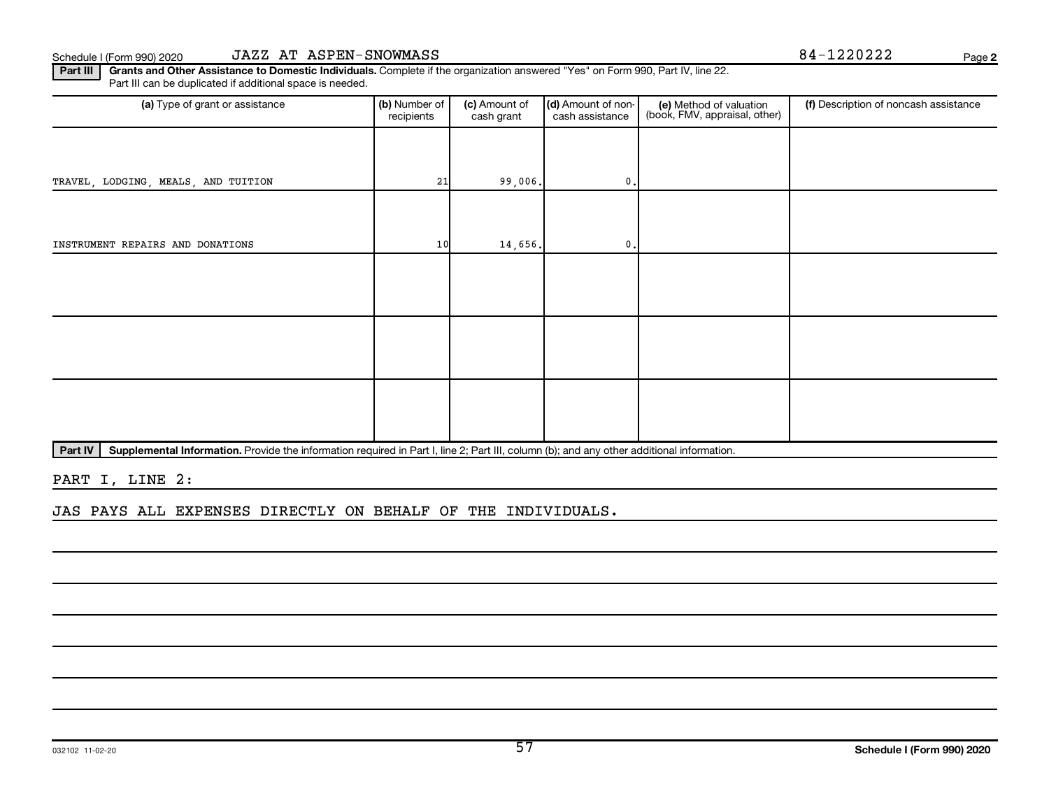Schedule I (Form 990) 2020 JAZZ AT ASPEN-SNOWMASS 84-1220222

**Part III** **Grants and Other Assistance to Domestic Individuals.** Complete if the organization answered "Yes" on Form 990, Part IV, line 22. Part III can be duplicated if additional space is needed.

| (a) Type of grant or assistance | (b) Number of recipients | (c) Amount of cash grant | (d) Amount of non-cash assistance | (e) Method of valuation (book, FMV, appraisal, other) | (f) Description of noncash assistance |
|---|---|---|---|---|---|
| TRAVEL, LODGING, MEALS, AND TUITION | 21 | 99,006. | 0. | | |
| INSTRUMENT REPAIRS AND DONATIONS | 10 | 14,656. | 0. | | |
| | | | | | |
| | | | | | |
| | | | | | |

**Part IV** **Supplemental Information.** Provide the information required in Part I, line 2; Part III, column (b); and any other additional information.

PART I, LINE 2:

JAS PAYS ALL EXPENSES DIRECTLY ON BEHALF OF THE INDIVIDUALS.

032102 11-02-20 **Schedule I (Form 990) 2020**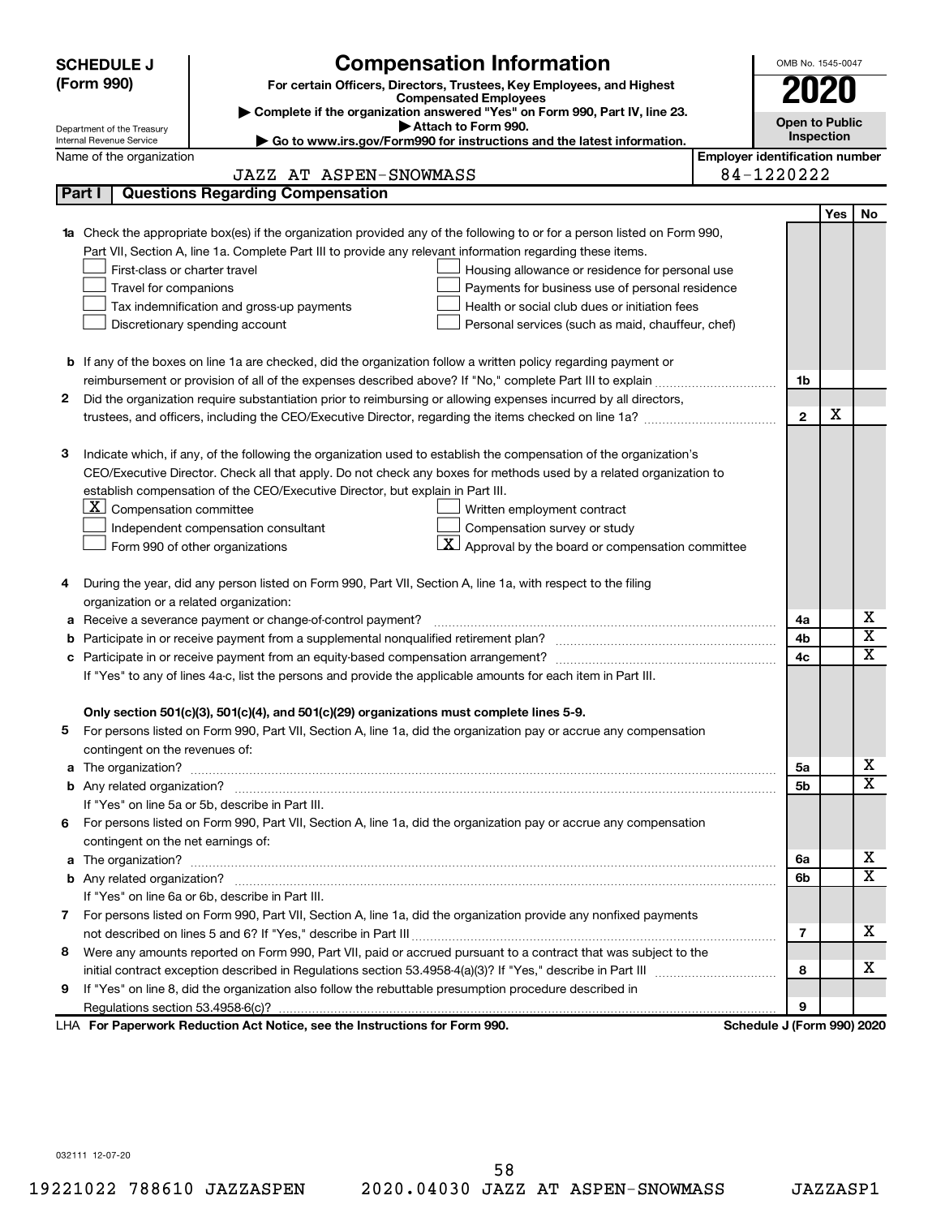# SCHEDULE J (Form 990)

Department of the Treasury
Internal Revenue Service

## Compensation Information

**For certain Officers, Directors, Trustees, Key Employees, and Highest Compensated Employees**

▶ Complete if the organization answered "Yes" on Form 990, Part IV, line 23.
▶ Attach to Form 990.
▶ Go to www.irs.gov/Form990 for instructions and the latest information.

OMB No. 1545-0047

**2020**

**Open to Public Inspection**

Name of the organization: JAZZ AT ASPEN-SNOWMASS

Employer identification number: 84-1220222

### Part I — Questions Regarding Compensation

| | | | Yes | No |
|---|---|---|---|---|
| **1a** | Check the appropriate box(es) if the organization provided any of the following to or for a person listed on Form 990, Part VII, Section A, line 1a. Complete Part III to provide any relevant information regarding these items.<br>☐ First-class or charter travel ☐ Housing allowance or residence for personal use<br>☐ Travel for companions ☐ Payments for business use of personal residence<br>☐ Tax indemnification and gross-up payments ☐ Health or social club dues or initiation fees<br>☐ Discretionary spending account ☐ Personal services (such as maid, chauffeur, chef) | | | |
| **b** | If any of the boxes on line 1a are checked, did the organization follow a written policy regarding payment or reimbursement or provision of all of the expenses described above? If "No," complete Part III to explain | 1b | | |
| **2** | Did the organization require substantiation prior to reimbursing or allowing expenses incurred by all directors, trustees, and officers, including the CEO/Executive Director, regarding the items checked on line 1a? | 2 | X | |
| **3** | Indicate which, if any, of the following the organization used to establish the compensation of the organization's CEO/Executive Director. Check all that apply. Do not check any boxes for methods used by a related organization to establish compensation of the CEO/Executive Director, but explain in Part III.<br>☒ Compensation committee ☐ Written employment contract<br>☐ Independent compensation consultant ☐ Compensation survey or study<br>☐ Form 990 of other organizations ☒ Approval by the board or compensation committee | | | |
| **4** | During the year, did any person listed on Form 990, Part VII, Section A, line 1a, with respect to the filing organization or a related organization: | | | |
| **a** | Receive a severance payment or change-of-control payment? | 4a | | X |
| **b** | Participate in or receive payment from a supplemental nonqualified retirement plan? | 4b | | X |
| **c** | Participate in or receive payment from an equity-based compensation arrangement? | 4c | | X |
| | If "Yes" to any of lines 4a-c, list the persons and provide the applicable amounts for each item in Part III. | | | |
| | **Only section 501(c)(3), 501(c)(4), and 501(c)(29) organizations must complete lines 5-9.** | | | |
| **5** | For persons listed on Form 990, Part VII, Section A, line 1a, did the organization pay or accrue any compensation contingent on the revenues of: | | | |
| **a** | The organization? | 5a | | X |
| **b** | Any related organization? | 5b | | X |
| | If "Yes" on line 5a or 5b, describe in Part III. | | | |
| **6** | For persons listed on Form 990, Part VII, Section A, line 1a, did the organization pay or accrue any compensation contingent on the net earnings of: | | | |
| **a** | The organization? | 6a | | X |
| **b** | Any related organization? | 6b | | X |
| | If "Yes" on line 6a or 6b, describe in Part III. | | | |
| **7** | For persons listed on Form 990, Part VII, Section A, line 1a, did the organization provide any nonfixed payments not described on lines 5 and 6? If "Yes," describe in Part III | 7 | | X |
| **8** | Were any amounts reported on Form 990, Part VII, paid or accrued pursuant to a contract that was subject to the initial contract exception described in Regulations section 53.4958-4(a)(3)? If "Yes," describe in Part III | 8 | | X |
| **9** | If "Yes" on line 8, did the organization also follow the rebuttable presumption procedure described in Regulations section 53.4958-6(c)? | 9 | | |

LHA **For Paperwork Reduction Act Notice, see the Instructions for Form 990.** **Schedule J (Form 990) 2020**

032111 12-07-20

19221022 788610 JAZZASPEN 2020.04030 JAZZ AT ASPEN-SNOWMASS JAZZASP1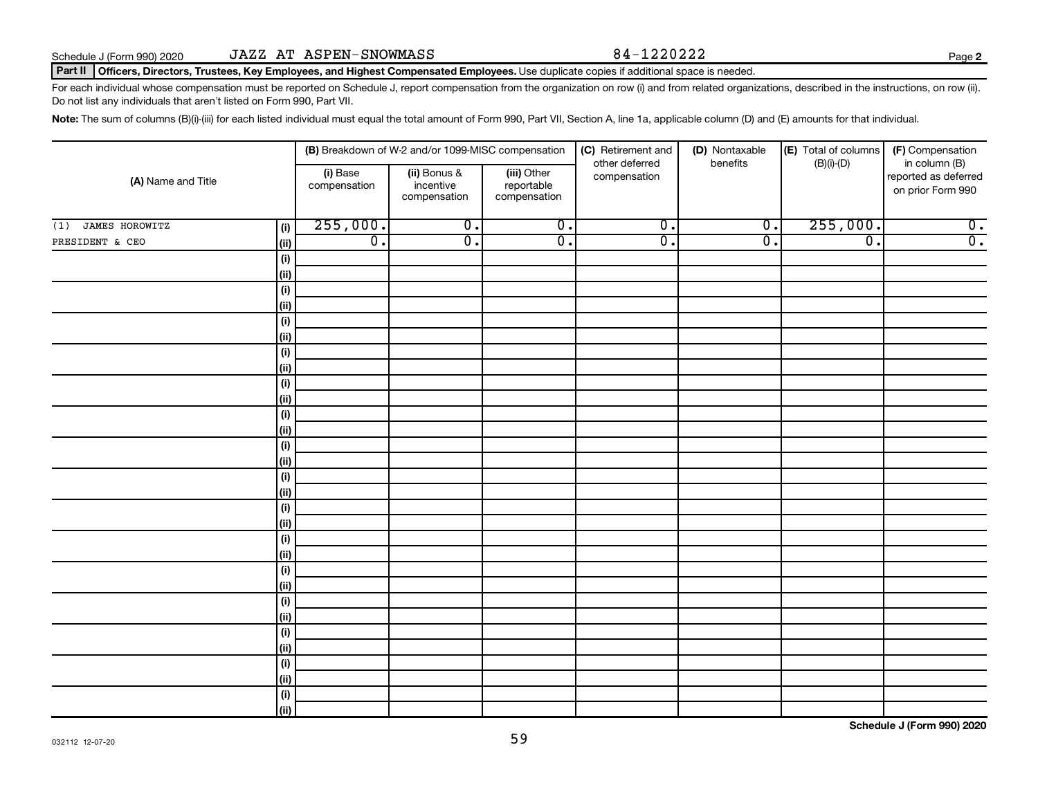Schedule J (Form 990) 2020 JAZZ AT ASPEN-SNOWMASS 84-1220222

**Part II** **Officers, Directors, Trustees, Key Employees, and Highest Compensated Employees.** Use duplicate copies if additional space is needed.

For each individual whose compensation must be reported on Schedule J, report compensation from the organization on row (i) and from related organizations, described in the instructions, on row (ii). Do not list any individuals that aren't listed on Form 990, Part VII.

**Note:** The sum of columns (B)(i)-(iii) for each listed individual must equal the total amount of Form 990, Part VII, Section A, line 1a, applicable column (D) and (E) amounts for that individual.

| (A) Name and Title | | (B) Breakdown of W-2 and/or 1099-MISC compensation | | | (C) Retirement and other deferred compensation | (D) Nontaxable benefits | (E) Total of columns (B)(i)-(D) | (F) Compensation in column (B) reported as deferred on prior Form 990 |
|---|---|---|---|---|---|---|---|---|
| | | (i) Base compensation | (ii) Bonus & incentive compensation | (iii) Other reportable compensation | | | | |
| (1) JAMES HOROWITZ | (i) | 255,000. | 0. | 0. | 0. | 0. | 255,000. | 0. |
| PRESIDENT & CEO | (ii) | 0. | 0. | 0. | 0. | 0. | 0. | 0. |

Schedule J (Form 990) 2020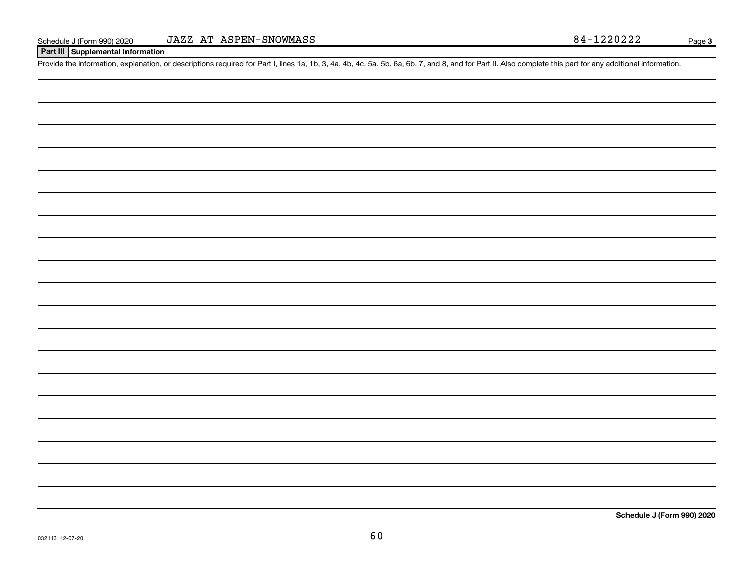Schedule J (Form 990) 2020 JAZZ AT ASPEN-SNOWMASS 84-1220222

**Part III Supplemental Information**

Provide the information, explanation, or descriptions required for Part I, lines 1a, 1b, 3, 4a, 4b, 4c, 5a, 5b, 6a, 6b, 7, and 8, and for Part II. Also complete this part for any additional information.

**Schedule J (Form 990) 2020**

032113 12-07-20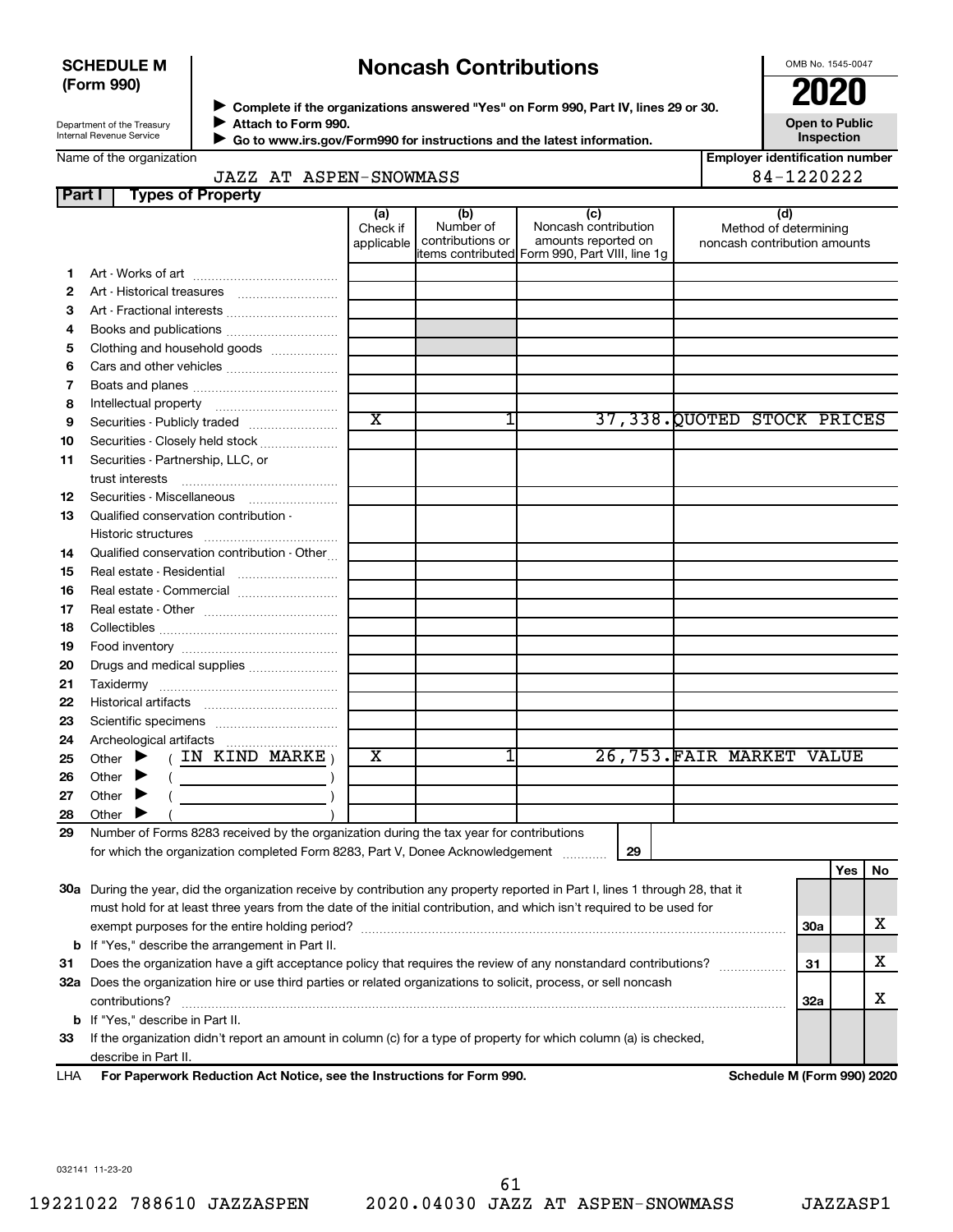**SCHEDULE M (Form 990)**

Department of the Treasury
Internal Revenue Service

# Noncash Contributions

▶ Complete if the organizations answered "Yes" on Form 990, Part IV, lines 29 or 30.
▶ Attach to Form 990.
▶ Go to www.irs.gov/Form990 for instructions and the latest information.

OMB No. 1545-0047

**2020**

**Open to Public Inspection**

Name of the organization: JAZZ AT ASPEN-SNOWMASS

Employer identification number: 84-1220222

## Part I Types of Property

| | | (a) Check if applicable | (b) Number of contributions or items contributed | (c) Noncash contribution amounts reported on Form 990, Part VIII, line 1g | (d) Method of determining noncash contribution amounts |
|---|---|---|---|---|---|
| 1 | Art - Works of art | | | | |
| 2 | Art - Historical treasures | | | | |
| 3 | Art - Fractional interests | | | | |
| 4 | Books and publications | | | | |
| 5 | Clothing and household goods | | | | |
| 6 | Cars and other vehicles | | | | |
| 7 | Boats and planes | | | | |
| 8 | Intellectual property | | | | |
| 9 | Securities - Publicly traded | X | 1 | 37,338. | QUOTED STOCK PRICES |
| 10 | Securities - Closely held stock | | | | |
| 11 | Securities - Partnership, LLC, or trust interests | | | | |
| 12 | Securities - Miscellaneous | | | | |
| 13 | Qualified conservation contribution - Historic structures | | | | |
| 14 | Qualified conservation contribution - Other | | | | |
| 15 | Real estate - Residential | | | | |
| 16 | Real estate - Commercial | | | | |
| 17 | Real estate - Other | | | | |
| 18 | Collectibles | | | | |
| 19 | Food inventory | | | | |
| 20 | Drugs and medical supplies | | | | |
| 21 | Taxidermy | | | | |
| 22 | Historical artifacts | | | | |
| 23 | Scientific specimens | | | | |
| 24 | Archeological artifacts | | | | |
| 25 | Other ▶ ( IN KIND MARKE ) | X | 1 | 26,753. | FAIR MARKET VALUE |
| 26 | Other ▶ ( ) | | | | |
| 27 | Other ▶ ( ) | | | | |
| 28 | Other ▶ ( ) | | | | |

29 Number of Forms 8283 received by the organization during the tax year for contributions for which the organization completed Form 8283, Part V, Donee Acknowledgement ..... 29

| | | | Yes | No |
|---|---|---|---|---|
| 30a | During the year, did the organization receive by contribution any property reported in Part I, lines 1 through 28, that it must hold for at least three years from the date of the initial contribution, and which isn't required to be used for exempt purposes for the entire holding period? | 30a | | X |
| b | If "Yes," describe the arrangement in Part II. | | | |
| 31 | Does the organization have a gift acceptance policy that requires the review of any nonstandard contributions? | 31 | | X |
| 32a | Does the organization hire or use third parties or related organizations to solicit, process, or sell noncash contributions? | 32a | | X |
| b | If "Yes," describe in Part II. | | | |
| 33 | If the organization didn't report an amount in column (c) for a type of property for which column (a) is checked, describe in Part II. | | | |

LHA **For Paperwork Reduction Act Notice, see the Instructions for Form 990.** **Schedule M (Form 990) 2020**

032141 11-23-20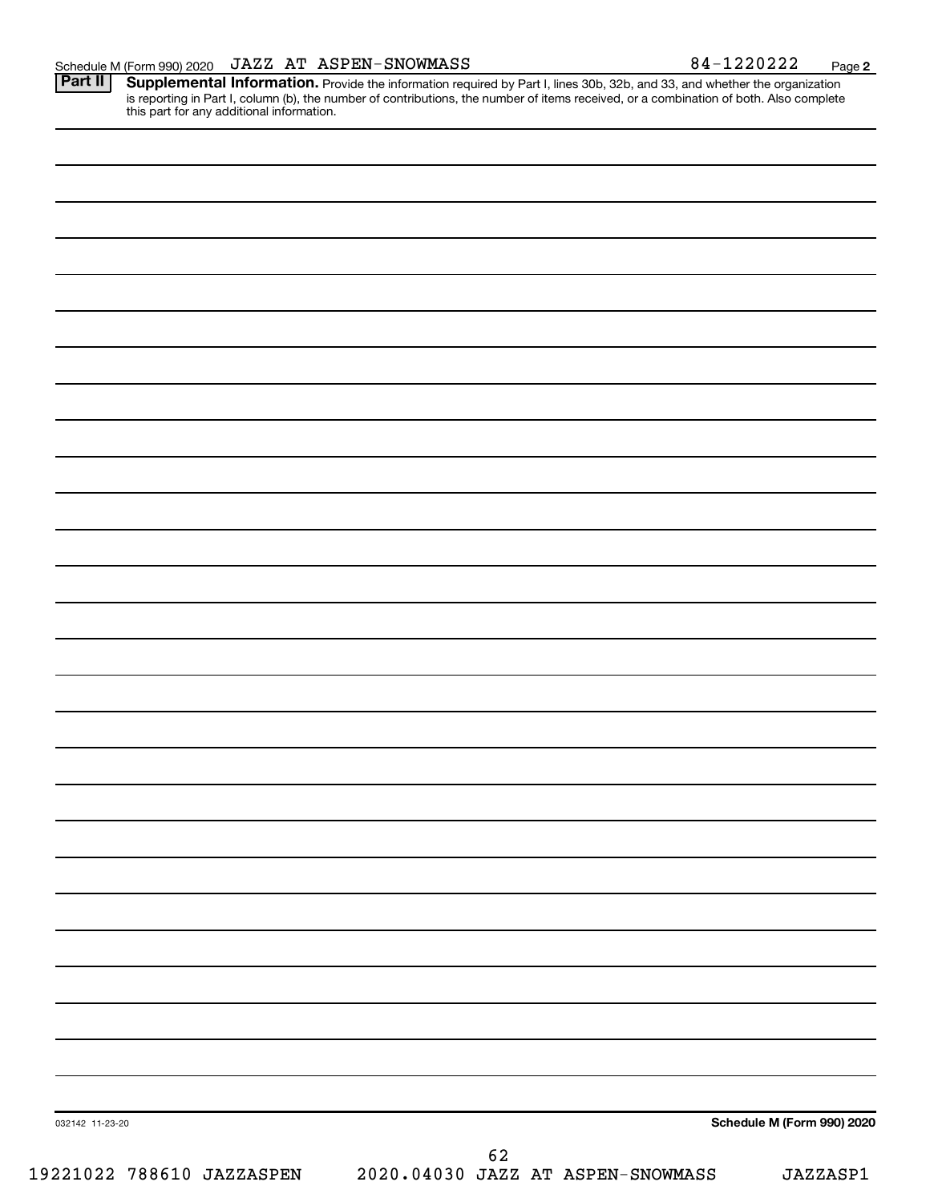Schedule M (Form 990) 2020 JAZZ AT ASPEN-SNOWMASS 84-1220222 Page 2

**Part II** **Supplemental Information.** Provide the information required by Part I, lines 30b, 32b, and 33, and whether the organization is reporting in Part I, column (b), the number of contributions, the number of items received, or a combination of both. Also complete this part for any additional information.

032142 11-23-20 **Schedule M (Form 990) 2020**

19221022 788610 JAZZASPEN 2020.04030 JAZZ AT ASPEN-SNOWMASS JAZZASP1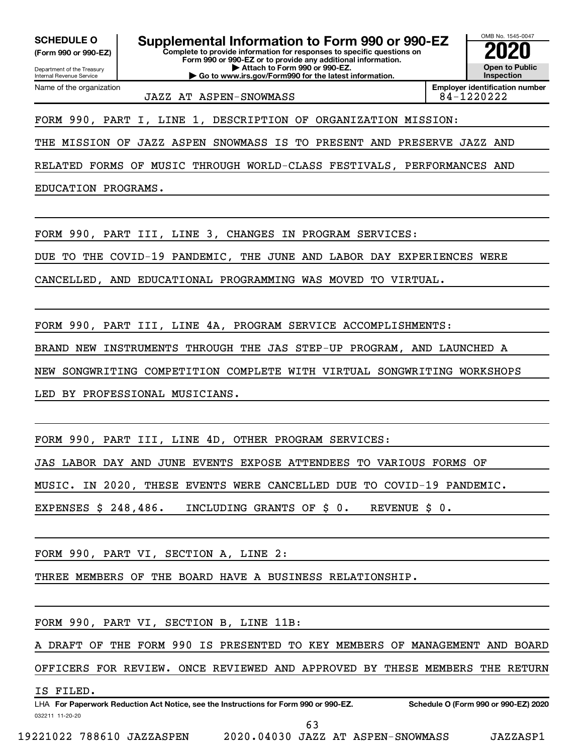**SCHEDULE O**
**(Form 990 or 990-EZ)**

Department of the Treasury
Internal Revenue Service

# Supplemental Information to Form 990 or 990-EZ

**Complete to provide information for responses to specific questions on Form 990 or 990-EZ or to provide any additional information.**
**▶ Attach to Form 990 or 990-EZ.**
**▶ Go to www.irs.gov/Form990 for the latest information.**

OMB No. 1545-0047
**2020**
**Open to Public Inspection**

| Name of the organization | Employer identification number |
|---|---|
| JAZZ AT ASPEN-SNOWMASS | 84-1220222 |

FORM 990, PART I, LINE 1, DESCRIPTION OF ORGANIZATION MISSION:

THE MISSION OF JAZZ ASPEN SNOWMASS IS TO PRESENT AND PRESERVE JAZZ AND RELATED FORMS OF MUSIC THROUGH WORLD-CLASS FESTIVALS, PERFORMANCES AND EDUCATION PROGRAMS.

FORM 990, PART III, LINE 3, CHANGES IN PROGRAM SERVICES:

DUE TO THE COVID-19 PANDEMIC, THE JUNE AND LABOR DAY EXPERIENCES WERE CANCELLED, AND EDUCATIONAL PROGRAMMING WAS MOVED TO VIRTUAL.

FORM 990, PART III, LINE 4A, PROGRAM SERVICE ACCOMPLISHMENTS:

BRAND NEW INSTRUMENTS THROUGH THE JAS STEP-UP PROGRAM, AND LAUNCHED A NEW SONGWRITING COMPETITION COMPLETE WITH VIRTUAL SONGWRITING WORKSHOPS LED BY PROFESSIONAL MUSICIANS.

FORM 990, PART III, LINE 4D, OTHER PROGRAM SERVICES:

JAS LABOR DAY AND JUNE EVENTS EXPOSE ATTENDEES TO VARIOUS FORMS OF MUSIC. IN 2020, THESE EVENTS WERE CANCELLED DUE TO COVID-19 PANDEMIC.

EXPENSES $ 248,486. INCLUDING GRANTS OF $ 0. REVENUE $ 0.

FORM 990, PART VI, SECTION A, LINE 2:

THREE MEMBERS OF THE BOARD HAVE A BUSINESS RELATIONSHIP.

FORM 990, PART VI, SECTION B, LINE 11B:

A DRAFT OF THE FORM 990 IS PRESENTED TO KEY MEMBERS OF MANAGEMENT AND BOARD OFFICERS FOR REVIEW. ONCE REVIEWED AND APPROVED BY THESE MEMBERS THE RETURN IS FILED.

LHA **For Paperwork Reduction Act Notice, see the Instructions for Form 990 or 990-EZ.** **Schedule O (Form 990 or 990-EZ) 2020**

032211 11-20-20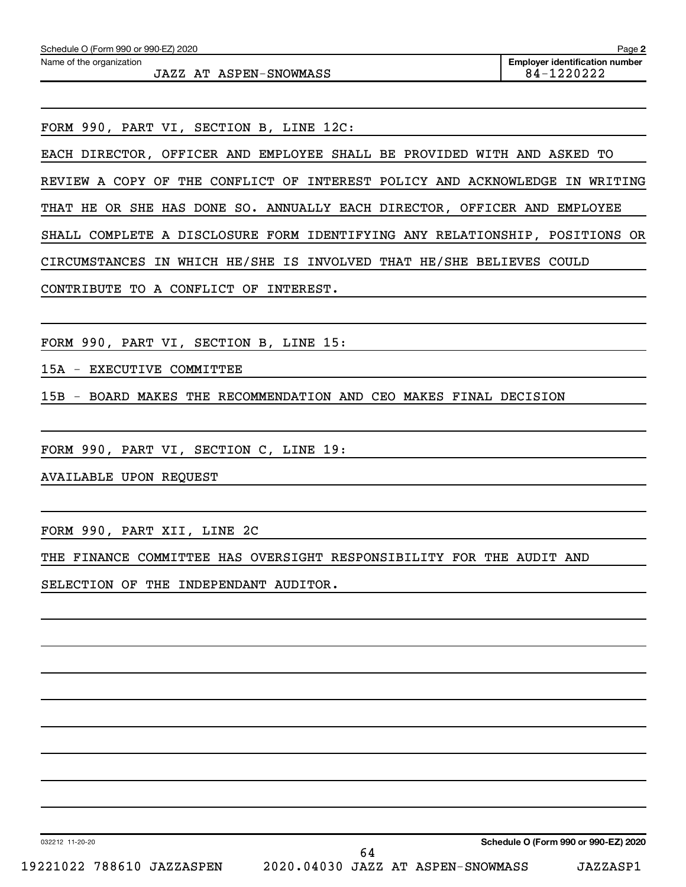Name of the organization: JAZZ AT ASPEN-SNOWMASS

Employer identification number: 84-1220222

FORM 990, PART VI, SECTION B, LINE 12C:

EACH DIRECTOR, OFFICER AND EMPLOYEE SHALL BE PROVIDED WITH AND ASKED TO REVIEW A COPY OF THE CONFLICT OF INTEREST POLICY AND ACKNOWLEDGE IN WRITING THAT HE OR SHE HAS DONE SO. ANNUALLY EACH DIRECTOR, OFFICER AND EMPLOYEE SHALL COMPLETE A DISCLOSURE FORM IDENTIFYING ANY RELATIONSHIP, POSITIONS OR CIRCUMSTANCES IN WHICH HE/SHE IS INVOLVED THAT HE/SHE BELIEVES COULD CONTRIBUTE TO A CONFLICT OF INTEREST.

FORM 990, PART VI, SECTION B, LINE 15:

15A - EXECUTIVE COMMITTEE

15B - BOARD MAKES THE RECOMMENDATION AND CEO MAKES FINAL DECISION

FORM 990, PART VI, SECTION C, LINE 19:

AVAILABLE UPON REQUEST

FORM 990, PART XII, LINE 2C

THE FINANCE COMMITTEE HAS OVERSIGHT RESPONSIBILITY FOR THE AUDIT AND SELECTION OF THE INDEPENDANT AUDITOR.